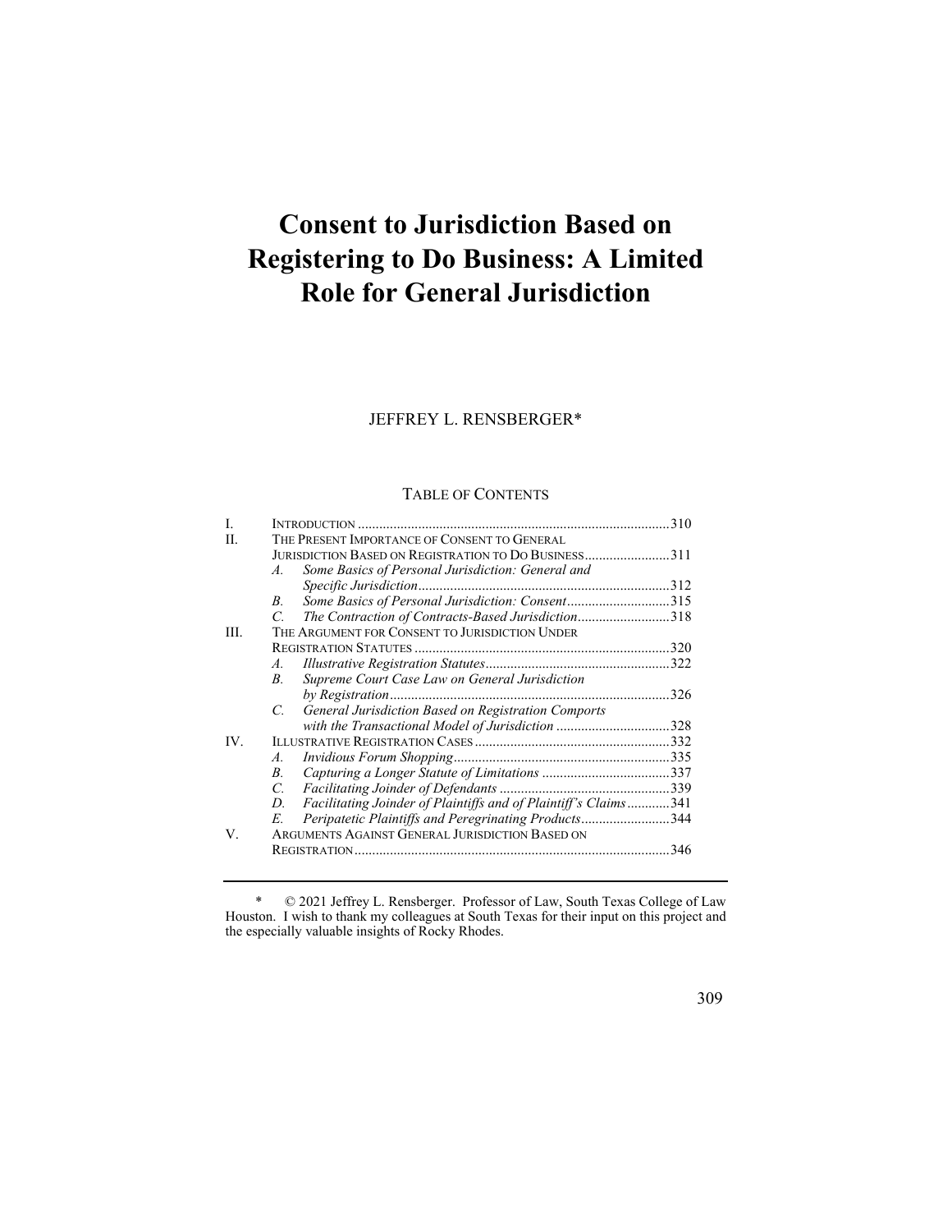# Consent to Jurisdiction Based on Registering to Do Business: A Limited Role for General Jurisdiction

JEFFREY L. RENSBERGER*

TABLE OF CONTENTS

| | | |
|---|---|---|
| I. | INTRODUCTION | 310 |
| II. | THE PRESENT IMPORTANCE OF CONSENT TO GENERAL JURISDICTION BASED ON REGISTRATION TO DO BUSINESS | 311 |
| | *A. Some Basics of Personal Jurisdiction: General and Specific Jurisdiction* | 312 |
| | *B. Some Basics of Personal Jurisdiction: Consent* | 315 |
| | *C. The Contraction of Contracts-Based Jurisdiction* | 318 |
| III. | THE ARGUMENT FOR CONSENT TO JURISDICTION UNDER REGISTRATION STATUTES | 320 |
| | *A. Illustrative Registration Statutes* | 322 |
| | *B. Supreme Court Case Law on General Jurisdiction by Registration* | 326 |
| | *C. General Jurisdiction Based on Registration Comports with the Transactional Model of Jurisdiction* | 328 |
| IV. | ILLUSTRATIVE REGISTRATION CASES | 332 |
| | *A. Invidious Forum Shopping* | 335 |
| | *B. Capturing a Longer Statute of Limitations* | 337 |
| | *C. Facilitating Joinder of Defendants* | 339 |
| | *D. Facilitating Joinder of Plaintiffs and of Plaintiff's Claims* | 341 |
| | *E. Peripatetic Plaintiffs and Peregrinating Products* | 344 |
| V. | ARGUMENTS AGAINST GENERAL JURISDICTION BASED ON REGISTRATION | 346 |

\* © 2021 Jeffrey L. Rensberger. Professor of Law, South Texas College of Law Houston. I wish to thank my colleagues at South Texas for their input on this project and the especially valuable insights of Rocky Rhodes.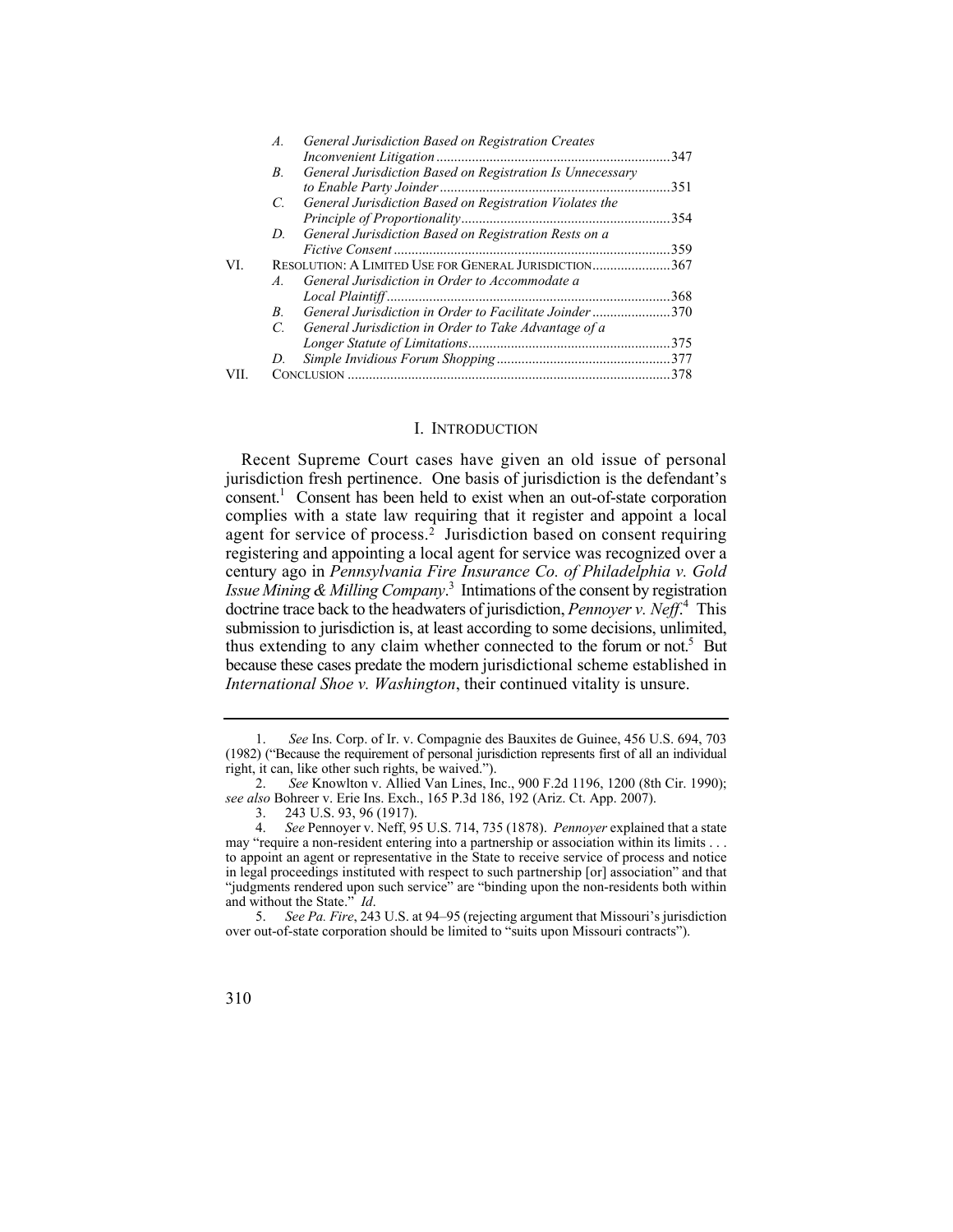- A. *General Jurisdiction Based on Registration Creates Inconvenient Litigation* ....347
- B. *General Jurisdiction Based on Registration Is Unnecessary to Enable Party Joinder* ....351
- C. *General Jurisdiction Based on Registration Violates the Principle of Proportionality* ....354
- D. *General Jurisdiction Based on Registration Rests on a Fictive Consent* ....359

VI. RESOLUTION: A LIMITED USE FOR GENERAL JURISDICTION ....367
- A. *General Jurisdiction in Order to Accommodate a Local Plaintiff* ....368
- B. *General Jurisdiction in Order to Facilitate Joinder* ....370
- C. *General Jurisdiction in Order to Take Advantage of a Longer Statute of Limitations* ....375
- D. *Simple Invidious Forum Shopping* ....377

VII. CONCLUSION ....378

## I. INTRODUCTION

Recent Supreme Court cases have given an old issue of personal jurisdiction fresh pertinence. One basis of jurisdiction is the defendant's consent.[1] Consent has been held to exist when an out-of-state corporation complies with a state law requiring that it register and appoint a local agent for service of process.[2] Jurisdiction based on consent requiring registering and appointing a local agent for service was recognized over a century ago in *Pennsylvania Fire Insurance Co. of Philadelphia v. Gold Issue Mining & Milling Company*.[3] Intimations of the consent by registration doctrine trace back to the headwaters of jurisdiction, *Pennoyer v. Neff*.[4] This submission to jurisdiction is, at least according to some decisions, unlimited, thus extending to any claim whether connected to the forum or not.[5] But because these cases predate the modern jurisdictional scheme established in *International Shoe v. Washington*, their continued vitality is unsure.

---

1. *See* Ins. Corp. of Ir. v. Compagnie des Bauxites de Guinee, 456 U.S. 694, 703 (1982) ("Because the requirement of personal jurisdiction represents first of all an individual right, it can, like other such rights, be waived.").

2. *See* Knowlton v. Allied Van Lines, Inc., 900 F.2d 1196, 1200 (8th Cir. 1990); *see also* Bohreer v. Erie Ins. Exch., 165 P.3d 186, 192 (Ariz. Ct. App. 2007).

3. 243 U.S. 93, 96 (1917).

4. *See* Pennoyer v. Neff, 95 U.S. 714, 735 (1878). *Pennoyer* explained that a state may "require a non-resident entering into a partnership or association within its limits . . . to appoint an agent or representative in the State to receive service of process and notice in legal proceedings instituted with respect to such partnership [or] association" and that "judgments rendered upon such service" are "binding upon the non-residents both within and without the State." *Id*.

5. *See Pa. Fire*, 243 U.S. at 94–95 (rejecting argument that Missouri's jurisdiction over out-of-state corporation should be limited to "suits upon Missouri contracts").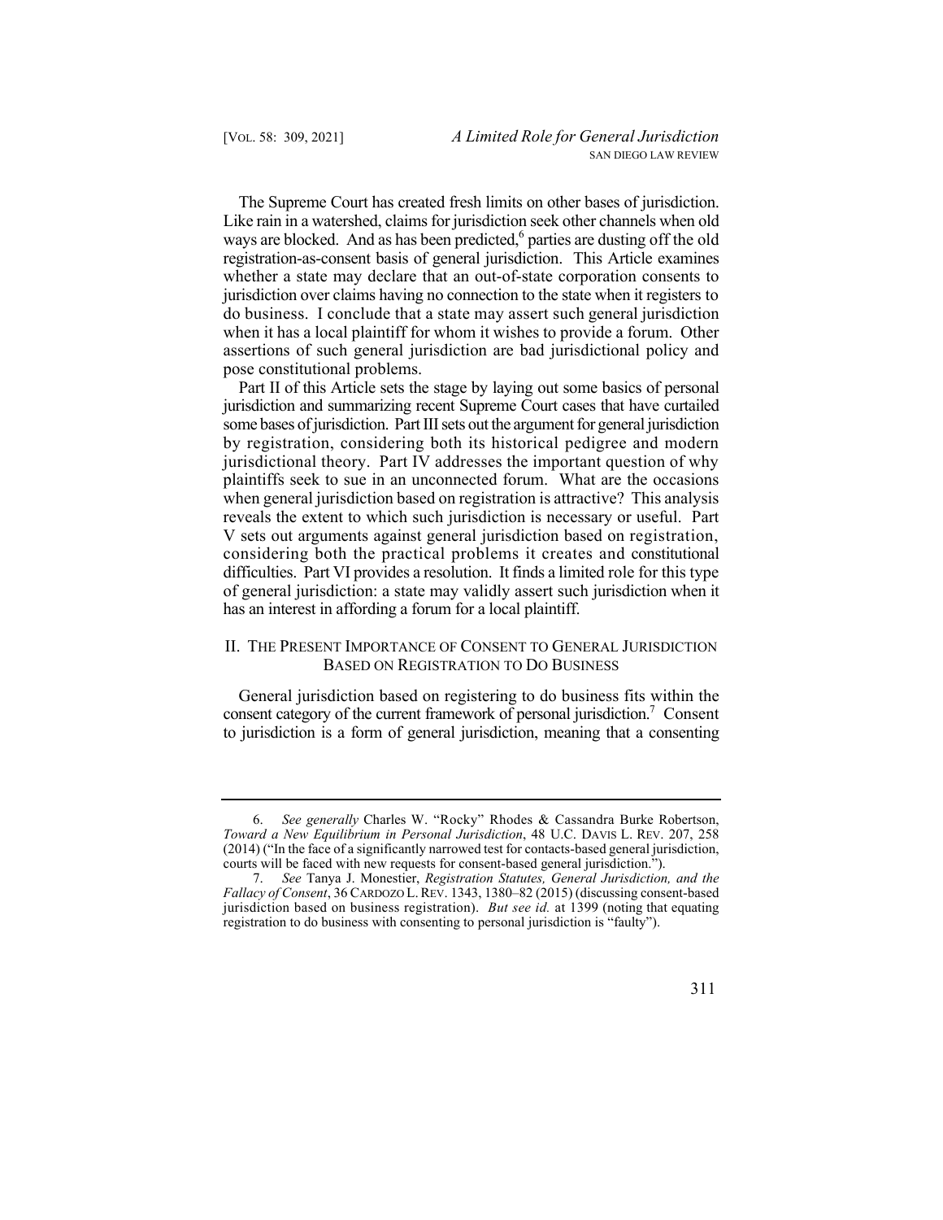The Supreme Court has created fresh limits on other bases of jurisdiction. Like rain in a watershed, claims for jurisdiction seek other channels when old ways are blocked. And as has been predicted,[6] parties are dusting off the old registration-as-consent basis of general jurisdiction. This Article examines whether a state may declare that an out-of-state corporation consents to jurisdiction over claims having no connection to the state when it registers to do business. I conclude that a state may assert such general jurisdiction when it has a local plaintiff for whom it wishes to provide a forum. Other assertions of such general jurisdiction are bad jurisdictional policy and pose constitutional problems.

Part II of this Article sets the stage by laying out some basics of personal jurisdiction and summarizing recent Supreme Court cases that have curtailed some bases of jurisdiction. Part III sets out the argument for general jurisdiction by registration, considering both its historical pedigree and modern jurisdictional theory. Part IV addresses the important question of why plaintiffs seek to sue in an unconnected forum. What are the occasions when general jurisdiction based on registration is attractive? This analysis reveals the extent to which such jurisdiction is necessary or useful. Part V sets out arguments against general jurisdiction based on registration, considering both the practical problems it creates and constitutional difficulties. Part VI provides a resolution. It finds a limited role for this type of general jurisdiction: a state may validly assert such jurisdiction when it has an interest in affording a forum for a local plaintiff.

## II. THE PRESENT IMPORTANCE OF CONSENT TO GENERAL JURISDICTION BASED ON REGISTRATION TO DO BUSINESS

General jurisdiction based on registering to do business fits within the consent category of the current framework of personal jurisdiction.[7] Consent to jurisdiction is a form of general jurisdiction, meaning that a consenting

---

6. *See generally* Charles W. "Rocky" Rhodes & Cassandra Burke Robertson, *Toward a New Equilibrium in Personal Jurisdiction*, 48 U.C. DAVIS L. REV. 207, 258 (2014) ("In the face of a significantly narrowed test for contacts-based general jurisdiction, courts will be faced with new requests for consent-based general jurisdiction.").

7. *See* Tanya J. Monestier, *Registration Statutes, General Jurisdiction, and the Fallacy of Consent*, 36 CARDOZO L. REV. 1343, 1380–82 (2015) (discussing consent-based jurisdiction based on business registration). *But see id.* at 1399 (noting that equating registration to do business with consenting to personal jurisdiction is "faulty").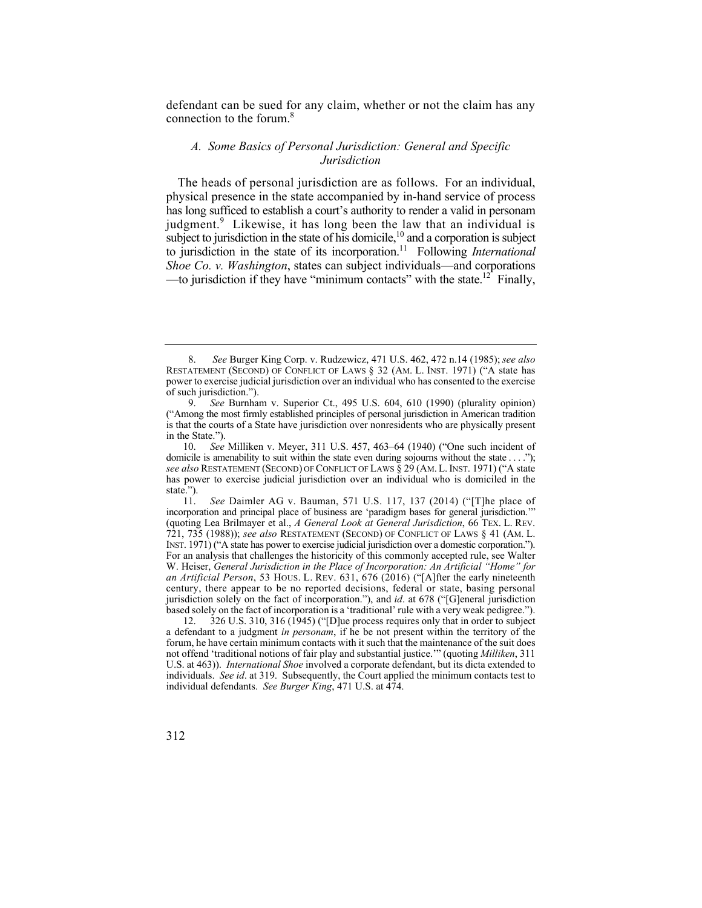defendant can be sued for any claim, whether or not the claim has any connection to the forum.[8]

### *A. Some Basics of Personal Jurisdiction: General and Specific Jurisdiction*

The heads of personal jurisdiction are as follows. For an individual, physical presence in the state accompanied by in-hand service of process has long sufficed to establish a court's authority to render a valid in personam judgment.[9] Likewise, it has long been the law that an individual is subject to jurisdiction in the state of his domicile,[10] and a corporation is subject to jurisdiction in the state of its incorporation.[11] Following *International Shoe Co. v. Washington*, states can subject individuals—and corporations—to jurisdiction if they have "minimum contacts" with the state.[12] Finally,

---

8. *See* Burger King Corp. v. Rudzewicz, 471 U.S. 462, 472 n.14 (1985); *see also* RESTATEMENT (SECOND) OF CONFLICT OF LAWS § 32 (AM. L. INST. 1971) ("A state has power to exercise judicial jurisdiction over an individual who has consented to the exercise of such jurisdiction.").

9. *See* Burnham v. Superior Ct., 495 U.S. 604, 610 (1990) (plurality opinion) ("Among the most firmly established principles of personal jurisdiction in American tradition is that the courts of a State have jurisdiction over nonresidents who are physically present in the State.").

10. *See* Milliken v. Meyer, 311 U.S. 457, 463–64 (1940) ("One such incident of domicile is amenability to suit within the state even during sojourns without the state . . . ."); *see also* RESTATEMENT (SECOND) OF CONFLICT OF LAWS § 29 (AM. L. INST. 1971) ("A state has power to exercise judicial jurisdiction over an individual who is domiciled in the state.").

11. *See* Daimler AG v. Bauman, 571 U.S. 117, 137 (2014) ("[T]he place of incorporation and principal place of business are 'paradigm bases for general jurisdiction.'" (quoting Lea Brilmayer et al., *A General Look at General Jurisdiction*, 66 TEX. L. REV. 721, 735 (1988)); *see also* RESTATEMENT (SECOND) OF CONFLICT OF LAWS § 41 (AM. L. INST. 1971) ("A state has power to exercise judicial jurisdiction over a domestic corporation."). For an analysis that challenges the historicity of this commonly accepted rule, see Walter W. Heiser, *General Jurisdiction in the Place of Incorporation: An Artificial "Home" for an Artificial Person*, 53 HOUS. L. REV. 631, 676 (2016) ("[A]fter the early nineteenth century, there appear to be no reported decisions, federal or state, basing personal jurisdiction solely on the fact of incorporation."), and *id*. at 678 ("[G]eneral jurisdiction based solely on the fact of incorporation is a 'traditional' rule with a very weak pedigree.").

12. 326 U.S. 310, 316 (1945) ("[D]ue process requires only that in order to subject a defendant to a judgment *in personam*, if he be not present within the territory of the forum, he have certain minimum contacts with it such that the maintenance of the suit does not offend 'traditional notions of fair play and substantial justice.'" (quoting *Milliken*, 311 U.S. at 463)). *International Shoe* involved a corporate defendant, but its dicta extended to individuals. *See id*. at 319. Subsequently, the Court applied the minimum contacts test to individual defendants. *See Burger King*, 471 U.S. at 474.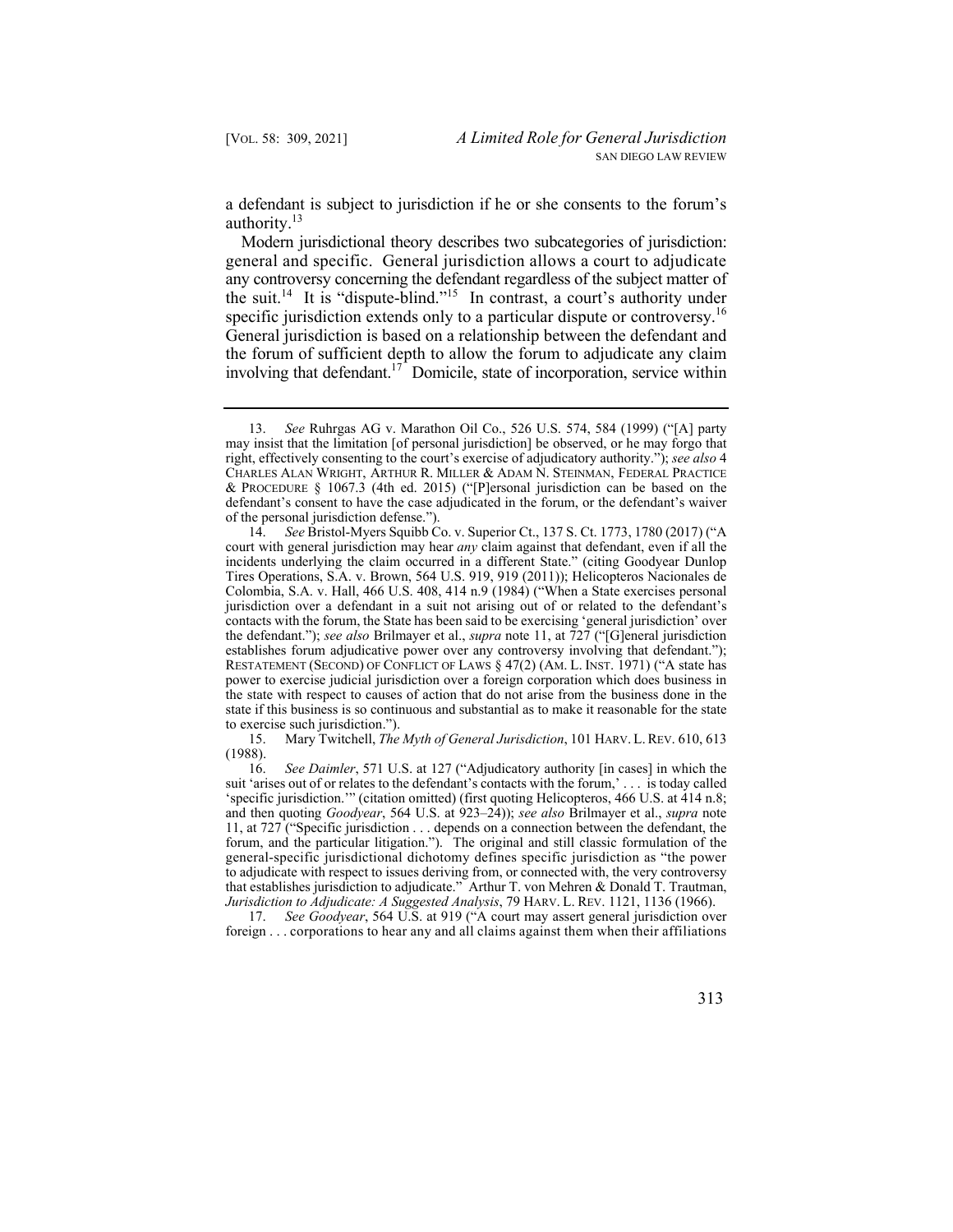a defendant is subject to jurisdiction if he or she consents to the forum's authority.[13]

Modern jurisdictional theory describes two subcategories of jurisdiction: general and specific. General jurisdiction allows a court to adjudicate any controversy concerning the defendant regardless of the subject matter of the suit.[14] It is "dispute-blind."[15] In contrast, a court's authority under specific jurisdiction extends only to a particular dispute or controversy.[16] General jurisdiction is based on a relationship between the defendant and the forum of sufficient depth to allow the forum to adjudicate any claim involving that defendant.[17] Domicile, state of incorporation, service within

---

13. *See* Ruhrgas AG v. Marathon Oil Co., 526 U.S. 574, 584 (1999) ("[A] party may insist that the limitation [of personal jurisdiction] be observed, or he may forgo that right, effectively consenting to the court's exercise of adjudicatory authority."); *see also* 4 CHARLES ALAN WRIGHT, ARTHUR R. MILLER & ADAM N. STEINMAN, FEDERAL PRACTICE & PROCEDURE § 1067.3 (4th ed. 2015) ("[P]ersonal jurisdiction can be based on the defendant's consent to have the case adjudicated in the forum, or the defendant's waiver of the personal jurisdiction defense.").

14. *See* Bristol-Myers Squibb Co. v. Superior Ct., 137 S. Ct. 1773, 1780 (2017) ("A court with general jurisdiction may hear *any* claim against that defendant, even if all the incidents underlying the claim occurred in a different State." (citing Goodyear Dunlop Tires Operations, S.A. v. Brown, 564 U.S. 919, 919 (2011)); Helicopteros Nacionales de Colombia, S.A. v. Hall, 466 U.S. 408, 414 n.9 (1984) ("When a State exercises personal jurisdiction over a defendant in a suit not arising out of or related to the defendant's contacts with the forum, the State has been said to be exercising 'general jurisdiction' over the defendant."); *see also* Brilmayer et al., *supra* note 11, at 727 ("[G]eneral jurisdiction establishes forum adjudicative power over any controversy involving that defendant."); RESTATEMENT (SECOND) OF CONFLICT OF LAWS § 47(2) (AM. L. INST. 1971) ("A state has power to exercise judicial jurisdiction over a foreign corporation which does business in the state with respect to causes of action that do not arise from the business done in the state if this business is so continuous and substantial as to make it reasonable for the state to exercise such jurisdiction.").

15. Mary Twitchell, *The Myth of General Jurisdiction*, 101 HARV. L. REV. 610, 613 (1988).

16. *See Daimler*, 571 U.S. at 127 ("Adjudicatory authority [in cases] in which the suit 'arises out of or relates to the defendant's contacts with the forum,' . . . is today called 'specific jurisdiction.'" (citation omitted) (first quoting Helicopteros, 466 U.S. at 414 n.8; and then quoting *Goodyear*, 564 U.S. at 923–24)); *see also* Brilmayer et al., *supra* note 11, at 727 ("Specific jurisdiction . . . depends on a connection between the defendant, the forum, and the particular litigation."). The original and still classic formulation of the general-specific jurisdictional dichotomy defines specific jurisdiction as "the power to adjudicate with respect to issues deriving from, or connected with, the very controversy that establishes jurisdiction to adjudicate." Arthur T. von Mehren & Donald T. Trautman, *Jurisdiction to Adjudicate: A Suggested Analysis*, 79 HARV. L. REV. 1121, 1136 (1966).

17. *See Goodyear*, 564 U.S. at 919 ("A court may assert general jurisdiction over foreign . . . corporations to hear any and all claims against them when their affiliations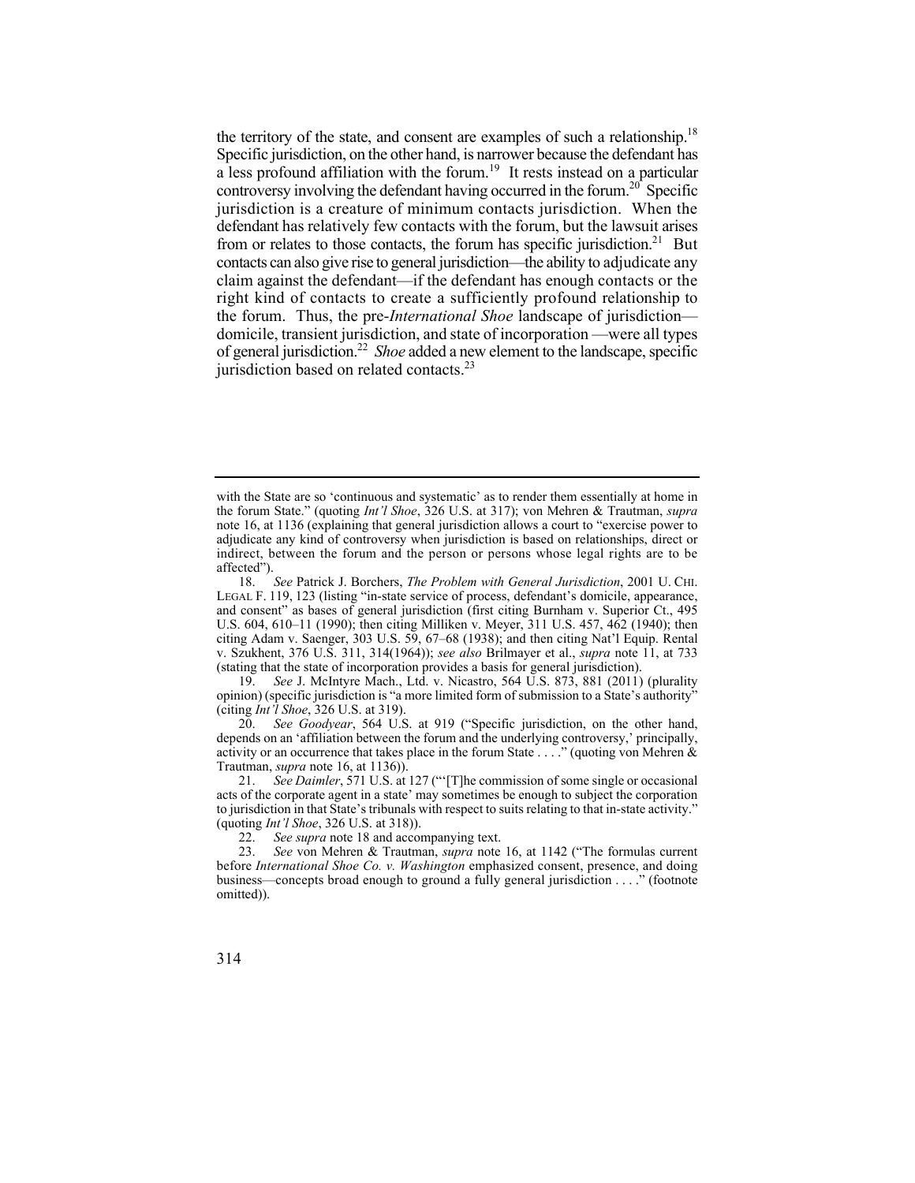the territory of the state, and consent are examples of such a relationship.[18] Specific jurisdiction, on the other hand, is narrower because the defendant has a less profound affiliation with the forum.[19] It rests instead on a particular controversy involving the defendant having occurred in the forum.[20] Specific jurisdiction is a creature of minimum contacts jurisdiction. When the defendant has relatively few contacts with the forum, but the lawsuit arises from or relates to those contacts, the forum has specific jurisdiction.[21] But contacts can also give rise to general jurisdiction—the ability to adjudicate any claim against the defendant—if the defendant has enough contacts or the right kind of contacts to create a sufficiently profound relationship to the forum. Thus, the pre-*International Shoe* landscape of jurisdiction—domicile, transient jurisdiction, and state of incorporation —were all types of general jurisdiction.[22] *Shoe* added a new element to the landscape, specific jurisdiction based on related contacts.[23]

---

with the State are so 'continuous and systematic' as to render them essentially at home in the forum State." (quoting *Int'l Shoe*, 326 U.S. at 317); von Mehren & Trautman, *supra* note 16, at 1136 (explaining that general jurisdiction allows a court to "exercise power to adjudicate any kind of controversy when jurisdiction is based on relationships, direct or indirect, between the forum and the person or persons whose legal rights are to be affected").

18. *See* Patrick J. Borchers, *The Problem with General Jurisdiction*, 2001 U. CHI. LEGAL F. 119, 123 (listing "in-state service of process, defendant's domicile, appearance, and consent" as bases of general jurisdiction (first citing Burnham v. Superior Ct., 495 U.S. 604, 610–11 (1990); then citing Milliken v. Meyer, 311 U.S. 457, 462 (1940); then citing Adam v. Saenger, 303 U.S. 59, 67–68 (1938); and then citing Nat'l Equip. Rental v. Szukhent, 376 U.S. 311, 314(1964)); *see also* Brilmayer et al., *supra* note 11, at 733 (stating that the state of incorporation provides a basis for general jurisdiction).

19. *See* J. McIntyre Mach., Ltd. v. Nicastro, 564 U.S. 873, 881 (2011) (plurality opinion) (specific jurisdiction is "a more limited form of submission to a State's authority" (citing *Int'l Shoe*, 326 U.S. at 319).

20. *See Goodyear*, 564 U.S. at 919 ("Specific jurisdiction, on the other hand, depends on an 'affiliation between the forum and the underlying controversy,' principally, activity or an occurrence that takes place in the forum State . . . ." (quoting von Mehren & Trautman, *supra* note 16, at 1136)).

21. *See Daimler*, 571 U.S. at 127 ("'[T]he commission of some single or occasional acts of the corporate agent in a state' may sometimes be enough to subject the corporation to jurisdiction in that State's tribunals with respect to suits relating to that in-state activity." (quoting *Int'l Shoe*, 326 U.S. at 318)).

22. *See supra* note 18 and accompanying text.

23. *See* von Mehren & Trautman, *supra* note 16, at 1142 ("The formulas current before *International Shoe Co. v. Washington* emphasized consent, presence, and doing business—concepts broad enough to ground a fully general jurisdiction . . . ." (footnote omitted)).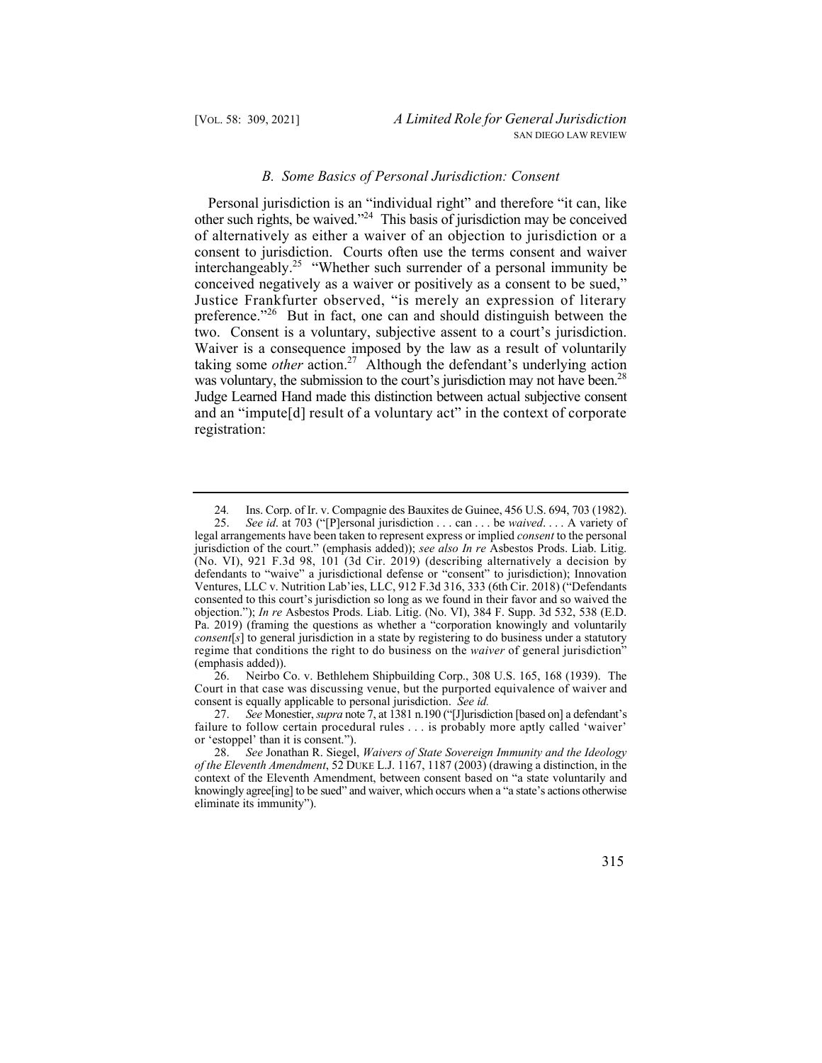### *B. Some Basics of Personal Jurisdiction: Consent*

Personal jurisdiction is an "individual right" and therefore "it can, like other such rights, be waived."[24] This basis of jurisdiction may be conceived of alternatively as either a waiver of an objection to jurisdiction or a consent to jurisdiction. Courts often use the terms consent and waiver interchangeably.[25] "Whether such surrender of a personal immunity be conceived negatively as a waiver or positively as a consent to be sued," Justice Frankfurter observed, "is merely an expression of literary preference."[26] But in fact, one can and should distinguish between the two. Consent is a voluntary, subjective assent to a court's jurisdiction. Waiver is a consequence imposed by the law as a result of voluntarily taking some *other* action.[27] Although the defendant's underlying action was voluntary, the submission to the court's jurisdiction may not have been.[28] Judge Learned Hand made this distinction between actual subjective consent and an "impute[d] result of a voluntary act" in the context of corporate registration:

---

24. Ins. Corp. of Ir. v. Compagnie des Bauxites de Guinee, 456 U.S. 694, 703 (1982).

25. *See id*. at 703 ("[P]ersonal jurisdiction . . . can . . . be *waived*. . . . A variety of legal arrangements have been taken to represent express or implied *consent* to the personal jurisdiction of the court." (emphasis added)); *see also In re* Asbestos Prods. Liab. Litig. (No. VI), 921 F.3d 98, 101 (3d Cir. 2019) (describing alternatively a decision by defendants to "waive" a jurisdictional defense or "consent" to jurisdiction); Innovation Ventures, LLC v. Nutrition Lab'ies, LLC, 912 F.3d 316, 333 (6th Cir. 2018) ("Defendants consented to this court's jurisdiction so long as we found in their favor and so waived the objection."); *In re* Asbestos Prods. Liab. Litig. (No. VI), 384 F. Supp. 3d 532, 538 (E.D. Pa. 2019) (framing the questions as whether a "corporation knowingly and voluntarily *consent*[*s*] to general jurisdiction in a state by registering to do business under a statutory regime that conditions the right to do business on the *waiver* of general jurisdiction" (emphasis added)).

26. Neirbo Co. v. Bethlehem Shipbuilding Corp., 308 U.S. 165, 168 (1939). The Court in that case was discussing venue, but the purported equivalence of waiver and consent is equally applicable to personal jurisdiction. *See id.*

27. *See* Monestier, *supra* note 7, at 1381 n.190 ("[J]urisdiction [based on] a defendant's failure to follow certain procedural rules . . . is probably more aptly called 'waiver' or 'estoppel' than it is consent.").

28. *See* Jonathan R. Siegel, *Waivers of State Sovereign Immunity and the Ideology of the Eleventh Amendment*, 52 DUKE L.J. 1167, 1187 (2003) (drawing a distinction, in the context of the Eleventh Amendment, between consent based on "a state voluntarily and knowingly agree[ing] to be sued" and waiver, which occurs when a "a state's actions otherwise eliminate its immunity").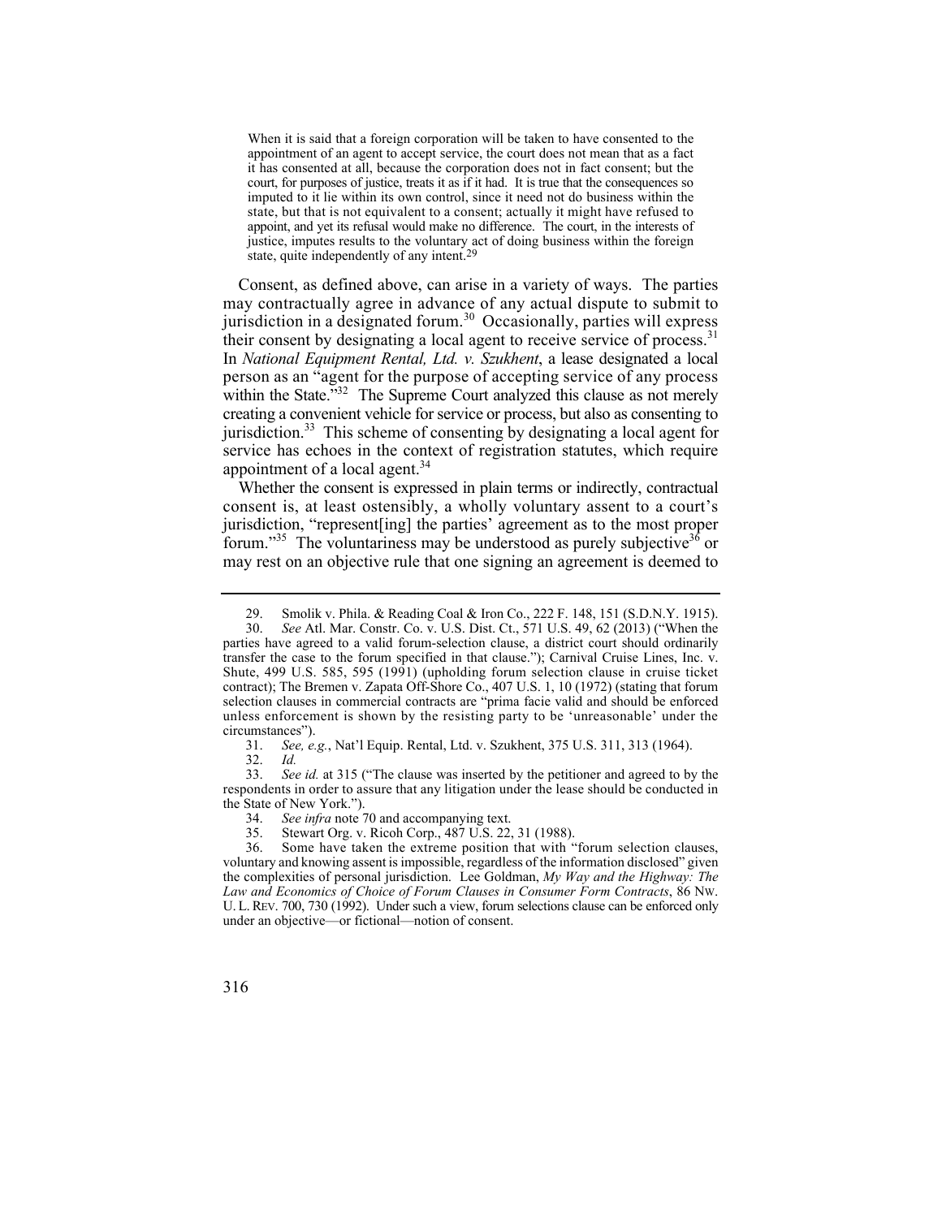> When it is said that a foreign corporation will be taken to have consented to the appointment of an agent to accept service, the court does not mean that as a fact it has consented at all, because the corporation does not in fact consent; but the court, for purposes of justice, treats it as if it had. It is true that the consequences so imputed to it lie within its own control, since it need not do business within the state, but that is not equivalent to a consent; actually it might have refused to appoint, and yet its refusal would make no difference. The court, in the interests of justice, imputes results to the voluntary act of doing business within the foreign state, quite independently of any intent.[29]

Consent, as defined above, can arise in a variety of ways. The parties may contractually agree in advance of any actual dispute to submit to jurisdiction in a designated forum.[30] Occasionally, parties will express their consent by designating a local agent to receive service of process.[31] In *National Equipment Rental, Ltd. v. Szukhent*, a lease designated a local person as an "agent for the purpose of accepting service of any process within the State."[32] The Supreme Court analyzed this clause as not merely creating a convenient vehicle for service or process, but also as consenting to jurisdiction.[33] This scheme of consenting by designating a local agent for service has echoes in the context of registration statutes, which require appointment of a local agent.[34]

Whether the consent is expressed in plain terms or indirectly, contractual consent is, at least ostensibly, a wholly voluntary assent to a court's jurisdiction, "represent[ing] the parties' agreement as to the most proper forum."[35] The voluntariness may be understood as purely subjective[36] or may rest on an objective rule that one signing an agreement is deemed to

---

29. Smolik v. Phila. & Reading Coal & Iron Co., 222 F. 148, 151 (S.D.N.Y. 1915).

30. *See* Atl. Mar. Constr. Co. v. U.S. Dist. Ct., 571 U.S. 49, 62 (2013) ("When the parties have agreed to a valid forum-selection clause, a district court should ordinarily transfer the case to the forum specified in that clause."); Carnival Cruise Lines, Inc. v. Shute, 499 U.S. 585, 595 (1991) (upholding forum selection clause in cruise ticket contract); The Bremen v. Zapata Off-Shore Co., 407 U.S. 1, 10 (1972) (stating that forum selection clauses in commercial contracts are "prima facie valid and should be enforced unless enforcement is shown by the resisting party to be 'unreasonable' under the circumstances").

31. *See, e.g.*, Nat'l Equip. Rental, Ltd. v. Szukhent, 375 U.S. 311, 313 (1964).

32. *Id.*

33. *See id.* at 315 ("The clause was inserted by the petitioner and agreed to by the respondents in order to assure that any litigation under the lease should be conducted in the State of New York.").

34. *See infra* note 70 and accompanying text.

35. Stewart Org. v. Ricoh Corp., 487 U.S. 22, 31 (1988).

36. Some have taken the extreme position that with "forum selection clauses, voluntary and knowing assent is impossible, regardless of the information disclosed" given the complexities of personal jurisdiction. Lee Goldman, *My Way and the Highway: The Law and Economics of Choice of Forum Clauses in Consumer Form Contracts*, 86 NW. U. L. REV. 700, 730 (1992). Under such a view, forum selections clause can be enforced only under an objective—or fictional—notion of consent.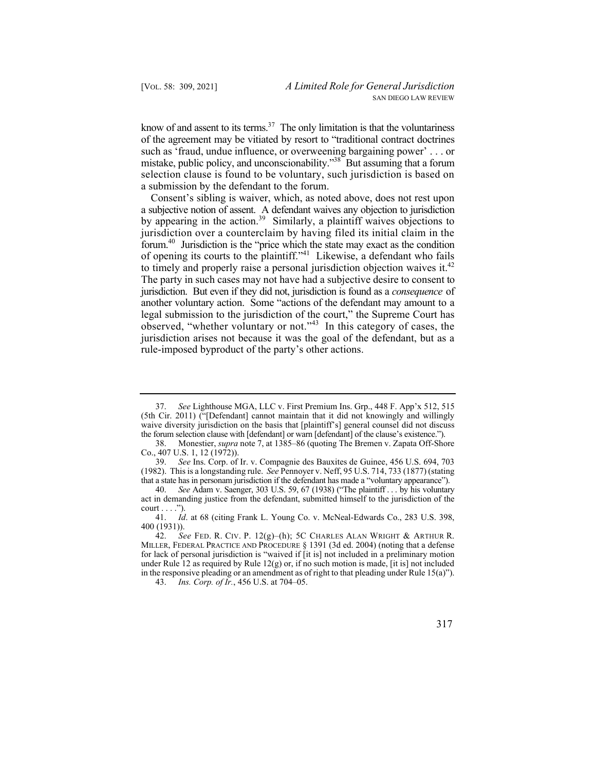know of and assent to its terms.[37] The only limitation is that the voluntariness of the agreement may be vitiated by resort to "traditional contract doctrines such as 'fraud, undue influence, or overweening bargaining power' . . . or mistake, public policy, and unconscionability."[38] But assuming that a forum selection clause is found to be voluntary, such jurisdiction is based on a submission by the defendant to the forum.

Consent's sibling is waiver, which, as noted above, does not rest upon a subjective notion of assent. A defendant waives any objection to jurisdiction by appearing in the action.[39] Similarly, a plaintiff waives objections to jurisdiction over a counterclaim by having filed its initial claim in the forum.[40] Jurisdiction is the "price which the state may exact as the condition of opening its courts to the plaintiff."[41] Likewise, a defendant who fails to timely and properly raise a personal jurisdiction objection waives it.[42] The party in such cases may not have had a subjective desire to consent to jurisdiction. But even if they did not, jurisdiction is found as a *consequence* of another voluntary action. Some "actions of the defendant may amount to a legal submission to the jurisdiction of the court," the Supreme Court has observed, "whether voluntary or not."[43] In this category of cases, the jurisdiction arises not because it was the goal of the defendant, but as a rule-imposed byproduct of the party's other actions.

---

37. *See* Lighthouse MGA, LLC v. First Premium Ins. Grp., 448 F. App'x 512, 515 (5th Cir. 2011) ("[Defendant] cannot maintain that it did not knowingly and willingly waive diversity jurisdiction on the basis that [plaintiff's] general counsel did not discuss the forum selection clause with [defendant] or warn [defendant] of the clause's existence.").

38. Monestier, *supra* note 7, at 1385–86 (quoting The Bremen v. Zapata Off-Shore Co., 407 U.S. 1, 12 (1972)).

39. *See* Ins. Corp. of Ir. v. Compagnie des Bauxites de Guinee, 456 U.S. 694, 703 (1982). This is a longstanding rule. *See* Pennoyer v. Neff, 95 U.S. 714, 733 (1877) (stating that a state has in personam jurisdiction if the defendant has made a "voluntary appearance").

40. *See* Adam v. Saenger, 303 U.S. 59, 67 (1938) ("The plaintiff . . . by his voluntary act in demanding justice from the defendant, submitted himself to the jurisdiction of the court . . . .").

41. *Id*. at 68 (citing Frank L. Young Co. v. McNeal-Edwards Co., 283 U.S. 398, 400 (1931)).

42. *See* FED. R. CIV. P. 12(g)–(h); 5C CHARLES ALAN WRIGHT & ARTHUR R. MILLER, FEDERAL PRACTICE AND PROCEDURE § 1391 (3d ed. 2004) (noting that a defense for lack of personal jurisdiction is "waived if [it is] not included in a preliminary motion under Rule 12 as required by Rule 12(g) or, if no such motion is made, [it is] not included in the responsive pleading or an amendment as of right to that pleading under Rule 15(a)").

43. *Ins. Corp. of Ir.*, 456 U.S. at 704–05.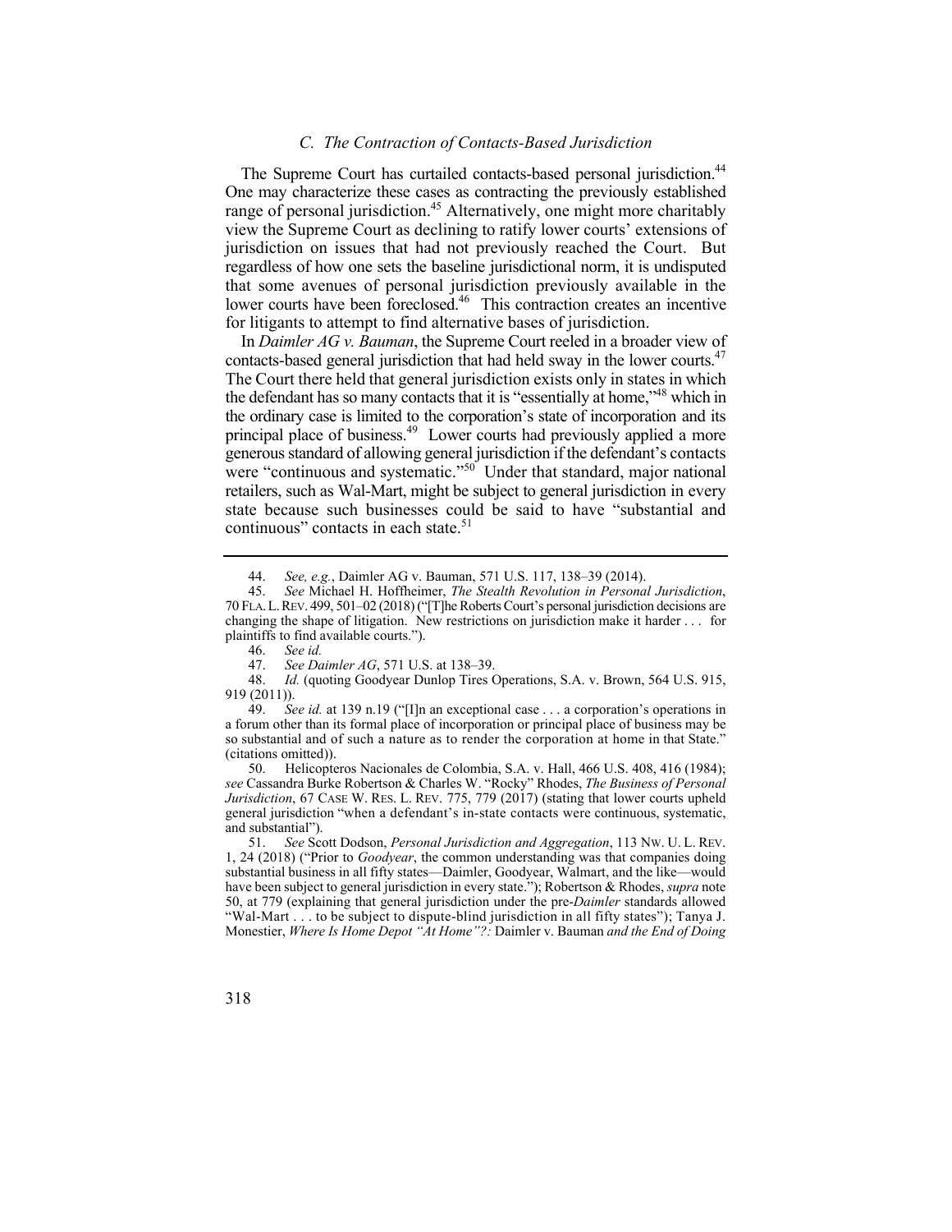### *C. The Contraction of Contacts-Based Jurisdiction*

The Supreme Court has curtailed contacts-based personal jurisdiction.[44] One may characterize these cases as contracting the previously established range of personal jurisdiction.[45] Alternatively, one might more charitably view the Supreme Court as declining to ratify lower courts' extensions of jurisdiction on issues that had not previously reached the Court. But regardless of how one sets the baseline jurisdictional norm, it is undisputed that some avenues of personal jurisdiction previously available in the lower courts have been foreclosed.[46] This contraction creates an incentive for litigants to attempt to find alternative bases of jurisdiction.

In *Daimler AG v. Bauman*, the Supreme Court reeled in a broader view of contacts-based general jurisdiction that had held sway in the lower courts.[47] The Court there held that general jurisdiction exists only in states in which the defendant has so many contacts that it is "essentially at home,"[48] which in the ordinary case is limited to the corporation's state of incorporation and its principal place of business.[49] Lower courts had previously applied a more generous standard of allowing general jurisdiction if the defendant's contacts were "continuous and systematic."[50] Under that standard, major national retailers, such as Wal-Mart, might be subject to general jurisdiction in every state because such businesses could be said to have "substantial and continuous" contacts in each state.[51]

---

44. *See, e.g.*, Daimler AG v. Bauman, 571 U.S. 117, 138–39 (2014).

45. *See* Michael H. Hoffheimer, *The Stealth Revolution in Personal Jurisdiction*, 70 FLA. L. REV. 499, 501–02 (2018) ("[T]he Roberts Court's personal jurisdiction decisions are changing the shape of litigation. New restrictions on jurisdiction make it harder . . . for plaintiffs to find available courts.").

46. *See id.*

47. *See Daimler AG*, 571 U.S. at 138–39.

48. *Id.* (quoting Goodyear Dunlop Tires Operations, S.A. v. Brown, 564 U.S. 915, 919 (2011)).

49. *See id.* at 139 n.19 ("[I]n an exceptional case . . . a corporation's operations in a forum other than its formal place of incorporation or principal place of business may be so substantial and of such a nature as to render the corporation at home in that State." (citations omitted)).

50. Helicopteros Nacionales de Colombia, S.A. v. Hall, 466 U.S. 408, 416 (1984); *see* Cassandra Burke Robertson & Charles W. "Rocky" Rhodes, *The Business of Personal Jurisdiction*, 67 CASE W. RES. L. REV. 775, 779 (2017) (stating that lower courts upheld general jurisdiction "when a defendant's in-state contacts were continuous, systematic, and substantial").

51. *See* Scott Dodson, *Personal Jurisdiction and Aggregation*, 113 NW. U. L. REV. 1, 24 (2018) ("Prior to *Goodyear*, the common understanding was that companies doing substantial business in all fifty states—Daimler, Goodyear, Walmart, and the like—would have been subject to general jurisdiction in every state."); Robertson & Rhodes, *supra* note 50, at 779 (explaining that general jurisdiction under the pre-*Daimler* standards allowed "Wal-Mart . . . to be subject to dispute-blind jurisdiction in all fifty states"); Tanya J. Monestier, *Where Is Home Depot "At Home"?:* Daimler v. Bauman *and the End of Doing*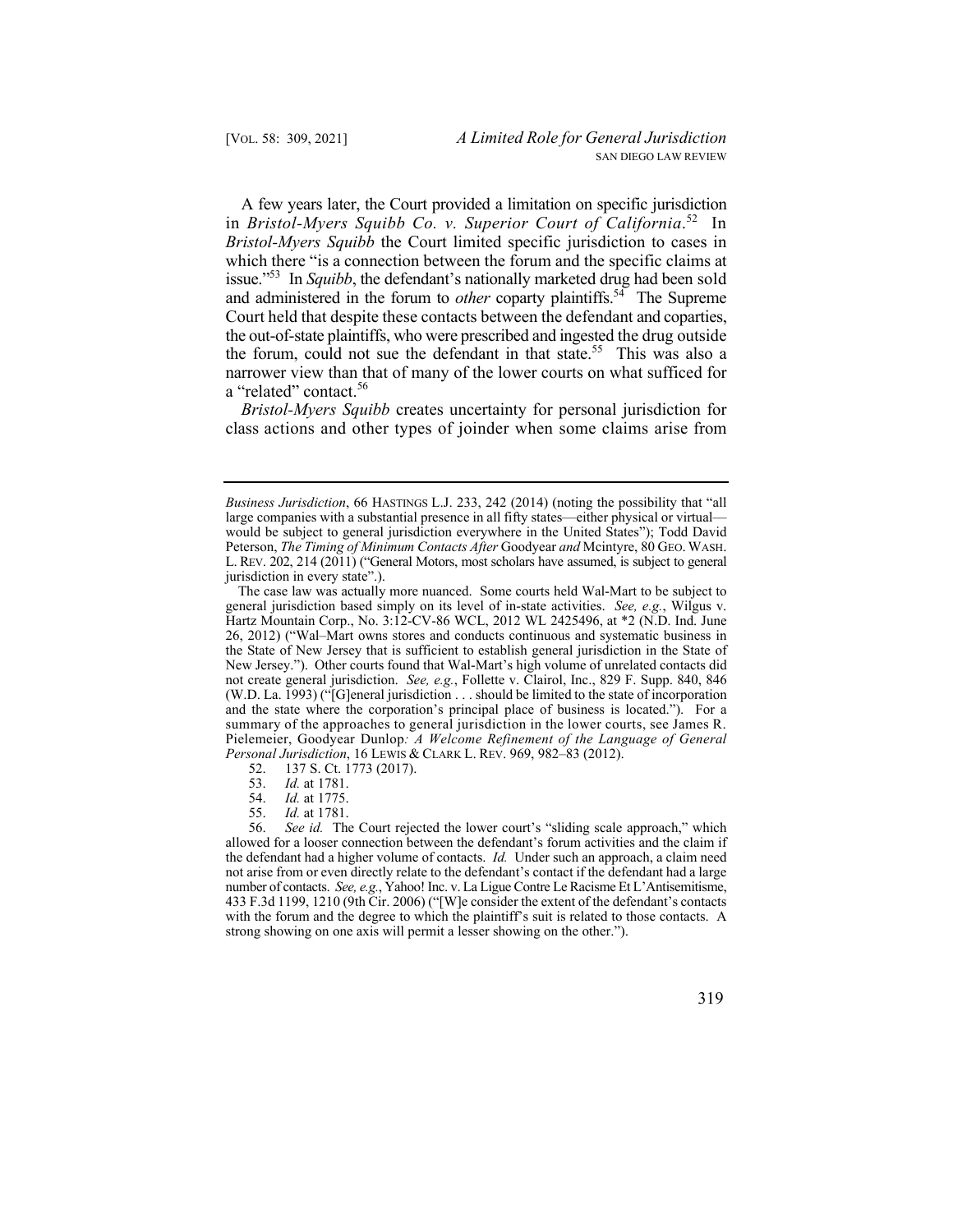A few years later, the Court provided a limitation on specific jurisdiction in *Bristol-Myers Squibb Co. v. Superior Court of California*.[52] In *Bristol-Myers Squibb* the Court limited specific jurisdiction to cases in which there "is a connection between the forum and the specific claims at issue."[53] In *Squibb*, the defendant's nationally marketed drug had been sold and administered in the forum to *other* coparty plaintiffs.[54] The Supreme Court held that despite these contacts between the defendant and coparties, the out-of-state plaintiffs, who were prescribed and ingested the drug outside the forum, could not sue the defendant in that state.[55] This was also a narrower view than that of many of the lower courts on what sufficed for a "related" contact.[56]

*Bristol-Myers Squibb* creates uncertainty for personal jurisdiction for class actions and other types of joinder when some claims arise from

---

*Business Jurisdiction*, 66 HASTINGS L.J. 233, 242 (2014) (noting the possibility that "all large companies with a substantial presence in all fifty states—either physical or virtual—would be subject to general jurisdiction everywhere in the United States"); Todd David Peterson, *The Timing of Minimum Contacts After* Goodyear *and* Mcintyre, 80 GEO. WASH. L. REV. 202, 214 (2011) ("General Motors, most scholars have assumed, is subject to general jurisdiction in every state".).

The case law was actually more nuanced. Some courts held Wal-Mart to be subject to general jurisdiction based simply on its level of in-state activities. *See, e.g.*, Wilgus v. Hartz Mountain Corp., No. 3:12-CV-86 WCL, 2012 WL 2425496, at *2 (N.D. Ind. June 26, 2012) ("Wal–Mart owns stores and conducts continuous and systematic business in the State of New Jersey that is sufficient to establish general jurisdiction in the State of New Jersey."). Other courts found that Wal-Mart's high volume of unrelated contacts did not create general jurisdiction. *See, e.g.*, Follette v. Clairol, Inc., 829 F. Supp. 840, 846 (W.D. La. 1993) ("[G]eneral jurisdiction . . . should be limited to the state of incorporation and the state where the corporation's principal place of business is located."). For a summary of the approaches to general jurisdiction in the lower courts, see James R. Pielemeier, Goodyear Dunlop*: A Welcome Refinement of the Language of General Personal Jurisdiction*, 16 LEWIS & CLARK L. REV. 969, 982–83 (2012).

52. 137 S. Ct. 1773 (2017).

53. *Id.* at 1781.

54. *Id.* at 1775.

55. *Id.* at 1781.

56. *See id.* The Court rejected the lower court's "sliding scale approach," which allowed for a looser connection between the defendant's forum activities and the claim if the defendant had a higher volume of contacts. *Id.* Under such an approach, a claim need not arise from or even directly relate to the defendant's contact if the defendant had a large number of contacts. *See, e.g.*, Yahoo! Inc. v. La Ligue Contre Le Racisme Et L'Antisemitisme, 433 F.3d 1199, 1210 (9th Cir. 2006) ("[W]e consider the extent of the defendant's contacts with the forum and the degree to which the plaintiff's suit is related to those contacts. A strong showing on one axis will permit a lesser showing on the other.").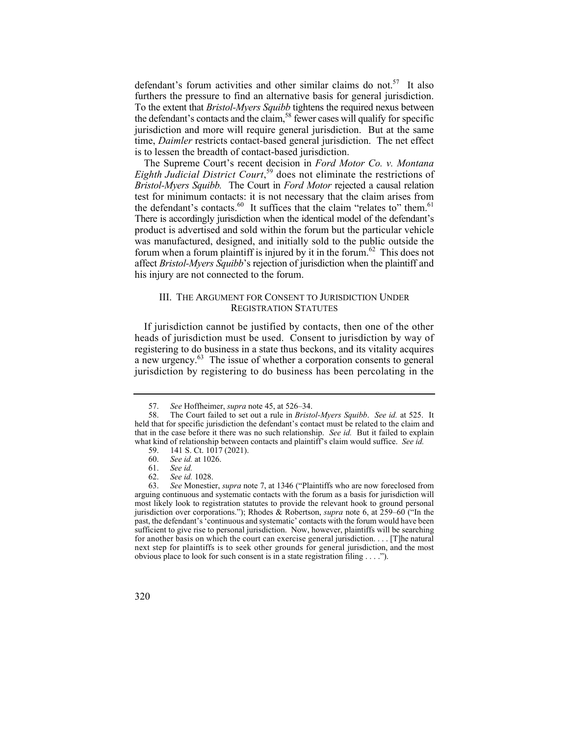defendant's forum activities and other similar claims do not.[57] It also furthers the pressure to find an alternative basis for general jurisdiction. To the extent that *Bristol-Myers Squibb* tightens the required nexus between the defendant's contacts and the claim,[58] fewer cases will qualify for specific jurisdiction and more will require general jurisdiction. But at the same time, *Daimler* restricts contact-based general jurisdiction. The net effect is to lessen the breadth of contact-based jurisdiction.

The Supreme Court's recent decision in *Ford Motor Co. v. Montana Eighth Judicial District Court*,[59] does not eliminate the restrictions of *Bristol-Myers Squibb.* The Court in *Ford Motor* rejected a causal relation test for minimum contacts: it is not necessary that the claim arises from the defendant's contacts.[60] It suffices that the claim "relates to" them.[61] There is accordingly jurisdiction when the identical model of the defendant's product is advertised and sold within the forum but the particular vehicle was manufactured, designed, and initially sold to the public outside the forum when a forum plaintiff is injured by it in the forum.[62] This does not affect *Bristol-Myers Squibb*'s rejection of jurisdiction when the plaintiff and his injury are not connected to the forum.

## III. THE ARGUMENT FOR CONSENT TO JURISDICTION UNDER REGISTRATION STATUTES

If jurisdiction cannot be justified by contacts, then one of the other heads of jurisdiction must be used. Consent to jurisdiction by way of registering to do business in a state thus beckons, and its vitality acquires a new urgency.[63] The issue of whether a corporation consents to general jurisdiction by registering to do business has been percolating in the

---

57. *See* Hoffheimer, *supra* note 45, at 526–34.

58. The Court failed to set out a rule in *Bristol-Myers Squibb*. *See id.* at 525. It held that for specific jurisdiction the defendant's contact must be related to the claim and that in the case before it there was no such relationship. *See id.* But it failed to explain what kind of relationship between contacts and plaintiff's claim would suffice. *See id.*

59. 141 S. Ct. 1017 (2021).

60. *See id.* at 1026.

61. *See id.*

62. *See id.* 1028.

63. *See* Monestier, *supra* note 7, at 1346 ("Plaintiffs who are now foreclosed from arguing continuous and systematic contacts with the forum as a basis for jurisdiction will most likely look to registration statutes to provide the relevant hook to ground personal jurisdiction over corporations."); Rhodes & Robertson, *supra* note 6, at 259–60 ("In the past, the defendant's 'continuous and systematic' contacts with the forum would have been sufficient to give rise to personal jurisdiction. Now, however, plaintiffs will be searching for another basis on which the court can exercise general jurisdiction. . . . [T]he natural next step for plaintiffs is to seek other grounds for general jurisdiction, and the most obvious place to look for such consent is in a state registration filing . . . .").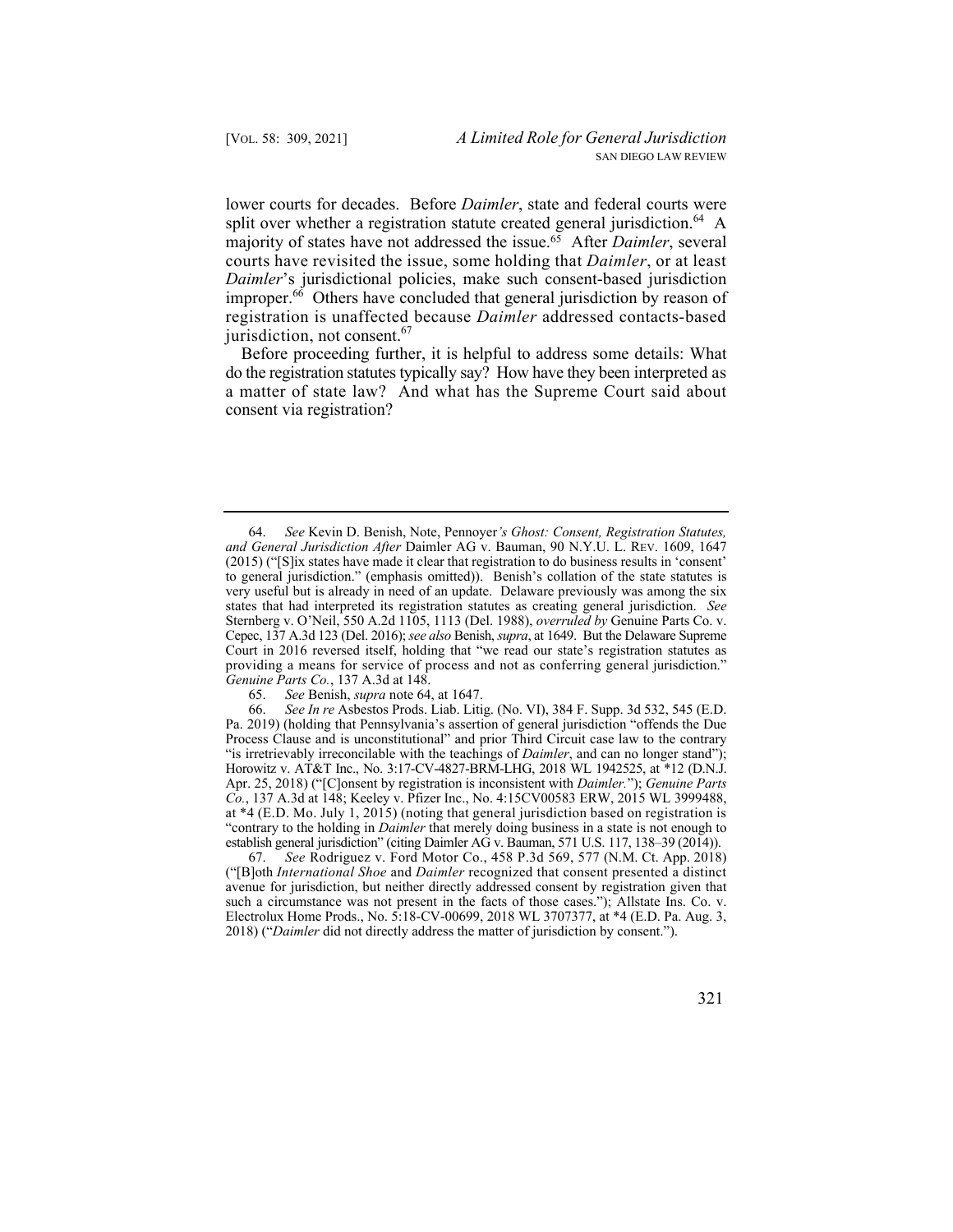lower courts for decades. Before *Daimler*, state and federal courts were split over whether a registration statute created general jurisdiction.[64] A majority of states have not addressed the issue.[65] After *Daimler*, several courts have revisited the issue, some holding that *Daimler*, or at least *Daimler*'s jurisdictional policies, make such consent-based jurisdiction improper.[66] Others have concluded that general jurisdiction by reason of registration is unaffected because *Daimler* addressed contacts-based jurisdiction, not consent.[67]

Before proceeding further, it is helpful to address some details: What do the registration statutes typically say? How have they been interpreted as a matter of state law? And what has the Supreme Court said about consent via registration?

---

64. *See* Kevin D. Benish, Note, Pennoyer*'s Ghost: Consent, Registration Statutes, and General Jurisdiction After* Daimler AG v. Bauman, 90 N.Y.U. L. REV. 1609, 1647 (2015) ("[S]ix states have made it clear that registration to do business results in 'consent' to general jurisdiction." (emphasis omitted)). Benish's collation of the state statutes is very useful but is already in need of an update. Delaware previously was among the six states that had interpreted its registration statutes as creating general jurisdiction. *See* Sternberg v. O'Neil, 550 A.2d 1105, 1113 (Del. 1988), *overruled by* Genuine Parts Co. v. Cepec, 137 A.3d 123 (Del. 2016); *see also* Benish, *supra*, at 1649. But the Delaware Supreme Court in 2016 reversed itself, holding that "we read our state's registration statutes as providing a means for service of process and not as conferring general jurisdiction." *Genuine Parts Co.*, 137 A.3d at 148.

65. *See* Benish, *supra* note 64, at 1647.

66. *See In re* Asbestos Prods. Liab. Litig. (No. VI), 384 F. Supp. 3d 532, 545 (E.D. Pa. 2019) (holding that Pennsylvania's assertion of general jurisdiction "offends the Due Process Clause and is unconstitutional" and prior Third Circuit case law to the contrary "is irretrievably irreconcilable with the teachings of *Daimler*, and can no longer stand"); Horowitz v. AT&T Inc., No. 3:17-CV-4827-BRM-LHG, 2018 WL 1942525, at *12 (D.N.J. Apr. 25, 2018) ("[C]onsent by registration is inconsistent with *Daimler*."); *Genuine Parts Co.*, 137 A.3d at 148; Keeley v. Pfizer Inc., No. 4:15CV00583 ERW, 2015 WL 3999488, at *4 (E.D. Mo. July 1, 2015) (noting that general jurisdiction based on registration is "contrary to the holding in *Daimler* that merely doing business in a state is not enough to establish general jurisdiction" (citing Daimler AG v. Bauman, 571 U.S. 117, 138–39 (2014)).

67. *See* Rodriguez v. Ford Motor Co., 458 P.3d 569, 577 (N.M. Ct. App. 2018) ("[B]oth *International Shoe* and *Daimler* recognized that consent presented a distinct avenue for jurisdiction, but neither directly addressed consent by registration given that such a circumstance was not present in the facts of those cases."); Allstate Ins. Co. v. Electrolux Home Prods., No. 5:18-CV-00699, 2018 WL 3707377, at *4 (E.D. Pa. Aug. 3, 2018) ("*Daimler* did not directly address the matter of jurisdiction by consent.").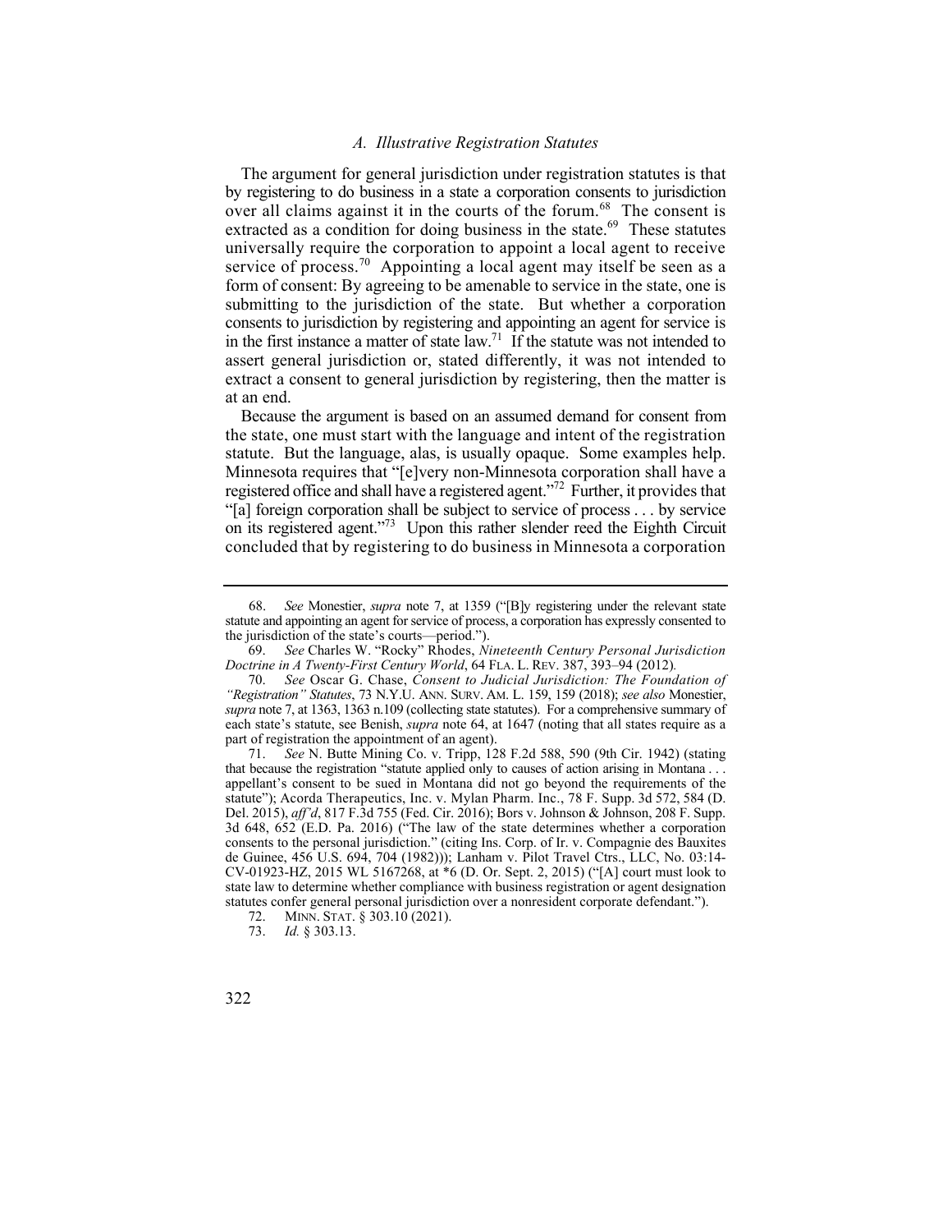### *A. Illustrative Registration Statutes*

The argument for general jurisdiction under registration statutes is that by registering to do business in a state a corporation consents to jurisdiction over all claims against it in the courts of the forum.[68] The consent is extracted as a condition for doing business in the state.[69] These statutes universally require the corporation to appoint a local agent to receive service of process.[70] Appointing a local agent may itself be seen as a form of consent: By agreeing to be amenable to service in the state, one is submitting to the jurisdiction of the state. But whether a corporation consents to jurisdiction by registering and appointing an agent for service is in the first instance a matter of state law.[71] If the statute was not intended to assert general jurisdiction or, stated differently, it was not intended to extract a consent to general jurisdiction by registering, then the matter is at an end.

Because the argument is based on an assumed demand for consent from the state, one must start with the language and intent of the registration statute. But the language, alas, is usually opaque. Some examples help. Minnesota requires that "[e]very non-Minnesota corporation shall have a registered office and shall have a registered agent."[72] Further, it provides that "[a] foreign corporation shall be subject to service of process . . . by service on its registered agent."[73] Upon this rather slender reed the Eighth Circuit concluded that by registering to do business in Minnesota a corporation

---

68. *See* Monestier, *supra* note 7, at 1359 ("[B]y registering under the relevant state statute and appointing an agent for service of process, a corporation has expressly consented to the jurisdiction of the state's courts—period.").

69. *See* Charles W. "Rocky" Rhodes, *Nineteenth Century Personal Jurisdiction Doctrine in A Twenty-First Century World*, 64 FLA. L. REV. 387, 393–94 (2012).

70. *See* Oscar G. Chase, *Consent to Judicial Jurisdiction: The Foundation of "Registration" Statutes*, 73 N.Y.U. ANN. SURV. AM. L. 159, 159 (2018); *see also* Monestier, *supra* note 7, at 1363, 1363 n.109 (collecting state statutes). For a comprehensive summary of each state's statute, see Benish, *supra* note 64, at 1647 (noting that all states require as a part of registration the appointment of an agent).

71. *See* N. Butte Mining Co. v. Tripp, 128 F.2d 588, 590 (9th Cir. 1942) (stating that because the registration "statute applied only to causes of action arising in Montana . . . appellant's consent to be sued in Montana did not go beyond the requirements of the statute"); Acorda Therapeutics, Inc. v. Mylan Pharm. Inc., 78 F. Supp. 3d 572, 584 (D. Del. 2015), *aff'd*, 817 F.3d 755 (Fed. Cir. 2016); Bors v. Johnson & Johnson, 208 F. Supp. 3d 648, 652 (E.D. Pa. 2016) ("The law of the state determines whether a corporation consents to the personal jurisdiction." (citing Ins. Corp. of Ir. v. Compagnie des Bauxites de Guinee, 456 U.S. 694, 704 (1982))); Lanham v. Pilot Travel Ctrs., LLC, No. 03:14-CV-01923-HZ, 2015 WL 5167268, at *6 (D. Or. Sept. 2, 2015) ("[A] court must look to state law to determine whether compliance with business registration or agent designation statutes confer general personal jurisdiction over a nonresident corporate defendant.").

72. MINN. STAT. § 303.10 (2021).

73. *Id.* § 303.13.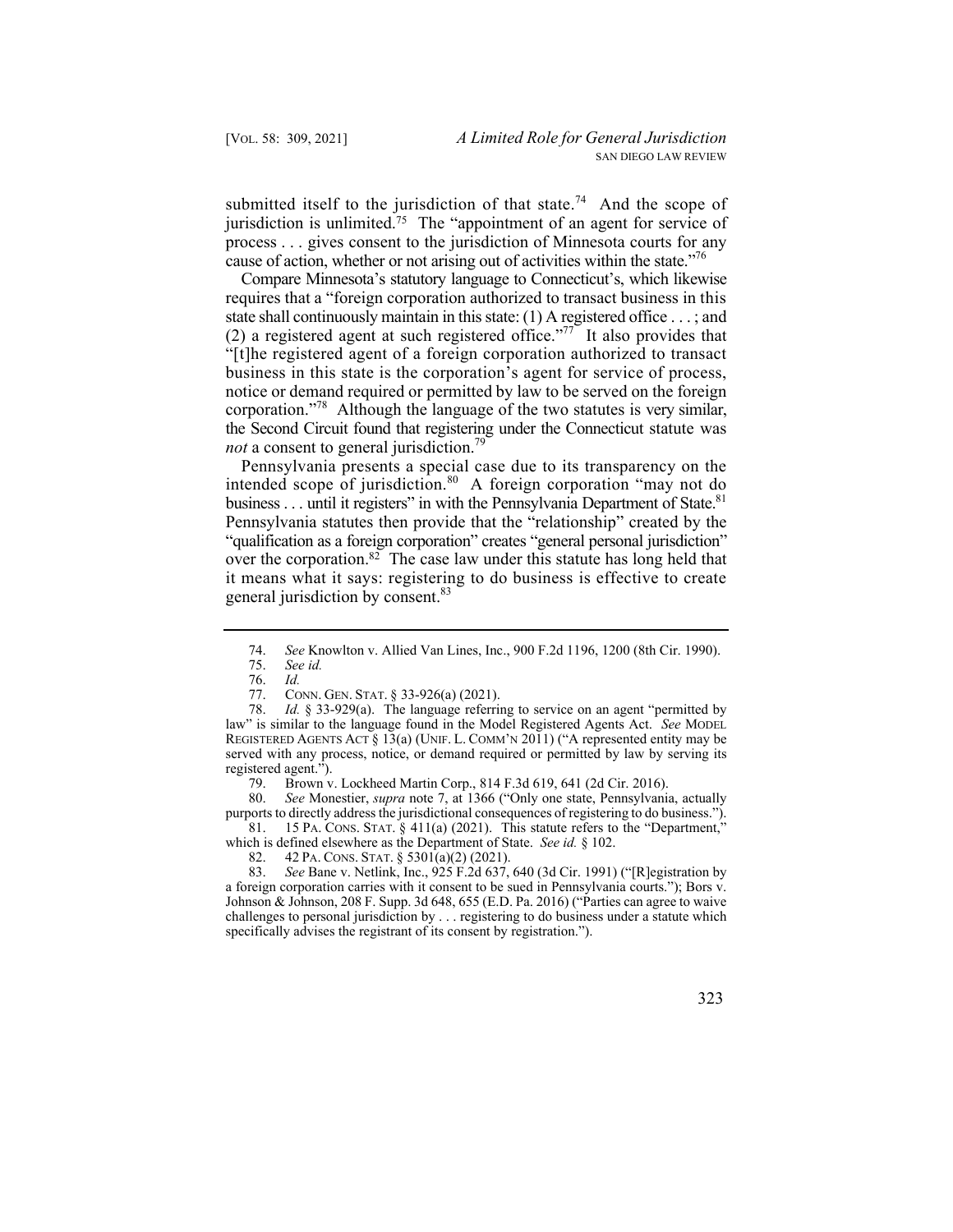submitted itself to the jurisdiction of that state.[74] And the scope of jurisdiction is unlimited.[75] The "appointment of an agent for service of process . . . gives consent to the jurisdiction of Minnesota courts for any cause of action, whether or not arising out of activities within the state."[76]

Compare Minnesota's statutory language to Connecticut's, which likewise requires that a "foreign corporation authorized to transact business in this state shall continuously maintain in this state: (1) A registered office . . . ; and (2) a registered agent at such registered office."[77] It also provides that "[t]he registered agent of a foreign corporation authorized to transact business in this state is the corporation's agent for service of process, notice or demand required or permitted by law to be served on the foreign corporation."[78] Although the language of the two statutes is very similar, the Second Circuit found that registering under the Connecticut statute was *not* a consent to general jurisdiction.[79]

Pennsylvania presents a special case due to its transparency on the intended scope of jurisdiction.[80] A foreign corporation "may not do business . . . until it registers" in with the Pennsylvania Department of State.[81] Pennsylvania statutes then provide that the "relationship" created by the "qualification as a foreign corporation" creates "general personal jurisdiction" over the corporation.[82] The case law under this statute has long held that it means what it says: registering to do business is effective to create general jurisdiction by consent.[83]

---

74. *See* Knowlton v. Allied Van Lines, Inc., 900 F.2d 1196, 1200 (8th Cir. 1990).

75. *See id.*

76. *Id.*

77. CONN. GEN. STAT. § 33-926(a) (2021).

78. *Id.* § 33-929(a). The language referring to service on an agent "permitted by law" is similar to the language found in the Model Registered Agents Act. *See* MODEL REGISTERED AGENTS ACT § 13(a) (UNIF. L. COMM'N 2011) ("A represented entity may be served with any process, notice, or demand required or permitted by law by serving its registered agent.").

79. Brown v. Lockheed Martin Corp., 814 F.3d 619, 641 (2d Cir. 2016).

80. *See* Monestier, *supra* note 7, at 1366 ("Only one state, Pennsylvania, actually purports to directly address the jurisdictional consequences of registering to do business.").

81. 15 PA. CONS. STAT. § 411(a) (2021). This statute refers to the "Department," which is defined elsewhere as the Department of State. *See id.* § 102.

82. 42 PA. CONS. STAT. § 5301(a)(2) (2021).

83. *See* Bane v. Netlink, Inc., 925 F.2d 637, 640 (3d Cir. 1991) ("[R]egistration by a foreign corporation carries with it consent to be sued in Pennsylvania courts."); Bors v. Johnson & Johnson, 208 F. Supp. 3d 648, 655 (E.D. Pa. 2016) ("Parties can agree to waive challenges to personal jurisdiction by . . . registering to do business under a statute which specifically advises the registrant of its consent by registration.").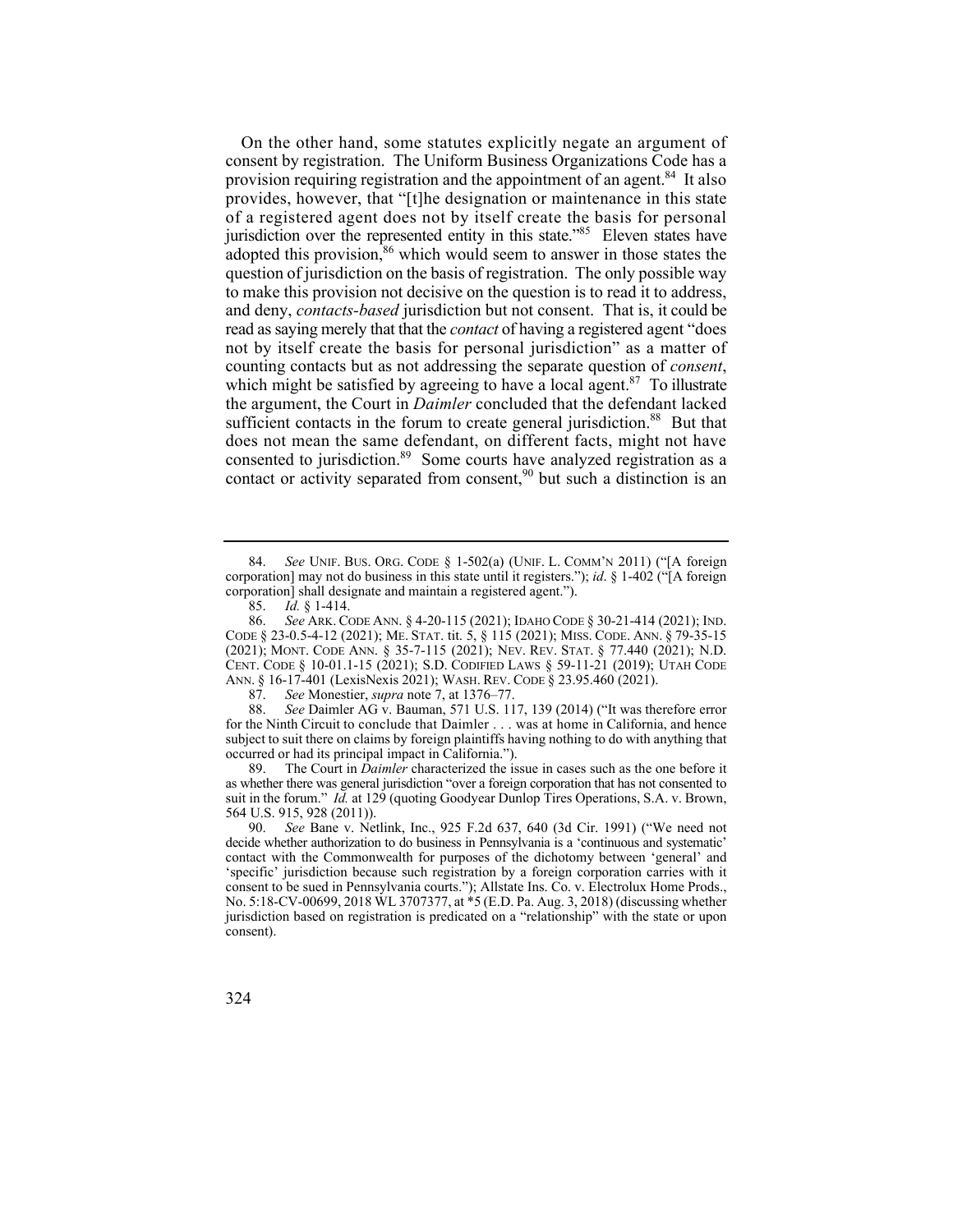On the other hand, some statutes explicitly negate an argument of consent by registration. The Uniform Business Organizations Code has a provision requiring registration and the appointment of an agent.[84] It also provides, however, that "[t]he designation or maintenance in this state of a registered agent does not by itself create the basis for personal jurisdiction over the represented entity in this state."[85] Eleven states have adopted this provision,[86] which would seem to answer in those states the question of jurisdiction on the basis of registration. The only possible way to make this provision not decisive on the question is to read it to address, and deny, *contacts-based* jurisdiction but not consent. That is, it could be read as saying merely that that the *contact* of having a registered agent "does not by itself create the basis for personal jurisdiction" as a matter of counting contacts but as not addressing the separate question of *consent*, which might be satisfied by agreeing to have a local agent.[87] To illustrate the argument, the Court in *Daimler* concluded that the defendant lacked sufficient contacts in the forum to create general jurisdiction.[88] But that does not mean the same defendant, on different facts, might not have consented to jurisdiction.[89] Some courts have analyzed registration as a contact or activity separated from consent,[90] but such a distinction is an

---

84. *See* UNIF. BUS. ORG. CODE § 1-502(a) (UNIF. L. COMM'N 2011) ("[A foreign corporation] may not do business in this state until it registers."); *id*. § 1-402 ("[A foreign corporation] shall designate and maintain a registered agent.").

85. *Id.* § 1-414.

86. *See* ARK. CODE ANN. § 4-20-115 (2021); IDAHO CODE § 30-21-414 (2021); IND. CODE § 23-0.5-4-12 (2021); ME. STAT. tit. 5, § 115 (2021); MISS. CODE. ANN. § 79-35-15 (2021); MONT. CODE ANN. § 35-7-115 (2021); NEV. REV. STAT. § 77.440 (2021); N.D. CENT. CODE § 10-01.1-15 (2021); S.D. CODIFIED LAWS § 59-11-21 (2019); UTAH CODE ANN. § 16-17-401 (LexisNexis 2021); WASH. REV. CODE § 23.95.460 (2021).

87. *See* Monestier, *supra* note 7, at 1376–77.

88. *See* Daimler AG v. Bauman, 571 U.S. 117, 139 (2014) ("It was therefore error for the Ninth Circuit to conclude that Daimler . . . was at home in California, and hence subject to suit there on claims by foreign plaintiffs having nothing to do with anything that occurred or had its principal impact in California.").

89. The Court in *Daimler* characterized the issue in cases such as the one before it as whether there was general jurisdiction "over a foreign corporation that has not consented to suit in the forum." *Id.* at 129 (quoting Goodyear Dunlop Tires Operations, S.A. v. Brown, 564 U.S. 915, 928 (2011)).

90. *See* Bane v. Netlink, Inc., 925 F.2d 637, 640 (3d Cir. 1991) ("We need not decide whether authorization to do business in Pennsylvania is a 'continuous and systematic' contact with the Commonwealth for purposes of the dichotomy between 'general' and 'specific' jurisdiction because such registration by a foreign corporation carries with it consent to be sued in Pennsylvania courts."); Allstate Ins. Co. v. Electrolux Home Prods., No. 5:18-CV-00699, 2018 WL 3707377, at *5 (E.D. Pa. Aug. 3, 2018) (discussing whether jurisdiction based on registration is predicated on a "relationship" with the state or upon consent).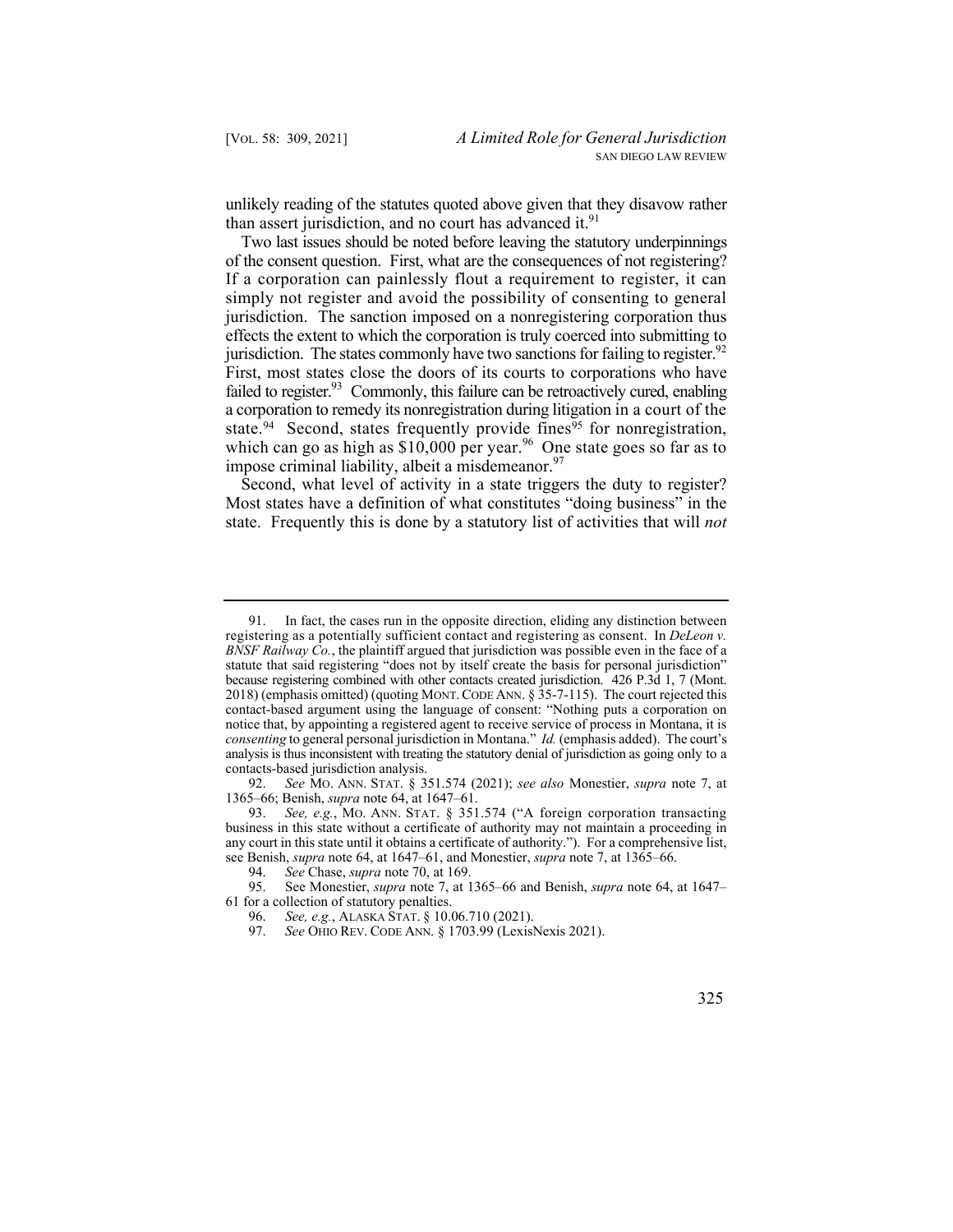unlikely reading of the statutes quoted above given that they disavow rather than assert jurisdiction, and no court has advanced it.[91]

Two last issues should be noted before leaving the statutory underpinnings of the consent question. First, what are the consequences of not registering? If a corporation can painlessly flout a requirement to register, it can simply not register and avoid the possibility of consenting to general jurisdiction. The sanction imposed on a nonregistering corporation thus effects the extent to which the corporation is truly coerced into submitting to jurisdiction. The states commonly have two sanctions for failing to register.[92] First, most states close the doors of its courts to corporations who have failed to register.[93] Commonly, this failure can be retroactively cured, enabling a corporation to remedy its nonregistration during litigation in a court of the state.[94] Second, states frequently provide fines[95] for nonregistration, which can go as high as $10,000 per year.[96] One state goes so far as to impose criminal liability, albeit a misdemeanor.[97]

Second, what level of activity in a state triggers the duty to register? Most states have a definition of what constitutes "doing business" in the state. Frequently this is done by a statutory list of activities that will *not*

---

91. In fact, the cases run in the opposite direction, eliding any distinction between registering as a potentially sufficient contact and registering as consent. In *DeLeon v. BNSF Railway Co.*, the plaintiff argued that jurisdiction was possible even in the face of a statute that said registering "does not by itself create the basis for personal jurisdiction" because registering combined with other contacts created jurisdiction. 426 P.3d 1, 7 (Mont. 2018) (emphasis omitted) (quoting MONT. CODE ANN. § 35-7-115). The court rejected this contact-based argument using the language of consent: "Nothing puts a corporation on notice that, by appointing a registered agent to receive service of process in Montana, it is *consenting* to general personal jurisdiction in Montana." *Id.* (emphasis added). The court's analysis is thus inconsistent with treating the statutory denial of jurisdiction as going only to a contacts-based jurisdiction analysis.

92. *See* MO. ANN. STAT. § 351.574 (2021); *see also* Monestier, *supra* note 7, at 1365–66; Benish, *supra* note 64, at 1647–61.

93. *See, e.g.*, MO. ANN. STAT. § 351.574 ("A foreign corporation transacting business in this state without a certificate of authority may not maintain a proceeding in any court in this state until it obtains a certificate of authority."). For a comprehensive list, see Benish, *supra* note 64, at 1647–61, and Monestier, *supra* note 7, at 1365–66.

94. *See* Chase, *supra* note 70, at 169.

95. See Monestier, *supra* note 7, at 1365–66 and Benish, *supra* note 64, at 1647–61 for a collection of statutory penalties.

96. *See, e.g.*, ALASKA STAT. § 10.06.710 (2021).

97. *See* OHIO REV. CODE ANN. § 1703.99 (LexisNexis 2021).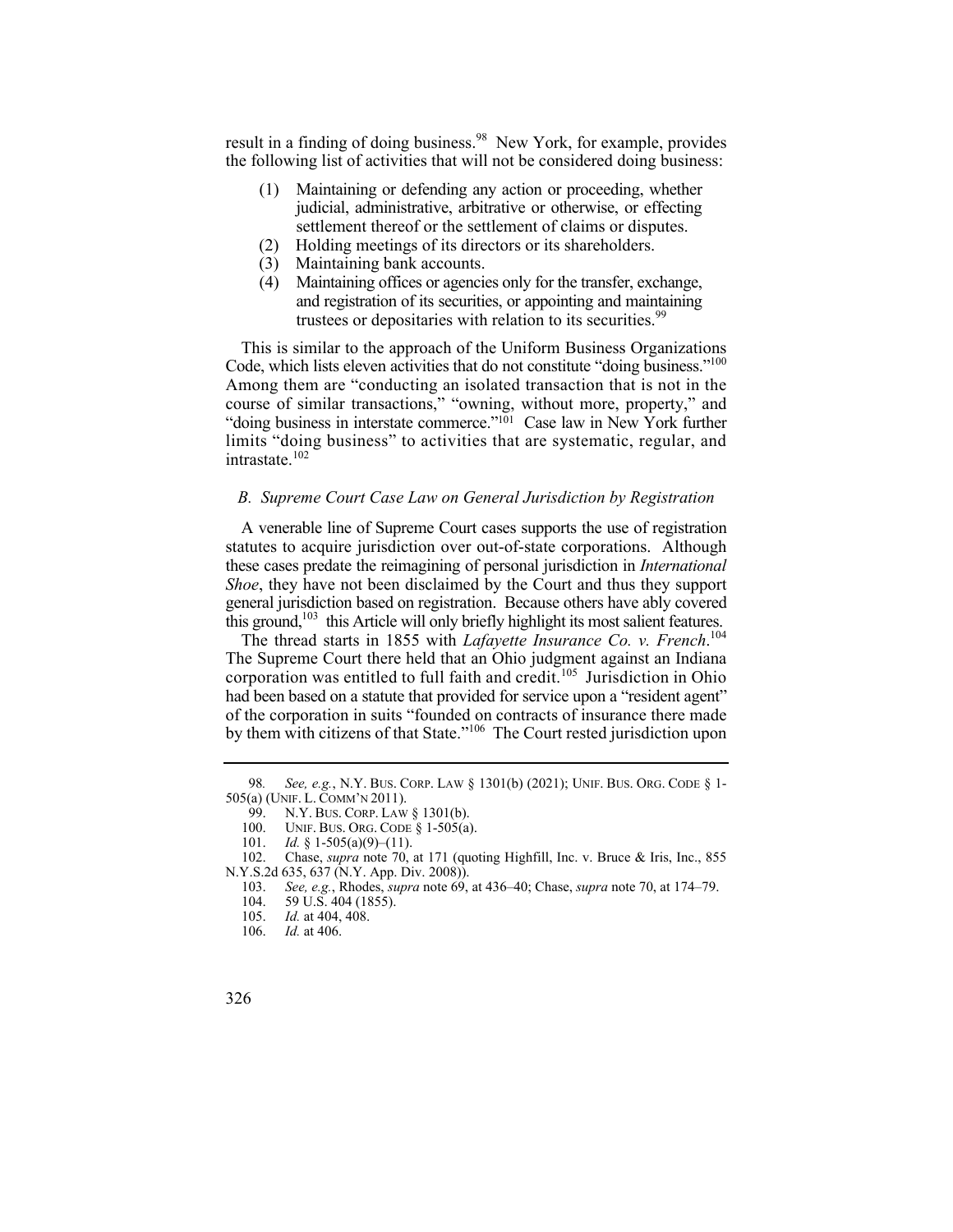result in a finding of doing business.[98] New York, for example, provides the following list of activities that will not be considered doing business:

> (1) Maintaining or defending any action or proceeding, whether judicial, administrative, arbitrative or otherwise, or effecting settlement thereof or the settlement of claims or disputes.
> (2) Holding meetings of its directors or its shareholders.
> (3) Maintaining bank accounts.
> (4) Maintaining offices or agencies only for the transfer, exchange, and registration of its securities, or appointing and maintaining trustees or depositaries with relation to its securities.[99]

This is similar to the approach of the Uniform Business Organizations Code, which lists eleven activities that do not constitute "doing business."[100] Among them are "conducting an isolated transaction that is not in the course of similar transactions," "owning, without more, property," and "doing business in interstate commerce."[101] Case law in New York further limits "doing business" to activities that are systematic, regular, and intrastate.[102]

### *B. Supreme Court Case Law on General Jurisdiction by Registration*

A venerable line of Supreme Court cases supports the use of registration statutes to acquire jurisdiction over out-of-state corporations. Although these cases predate the reimagining of personal jurisdiction in *International Shoe*, they have not been disclaimed by the Court and thus they support general jurisdiction based on registration. Because others have ably covered this ground,[103] this Article will only briefly highlight its most salient features.

The thread starts in 1855 with *Lafayette Insurance Co. v. French*.[104] The Supreme Court there held that an Ohio judgment against an Indiana corporation was entitled to full faith and credit.[105] Jurisdiction in Ohio had been based on a statute that provided for service upon a "resident agent" of the corporation in suits "founded on contracts of insurance there made by them with citizens of that State."[106] The Court rested jurisdiction upon

---

98. *See, e.g.*, N.Y. BUS. CORP. LAW § 1301(b) (2021); UNIF. BUS. ORG. CODE § 1-505(a) (UNIF. L. COMM'N 2011).

99. N.Y. BUS. CORP. LAW § 1301(b).

100. UNIF. BUS. ORG. CODE § 1-505(a).

101. *Id.* § 1-505(a)(9)–(11).

102. Chase, *supra* note 70, at 171 (quoting Highfill, Inc. v. Bruce & Iris, Inc., 855 N.Y.S.2d 635, 637 (N.Y. App. Div. 2008)).

103. *See, e.g.*, Rhodes, *supra* note 69, at 436–40; Chase, *supra* note 70, at 174–79.

104. 59 U.S. 404 (1855).

105. *Id.* at 404, 408.

106. *Id.* at 406.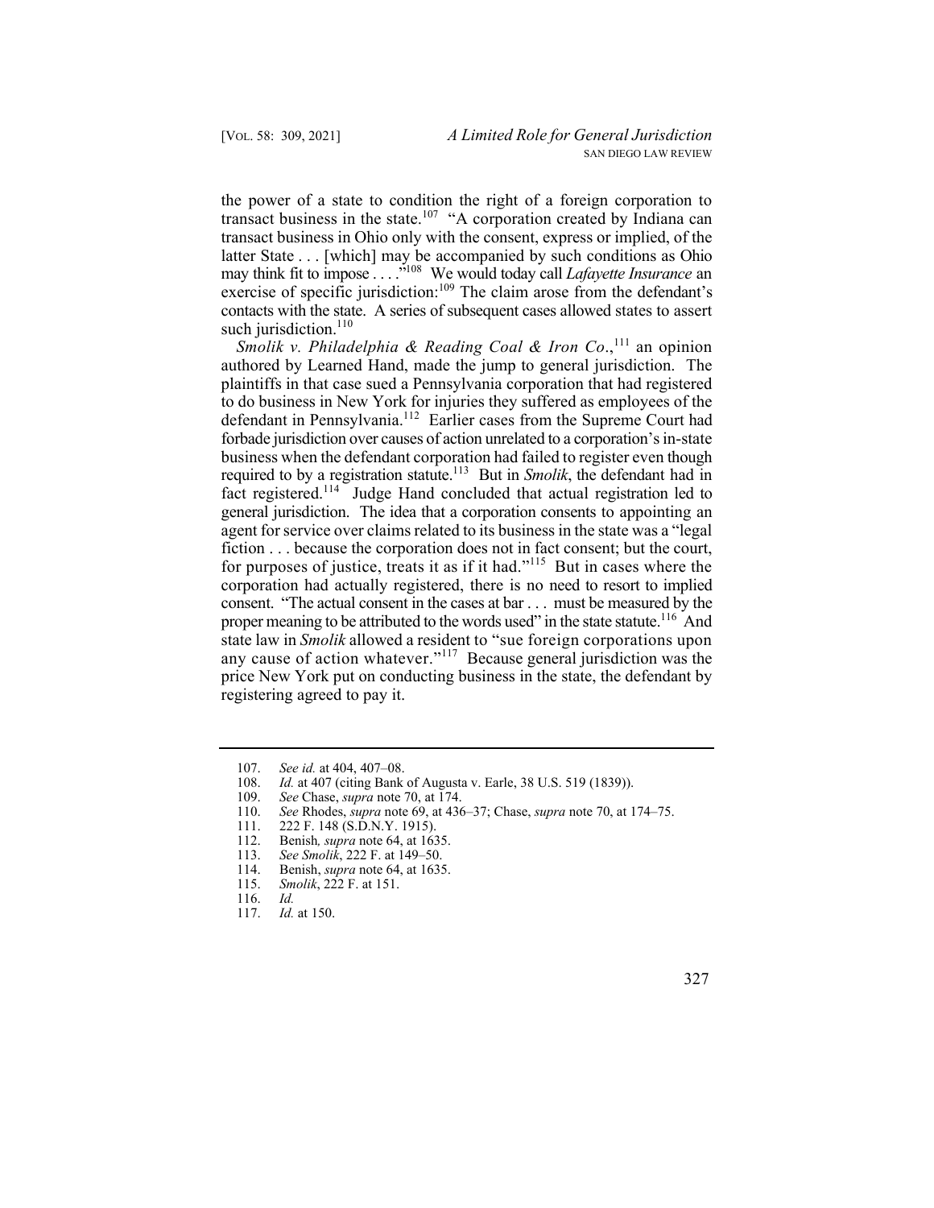the power of a state to condition the right of a foreign corporation to transact business in the state.[107] "A corporation created by Indiana can transact business in Ohio only with the consent, express or implied, of the latter State . . . [which] may be accompanied by such conditions as Ohio may think fit to impose . . . ."[108] We would today call *Lafayette Insurance* an exercise of specific jurisdiction:[109] The claim arose from the defendant's contacts with the state. A series of subsequent cases allowed states to assert such jurisdiction.[110]

*Smolik v. Philadelphia & Reading Coal & Iron Co*.,[111] an opinion authored by Learned Hand, made the jump to general jurisdiction. The plaintiffs in that case sued a Pennsylvania corporation that had registered to do business in New York for injuries they suffered as employees of the defendant in Pennsylvania.[112] Earlier cases from the Supreme Court had forbade jurisdiction over causes of action unrelated to a corporation's in-state business when the defendant corporation had failed to register even though required to by a registration statute.[113] But in *Smolik*, the defendant had in fact registered.[114] Judge Hand concluded that actual registration led to general jurisdiction. The idea that a corporation consents to appointing an agent for service over claims related to its business in the state was a "legal fiction . . . because the corporation does not in fact consent; but the court, for purposes of justice, treats it as if it had."[115] But in cases where the corporation had actually registered, there is no need to resort to implied consent. "The actual consent in the cases at bar . . . must be measured by the proper meaning to be attributed to the words used" in the state statute.[116] And state law in *Smolik* allowed a resident to "sue foreign corporations upon any cause of action whatever."[117] Because general jurisdiction was the price New York put on conducting business in the state, the defendant by registering agreed to pay it.

---

107. *See id.* at 404, 407–08.
108. *Id.* at 407 (citing Bank of Augusta v. Earle, 38 U.S. 519 (1839)).
109. *See* Chase, *supra* note 70, at 174.
110. *See* Rhodes, *supra* note 69, at 436–37; Chase, *supra* note 70, at 174–75.
111. 222 F. 148 (S.D.N.Y. 1915).
112. Benish*, supra* note 64, at 1635.
113. *See Smolik*, 222 F. at 149–50.
114. Benish, *supra* note 64, at 1635.
115. *Smolik*, 222 F. at 151.
116. *Id.*
117. *Id.* at 150.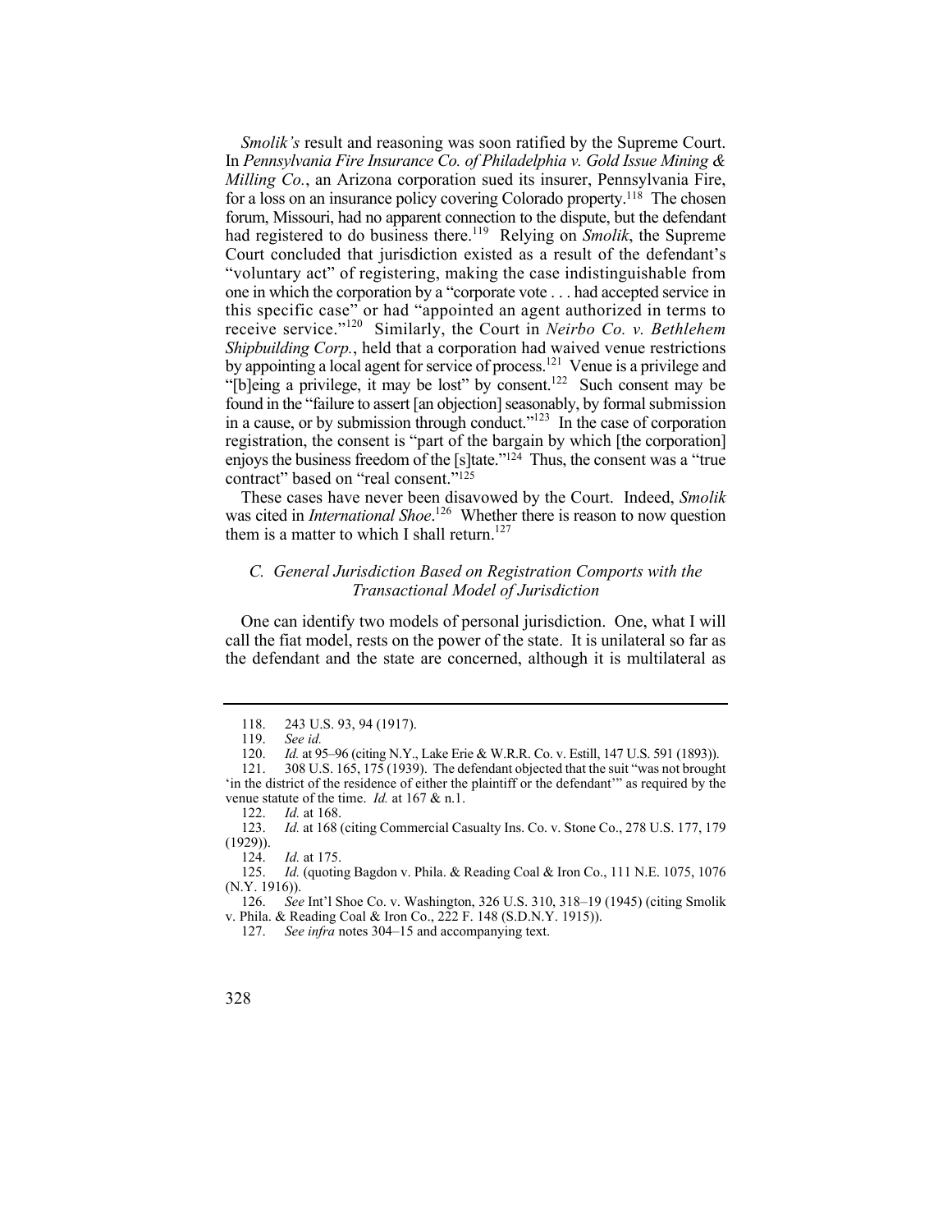*Smolik's* result and reasoning was soon ratified by the Supreme Court. In *Pennsylvania Fire Insurance Co. of Philadelphia v. Gold Issue Mining & Milling Co.*, an Arizona corporation sued its insurer, Pennsylvania Fire, for a loss on an insurance policy covering Colorado property.[118] The chosen forum, Missouri, had no apparent connection to the dispute, but the defendant had registered to do business there.[119] Relying on *Smolik*, the Supreme Court concluded that jurisdiction existed as a result of the defendant's "voluntary act" of registering, making the case indistinguishable from one in which the corporation by a "corporate vote . . . had accepted service in this specific case" or had "appointed an agent authorized in terms to receive service."[120] Similarly, the Court in *Neirbo Co. v. Bethlehem Shipbuilding Corp.*, held that a corporation had waived venue restrictions by appointing a local agent for service of process.[121] Venue is a privilege and "[b]eing a privilege, it may be lost" by consent.[122] Such consent may be found in the "failure to assert [an objection] seasonably, by formal submission in a cause, or by submission through conduct."[123] In the case of corporation registration, the consent is "part of the bargain by which [the corporation] enjoys the business freedom of the [s]tate."[124] Thus, the consent was a "true contract" based on "real consent."[125]

These cases have never been disavowed by the Court. Indeed, *Smolik* was cited in *International Shoe*.[126] Whether there is reason to now question them is a matter to which I shall return.[127]

### *C. General Jurisdiction Based on Registration Comports with the Transactional Model of Jurisdiction*

One can identify two models of personal jurisdiction. One, what I will call the fiat model, rests on the power of the state. It is unilateral so far as the defendant and the state are concerned, although it is multilateral as

---

118. 243 U.S. 93, 94 (1917).

119. *See id.*

120. *Id.* at 95–96 (citing N.Y., Lake Erie & W.R.R. Co. v. Estill, 147 U.S. 591 (1893)).

121. 308 U.S. 165, 175 (1939). The defendant objected that the suit "was not brought 'in the district of the residence of either the plaintiff or the defendant'" as required by the venue statute of the time. *Id.* at 167 & n.1.

122. *Id.* at 168.

123. *Id.* at 168 (citing Commercial Casualty Ins. Co. v. Stone Co., 278 U.S. 177, 179 (1929)).

124. *Id.* at 175.

125. *Id.* (quoting Bagdon v. Phila. & Reading Coal & Iron Co., 111 N.E. 1075, 1076 (N.Y. 1916)).

126. *See* Int'l Shoe Co. v. Washington, 326 U.S. 310, 318–19 (1945) (citing Smolik v. Phila. & Reading Coal & Iron Co., 222 F. 148 (S.D.N.Y. 1915)).

127. *See infra* notes 304–15 and accompanying text.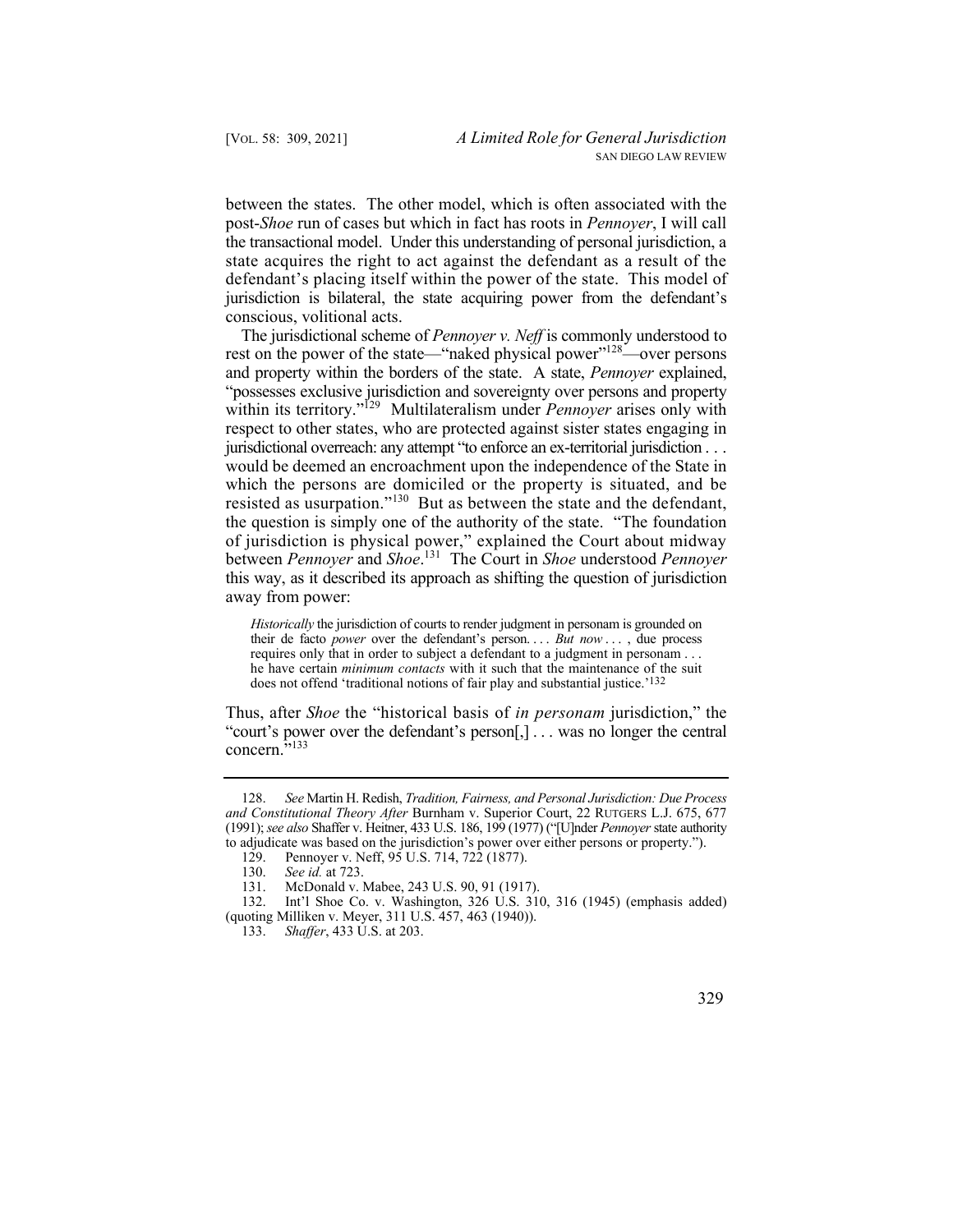between the states. The other model, which is often associated with the post-*Shoe* run of cases but which in fact has roots in *Pennoyer*, I will call the transactional model. Under this understanding of personal jurisdiction, a state acquires the right to act against the defendant as a result of the defendant's placing itself within the power of the state. This model of jurisdiction is bilateral, the state acquiring power from the defendant's conscious, volitional acts.

The jurisdictional scheme of *Pennoyer v. Neff* is commonly understood to rest on the power of the state—"naked physical power"[128]—over persons and property within the borders of the state. A state, *Pennoyer* explained, "possesses exclusive jurisdiction and sovereignty over persons and property within its territory."[129] Multilateralism under *Pennoyer* arises only with respect to other states, who are protected against sister states engaging in jurisdictional overreach: any attempt "to enforce an ex-territorial jurisdiction . . . would be deemed an encroachment upon the independence of the State in which the persons are domiciled or the property is situated, and be resisted as usurpation."[130] But as between the state and the defendant, the question is simply one of the authority of the state. "The foundation of jurisdiction is physical power," explained the Court about midway between *Pennoyer* and *Shoe*.[131] The Court in *Shoe* understood *Pennoyer* this way, as it described its approach as shifting the question of jurisdiction away from power:

> *Historically* the jurisdiction of courts to render judgment in personam is grounded on their de facto *power* over the defendant's person. . . . *But now* . . . , due process requires only that in order to subject a defendant to a judgment in personam . . . he have certain *minimum contacts* with it such that the maintenance of the suit does not offend 'traditional notions of fair play and substantial justice.'[132]

Thus, after *Shoe* the "historical basis of *in personam* jurisdiction," the "court's power over the defendant's person[,] . . . was no longer the central concern."[133]

---

128. *See* Martin H. Redish, *Tradition, Fairness, and Personal Jurisdiction: Due Process and Constitutional Theory After* Burnham v. Superior Court, 22 RUTGERS L.J. 675, 677 (1991); *see also* Shaffer v. Heitner, 433 U.S. 186, 199 (1977) ("[U]nder *Pennoyer* state authority to adjudicate was based on the jurisdiction's power over either persons or property.").

129. Pennoyer v. Neff, 95 U.S. 714, 722 (1877).

130. *See id.* at 723.

131. McDonald v. Mabee, 243 U.S. 90, 91 (1917).

132. Int'l Shoe Co. v. Washington, 326 U.S. 310, 316 (1945) (emphasis added) (quoting Milliken v. Meyer, 311 U.S. 457, 463 (1940)).

133. *Shaffer*, 433 U.S. at 203.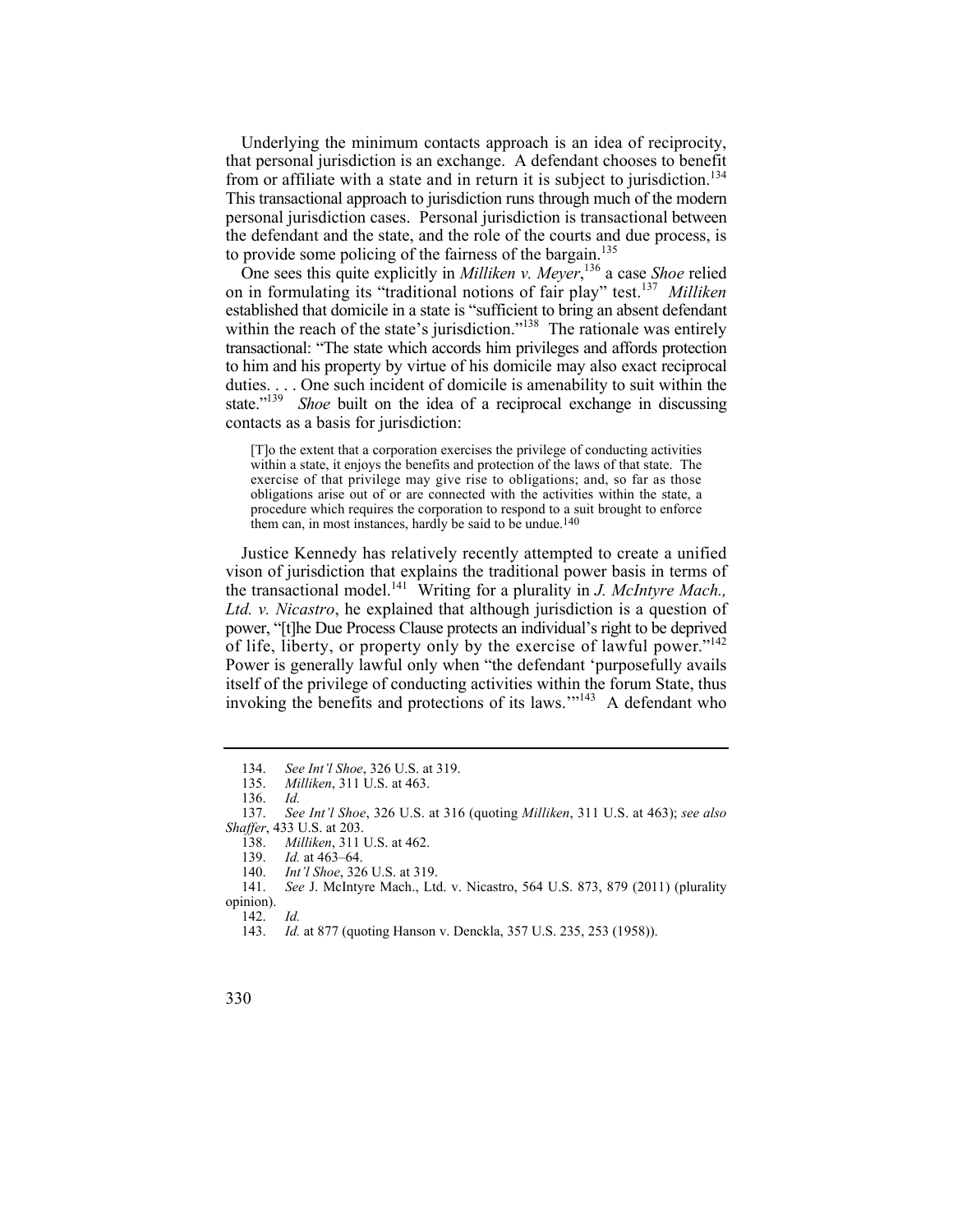Underlying the minimum contacts approach is an idea of reciprocity, that personal jurisdiction is an exchange. A defendant chooses to benefit from or affiliate with a state and in return it is subject to jurisdiction.[134] This transactional approach to jurisdiction runs through much of the modern personal jurisdiction cases. Personal jurisdiction is transactional between the defendant and the state, and the role of the courts and due process, is to provide some policing of the fairness of the bargain.[135]

One sees this quite explicitly in *Milliken v. Meyer*,[136] a case *Shoe* relied on in formulating its "traditional notions of fair play" test.[137] *Milliken* established that domicile in a state is "sufficient to bring an absent defendant within the reach of the state's jurisdiction."[138] The rationale was entirely transactional: "The state which accords him privileges and affords protection to him and his property by virtue of his domicile may also exact reciprocal duties. . . . One such incident of domicile is amenability to suit within the state."[139] *Shoe* built on the idea of a reciprocal exchange in discussing contacts as a basis for jurisdiction:

> [T]o the extent that a corporation exercises the privilege of conducting activities within a state, it enjoys the benefits and protection of the laws of that state. The exercise of that privilege may give rise to obligations; and, so far as those obligations arise out of or are connected with the activities within the state, a procedure which requires the corporation to respond to a suit brought to enforce them can, in most instances, hardly be said to be undue.[140]

Justice Kennedy has relatively recently attempted to create a unified vison of jurisdiction that explains the traditional power basis in terms of the transactional model.[141] Writing for a plurality in *J. McIntyre Mach., Ltd. v. Nicastro*, he explained that although jurisdiction is a question of power, "[t]he Due Process Clause protects an individual's right to be deprived of life, liberty, or property only by the exercise of lawful power."[142] Power is generally lawful only when "the defendant 'purposefully avails itself of the privilege of conducting activities within the forum State, thus invoking the benefits and protections of its laws.'"[143] A defendant who

---

134. *See Int'l Shoe*, 326 U.S. at 319.

135. *Milliken*, 311 U.S. at 463.

136. *Id.*

137. *See Int'l Shoe*, 326 U.S. at 316 (quoting *Milliken*, 311 U.S. at 463); *see also Shaffer*, 433 U.S. at 203.

138. *Milliken*, 311 U.S. at 462.

139. *Id.* at 463–64.

140. *Int'l Shoe*, 326 U.S. at 319.

141. *See* J. McIntyre Mach., Ltd. v. Nicastro, 564 U.S. 873, 879 (2011) (plurality opinion).

142. *Id.*

143. *Id.* at 877 (quoting Hanson v. Denckla, 357 U.S. 235, 253 (1958)).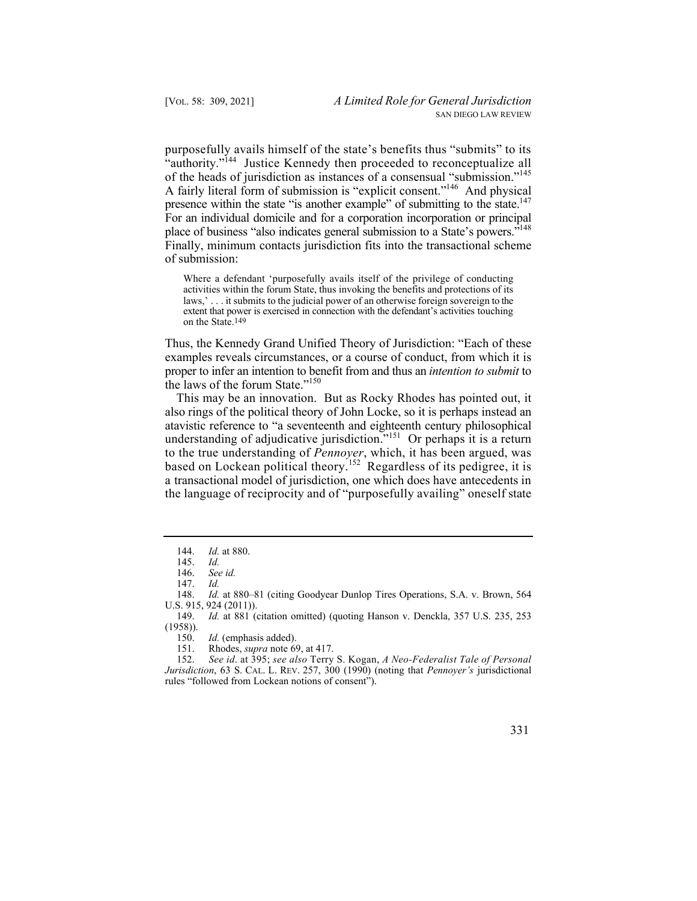purposefully avails himself of the state's benefits thus "submits" to its "authority."[144] Justice Kennedy then proceeded to reconceptualize all of the heads of jurisdiction as instances of a consensual "submission."[145] A fairly literal form of submission is "explicit consent."[146] And physical presence within the state "is another example" of submitting to the state.[147] For an individual domicile and for a corporation incorporation or principal place of business "also indicates general submission to a State's powers."[148] Finally, minimum contacts jurisdiction fits into the transactional scheme of submission:

> Where a defendant 'purposefully avails itself of the privilege of conducting activities within the forum State, thus invoking the benefits and protections of its laws,' . . . it submits to the judicial power of an otherwise foreign sovereign to the extent that power is exercised in connection with the defendant's activities touching on the State.[149]

Thus, the Kennedy Grand Unified Theory of Jurisdiction: "Each of these examples reveals circumstances, or a course of conduct, from which it is proper to infer an intention to benefit from and thus an *intention to submit* to the laws of the forum State."[150]

This may be an innovation. But as Rocky Rhodes has pointed out, it also rings of the political theory of John Locke, so it is perhaps instead an atavistic reference to "a seventeenth and eighteenth century philosophical understanding of adjudicative jurisdiction."[151] Or perhaps it is a return to the true understanding of *Pennoyer*, which, it has been argued, was based on Lockean political theory.[152] Regardless of its pedigree, it is a transactional model of jurisdiction, one which does have antecedents in the language of reciprocity and of "purposefully availing" oneself state

---

144. *Id.* at 880.

145. *Id.*

146. *See id.*

147. *Id.*

148. *Id.* at 880–81 (citing Goodyear Dunlop Tires Operations, S.A. v. Brown, 564 U.S. 915, 924 (2011)).

149. *Id.* at 881 (citation omitted) (quoting Hanson v. Denckla, 357 U.S. 235, 253 (1958)).

150. *Id.* (emphasis added).

151. Rhodes, *supra* note 69, at 417.

152. *See id*. at 395; *see also* Terry S. Kogan, *A Neo-Federalist Tale of Personal Jurisdiction*, 63 S. CAL. L. REV. 257, 300 (1990) (noting that *Pennoyer's* jurisdictional rules "followed from Lockean notions of consent").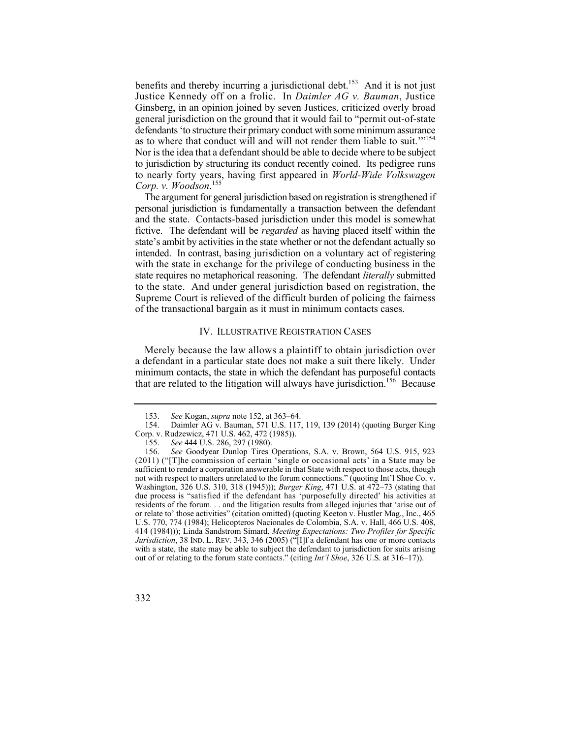benefits and thereby incurring a jurisdictional debt.[153] And it is not just Justice Kennedy off on a frolic. In *Daimler AG v. Bauman*, Justice Ginsberg, in an opinion joined by seven Justices, criticized overly broad general jurisdiction on the ground that it would fail to "permit out-of-state defendants 'to structure their primary conduct with some minimum assurance as to where that conduct will and will not render them liable to suit.'"[154] Nor is the idea that a defendant should be able to decide where to be subject to jurisdiction by structuring its conduct recently coined. Its pedigree runs to nearly forty years, having first appeared in *World-Wide Volkswagen Corp. v. Woodson*.[155]

The argument for general jurisdiction based on registration is strengthened if personal jurisdiction is fundamentally a transaction between the defendant and the state. Contacts-based jurisdiction under this model is somewhat fictive. The defendant will be *regarded* as having placed itself within the state's ambit by activities in the state whether or not the defendant actually so intended. In contrast, basing jurisdiction on a voluntary act of registering with the state in exchange for the privilege of conducting business in the state requires no metaphorical reasoning. The defendant *literally* submitted to the state. And under general jurisdiction based on registration, the Supreme Court is relieved of the difficult burden of policing the fairness of the transactional bargain as it must in minimum contacts cases.

## IV. ILLUSTRATIVE REGISTRATION CASES

Merely because the law allows a plaintiff to obtain jurisdiction over a defendant in a particular state does not make a suit there likely. Under minimum contacts, the state in which the defendant has purposeful contacts that are related to the litigation will always have jurisdiction.[156] Because

---

153. *See* Kogan, *supra* note 152, at 363–64.

154. Daimler AG v. Bauman, 571 U.S. 117, 119, 139 (2014) (quoting Burger King Corp. v. Rudzewicz, 471 U.S. 462, 472 (1985)).

155. *See* 444 U.S. 286, 297 (1980).

156. *See* Goodyear Dunlop Tires Operations, S.A. v. Brown, 564 U.S. 915, 923 (2011) ("[T]he commission of certain 'single or occasional acts' in a State may be sufficient to render a corporation answerable in that State with respect to those acts, though not with respect to matters unrelated to the forum connections." (quoting Int'l Shoe Co. v. Washington, 326 U.S. 310, 318 (1945))); *Burger King*, 471 U.S. at 472–73 (stating that due process is "satisfied if the defendant has 'purposefully directed' his activities at residents of the forum. . . and the litigation results from alleged injuries that 'arise out of or relate to' those activities" (citation omitted) (quoting Keeton v. Hustler Mag., Inc., 465 U.S. 770, 774 (1984); Helicopteros Nacionales de Colombia, S.A. v. Hall, 466 U.S. 408, 414 (1984))); Linda Sandstrom Simard, *Meeting Expectations: Two Profiles for Specific Jurisdiction*, 38 IND. L. REV. 343, 346 (2005) ("[I]f a defendant has one or more contacts with a state, the state may be able to subject the defendant to jurisdiction for suits arising out of or relating to the forum state contacts." (citing *Int'l Shoe*, 326 U.S. at 316–17)).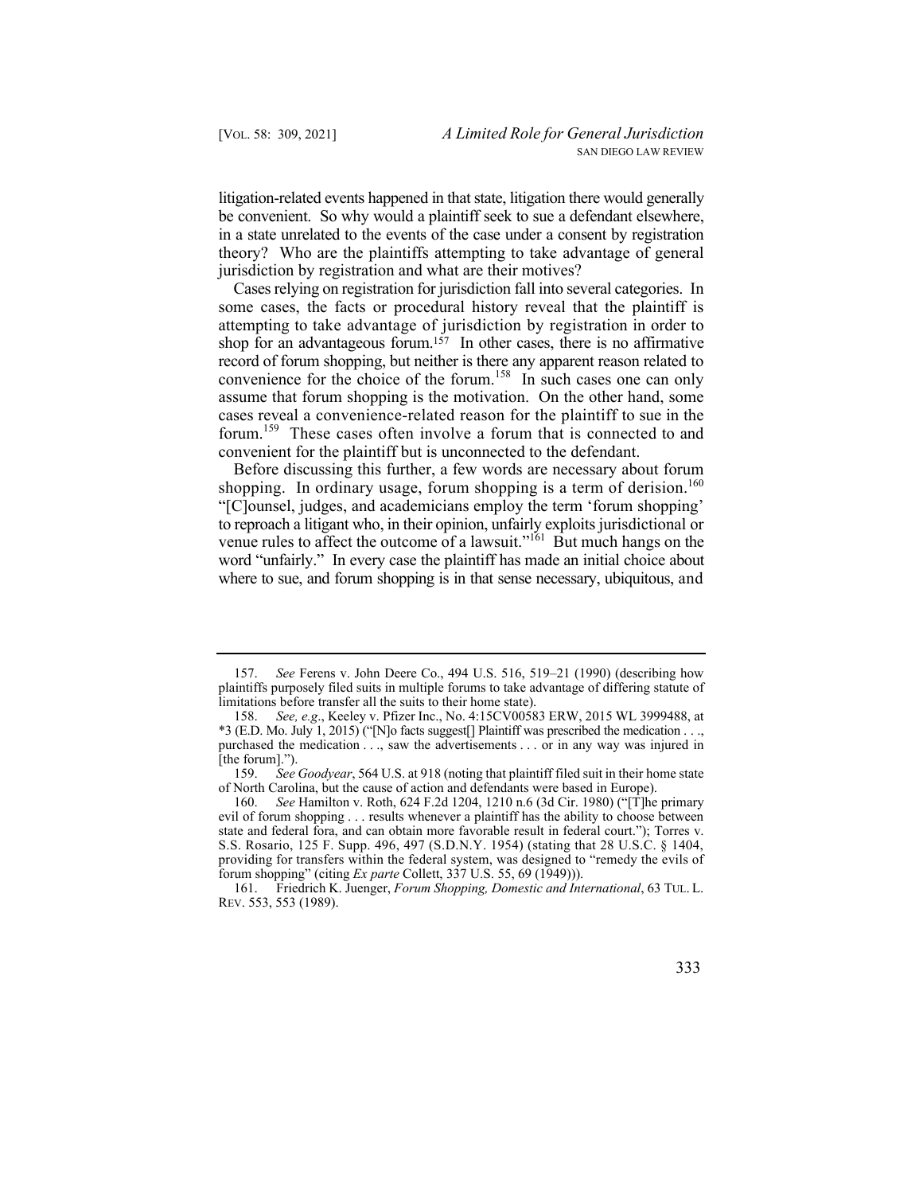litigation-related events happened in that state, litigation there would generally be convenient. So why would a plaintiff seek to sue a defendant elsewhere, in a state unrelated to the events of the case under a consent by registration theory? Who are the plaintiffs attempting to take advantage of general jurisdiction by registration and what are their motives?

Cases relying on registration for jurisdiction fall into several categories. In some cases, the facts or procedural history reveal that the plaintiff is attempting to take advantage of jurisdiction by registration in order to shop for an advantageous forum.[157] In other cases, there is no affirmative record of forum shopping, but neither is there any apparent reason related to convenience for the choice of the forum.[158] In such cases one can only assume that forum shopping is the motivation. On the other hand, some cases reveal a convenience-related reason for the plaintiff to sue in the forum.[159] These cases often involve a forum that is connected to and convenient for the plaintiff but is unconnected to the defendant.

Before discussing this further, a few words are necessary about forum shopping. In ordinary usage, forum shopping is a term of derision.[160] "[C]ounsel, judges, and academicians employ the term 'forum shopping' to reproach a litigant who, in their opinion, unfairly exploits jurisdictional or venue rules to affect the outcome of a lawsuit."[161] But much hangs on the word "unfairly." In every case the plaintiff has made an initial choice about where to sue, and forum shopping is in that sense necessary, ubiquitous, and

---

157. *See* Ferens v. John Deere Co., 494 U.S. 516, 519–21 (1990) (describing how plaintiffs purposely filed suits in multiple forums to take advantage of differing statute of limitations before transfer all the suits to their home state).

158. *See, e.g*., Keeley v. Pfizer Inc., No. 4:15CV00583 ERW, 2015 WL 3999488, at *3 (E.D. Mo. July 1, 2015) ("[N]o facts suggest[] Plaintiff was prescribed the medication . . ., purchased the medication . . ., saw the advertisements . . . or in any way was injured in [the forum].").

159. *See Goodyear*, 564 U.S. at 918 (noting that plaintiff filed suit in their home state of North Carolina, but the cause of action and defendants were based in Europe).

160. *See* Hamilton v. Roth, 624 F.2d 1204, 1210 n.6 (3d Cir. 1980) ("[T]he primary evil of forum shopping . . . results whenever a plaintiff has the ability to choose between state and federal fora, and can obtain more favorable result in federal court."); Torres v. S.S. Rosario, 125 F. Supp. 496, 497 (S.D.N.Y. 1954) (stating that 28 U.S.C. § 1404, providing for transfers within the federal system, was designed to "remedy the evils of forum shopping" (citing *Ex parte* Collett, 337 U.S. 55, 69 (1949))).

161. Friedrich K. Juenger, *Forum Shopping, Domestic and International*, 63 TUL. L. REV. 553, 553 (1989).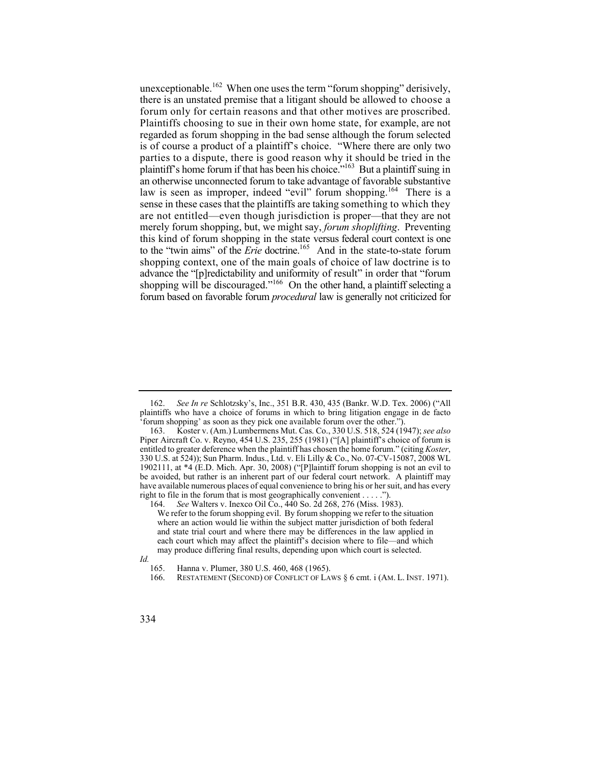unexceptionable.[162] When one uses the term "forum shopping" derisively, there is an unstated premise that a litigant should be allowed to choose a forum only for certain reasons and that other motives are proscribed. Plaintiffs choosing to sue in their own home state, for example, are not regarded as forum shopping in the bad sense although the forum selected is of course a product of a plaintiff's choice. "Where there are only two parties to a dispute, there is good reason why it should be tried in the plaintiff's home forum if that has been his choice."[163] But a plaintiff suing in an otherwise unconnected forum to take advantage of favorable substantive law is seen as improper, indeed "evil" forum shopping.[164] There is a sense in these cases that the plaintiffs are taking something to which they are not entitled—even though jurisdiction is proper—that they are not merely forum shopping, but, we might say, *forum shoplifting*. Preventing this kind of forum shopping in the state versus federal court context is one to the "twin aims" of the *Erie* doctrine.[165] And in the state-to-state forum shopping context, one of the main goals of choice of law doctrine is to advance the "[p]redictability and uniformity of result" in order that "forum shopping will be discouraged."[166] On the other hand, a plaintiff selecting a forum based on favorable forum *procedural* law is generally not criticized for

---

162. *See In re* Schlotzsky's, Inc., 351 B.R. 430, 435 (Bankr. W.D. Tex. 2006) ("All plaintiffs who have a choice of forums in which to bring litigation engage in de facto 'forum shopping' as soon as they pick one available forum over the other.").

163. Koster v. (Am.) Lumbermens Mut. Cas. Co., 330 U.S. 518, 524 (1947); *see also* Piper Aircraft Co. v. Reyno, 454 U.S. 235, 255 (1981) ("[A] plaintiff's choice of forum is entitled to greater deference when the plaintiff has chosen the home forum." (citing *Koster*, 330 U.S. at 524)); Sun Pharm. Indus., Ltd. v. Eli Lilly & Co., No. 07-CV-15087, 2008 WL 1902111, at *4 (E.D. Mich. Apr. 30, 2008) ("[P]laintiff forum shopping is not an evil to be avoided, but rather is an inherent part of our federal court network. A plaintiff may have available numerous places of equal convenience to bring his or her suit, and has every right to file in the forum that is most geographically convenient . . . . .").

164. *See* Walters v. Inexco Oil Co., 440 So. 2d 268, 276 (Miss. 1983).

> We refer to the forum shopping evil. By forum shopping we refer to the situation where an action would lie within the subject matter jurisdiction of both federal and state trial court and where there may be differences in the law applied in each court which may affect the plaintiff's decision where to file—and which may produce differing final results, depending upon which court is selected.

*Id.*

165. Hanna v. Plumer, 380 U.S. 460, 468 (1965).

166. RESTATEMENT (SECOND) OF CONFLICT OF LAWS § 6 cmt. i (AM. L. INST. 1971).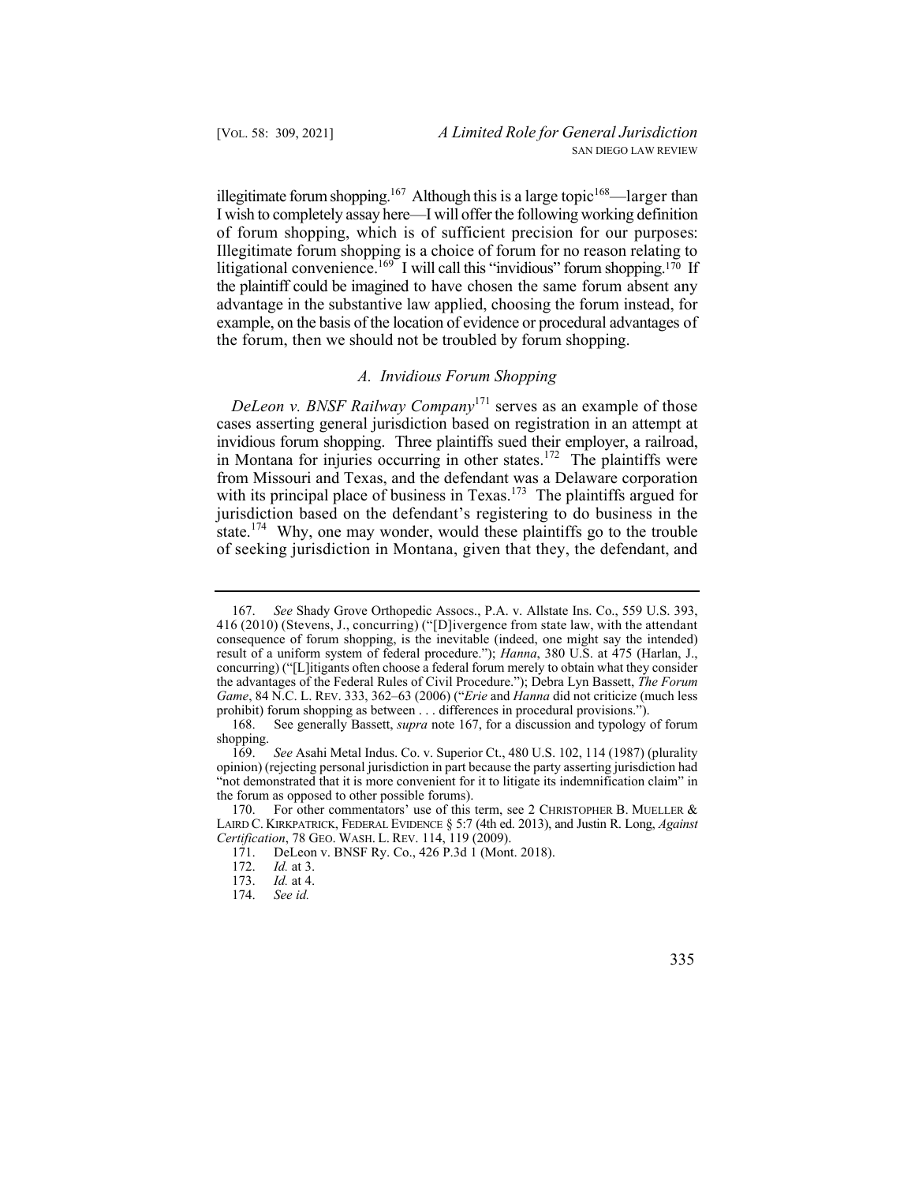illegitimate forum shopping.[167] Although this is a large topic[168]—larger than I wish to completely assay here—I will offer the following working definition of forum shopping, which is of sufficient precision for our purposes: Illegitimate forum shopping is a choice of forum for no reason relating to litigational convenience.[169] I will call this "invidious" forum shopping.[170] If the plaintiff could be imagined to have chosen the same forum absent any advantage in the substantive law applied, choosing the forum instead, for example, on the basis of the location of evidence or procedural advantages of the forum, then we should not be troubled by forum shopping.

### *A. Invidious Forum Shopping*

*DeLeon v. BNSF Railway Company*[171] serves as an example of those cases asserting general jurisdiction based on registration in an attempt at invidious forum shopping. Three plaintiffs sued their employer, a railroad, in Montana for injuries occurring in other states.[172] The plaintiffs were from Missouri and Texas, and the defendant was a Delaware corporation with its principal place of business in Texas.[173] The plaintiffs argued for jurisdiction based on the defendant's registering to do business in the state.[174] Why, one may wonder, would these plaintiffs go to the trouble of seeking jurisdiction in Montana, given that they, the defendant, and

---

167. *See* Shady Grove Orthopedic Assocs., P.A. v. Allstate Ins. Co., 559 U.S. 393, 416 (2010) (Stevens, J., concurring) ("[D]ivergence from state law, with the attendant consequence of forum shopping, is the inevitable (indeed, one might say the intended) result of a uniform system of federal procedure."); *Hanna*, 380 U.S. at 475 (Harlan, J., concurring) ("[L]itigants often choose a federal forum merely to obtain what they consider the advantages of the Federal Rules of Civil Procedure."); Debra Lyn Bassett, *The Forum Game*, 84 N.C. L. REV. 333, 362–63 (2006) ("*Erie* and *Hanna* did not criticize (much less prohibit) forum shopping as between . . . differences in procedural provisions.").

168. See generally Bassett, *supra* note 167, for a discussion and typology of forum shopping.

169. *See* Asahi Metal Indus. Co. v. Superior Ct., 480 U.S. 102, 114 (1987) (plurality opinion) (rejecting personal jurisdiction in part because the party asserting jurisdiction had "not demonstrated that it is more convenient for it to litigate its indemnification claim" in the forum as opposed to other possible forums).

170. For other commentators' use of this term, see 2 CHRISTOPHER B. MUELLER & LAIRD C. KIRKPATRICK, FEDERAL EVIDENCE § 5:7 (4th ed. 2013), and Justin R. Long, *Against Certification*, 78 GEO. WASH. L. REV. 114, 119 (2009).

171. DeLeon v. BNSF Ry. Co., 426 P.3d 1 (Mont. 2018).

172. *Id.* at 3.

173. *Id.* at 4.

174. *See id.*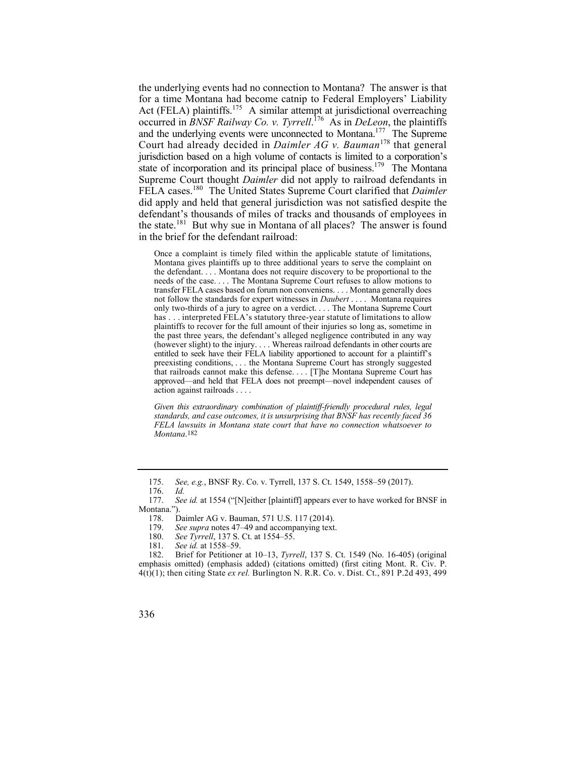the underlying events had no connection to Montana? The answer is that for a time Montana had become catnip to Federal Employers' Liability Act (FELA) plaintiffs.[175] A similar attempt at jurisdictional overreaching occurred in *BNSF Railway Co. v. Tyrrell*.[176] As in *DeLeon*, the plaintiffs and the underlying events were unconnected to Montana.[177] The Supreme Court had already decided in *Daimler AG v. Bauman*[178] that general jurisdiction based on a high volume of contacts is limited to a corporation's state of incorporation and its principal place of business.[179] The Montana Supreme Court thought *Daimler* did not apply to railroad defendants in FELA cases.[180] The United States Supreme Court clarified that *Daimler* did apply and held that general jurisdiction was not satisfied despite the defendant's thousands of miles of tracks and thousands of employees in the state.[181] But why sue in Montana of all places? The answer is found in the brief for the defendant railroad:

> Once a complaint is timely filed within the applicable statute of limitations, Montana gives plaintiffs up to three additional years to serve the complaint on the defendant. . . . Montana does not require discovery to be proportional to the needs of the case. . . . The Montana Supreme Court refuses to allow motions to transfer FELA cases based on forum non conveniens. . . . Montana generally does not follow the standards for expert witnesses in *Daubert* . . . . Montana requires only two-thirds of a jury to agree on a verdict. . . . The Montana Supreme Court has . . . interpreted FELA's statutory three-year statute of limitations to allow plaintiffs to recover for the full amount of their injuries so long as, sometime in the past three years, the defendant's alleged negligence contributed in any way (however slight) to the injury. . . . Whereas railroad defendants in other courts are entitled to seek have their FELA liability apportioned to account for a plaintiff's preexisting conditions, . . . the Montana Supreme Court has strongly suggested that railroads cannot make this defense. . . . [T]he Montana Supreme Court has approved—and held that FELA does not preempt—novel independent causes of action against railroads . . . .
>
> *Given this extraordinary combination of plaintiff-friendly procedural rules, legal standards, and case outcomes, it is unsurprising that BNSF has recently faced 36 FELA lawsuits in Montana state court that have no connection whatsoever to Montana*.[182]

---

175. *See, e.g.*, BNSF Ry. Co. v. Tyrrell, 137 S. Ct. 1549, 1558–59 (2017).

176. *Id.*

177. *See id.* at 1554 ("[N]either [plaintiff] appears ever to have worked for BNSF in Montana.").

178. Daimler AG v. Bauman, 571 U.S. 117 (2014).

179. *See supra* notes 47–49 and accompanying text.

180. *See Tyrrell*, 137 S. Ct. at 1554–55.

181. *See id.* at 1558–59.

182. Brief for Petitioner at 10–13, *Tyrrell*, 137 S. Ct. 1549 (No. 16-405) (original emphasis omitted) (emphasis added) (citations omitted) (first citing Mont. R. Civ. P. 4(t)(1); then citing State *ex rel.* Burlington N. R.R. Co. v. Dist. Ct., 891 P.2d 493, 499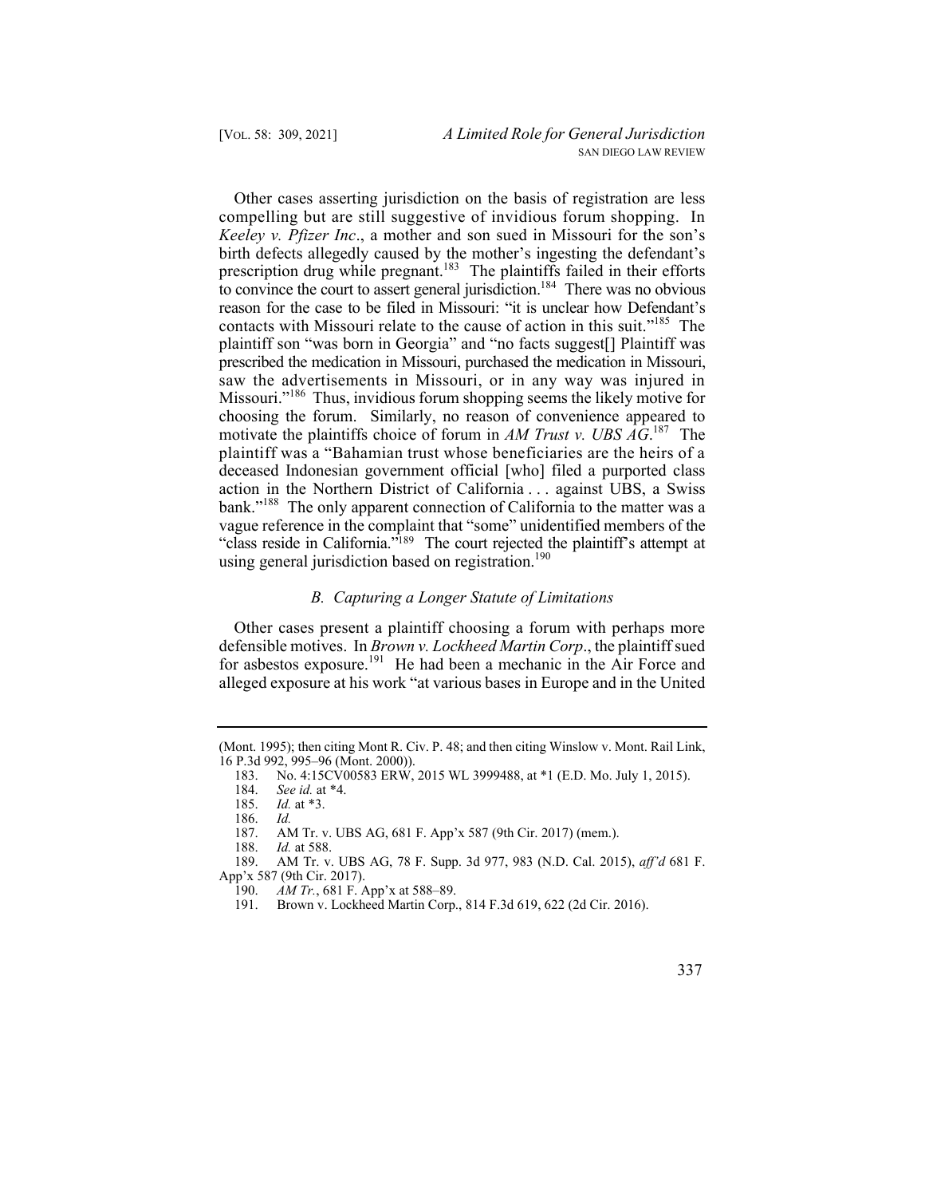Other cases asserting jurisdiction on the basis of registration are less compelling but are still suggestive of invidious forum shopping. In *Keeley v. Pfizer Inc*., a mother and son sued in Missouri for the son's birth defects allegedly caused by the mother's ingesting the defendant's prescription drug while pregnant.[183] The plaintiffs failed in their efforts to convince the court to assert general jurisdiction.[184] There was no obvious reason for the case to be filed in Missouri: "it is unclear how Defendant's contacts with Missouri relate to the cause of action in this suit."[185] The plaintiff son "was born in Georgia" and "no facts suggest[] Plaintiff was prescribed the medication in Missouri, purchased the medication in Missouri, saw the advertisements in Missouri, or in any way was injured in Missouri."[186] Thus, invidious forum shopping seems the likely motive for choosing the forum. Similarly, no reason of convenience appeared to motivate the plaintiffs choice of forum in *AM Trust v. UBS AG*.[187] The plaintiff was a "Bahamian trust whose beneficiaries are the heirs of a deceased Indonesian government official [who] filed a purported class action in the Northern District of California . . . against UBS, a Swiss bank."[188] The only apparent connection of California to the matter was a vague reference in the complaint that "some" unidentified members of the "class reside in California."[189] The court rejected the plaintiff's attempt at using general jurisdiction based on registration.[190]

### *B. Capturing a Longer Statute of Limitations*

Other cases present a plaintiff choosing a forum with perhaps more defensible motives. In *Brown v. Lockheed Martin Corp*., the plaintiff sued for asbestos exposure.[191] He had been a mechanic in the Air Force and alleged exposure at his work "at various bases in Europe and in the United

---

(Mont. 1995); then citing Mont R. Civ. P. 48; and then citing Winslow v. Mont. Rail Link, 16 P.3d 992, 995–96 (Mont. 2000)).

183. No. 4:15CV00583 ERW, 2015 WL 3999488, at *1 (E.D. Mo. July 1, 2015).

184. *See id.* at *4.

185. *Id.* at *3.

186. *Id.*

187. AM Tr. v. UBS AG, 681 F. App'x 587 (9th Cir. 2017) (mem.).

188. *Id.* at 588.

189. AM Tr. v. UBS AG, 78 F. Supp. 3d 977, 983 (N.D. Cal. 2015), *aff'd* 681 F. App'x 587 (9th Cir. 2017).

190. *AM Tr.*, 681 F. App'x at 588–89.

191. Brown v. Lockheed Martin Corp., 814 F.3d 619, 622 (2d Cir. 2016).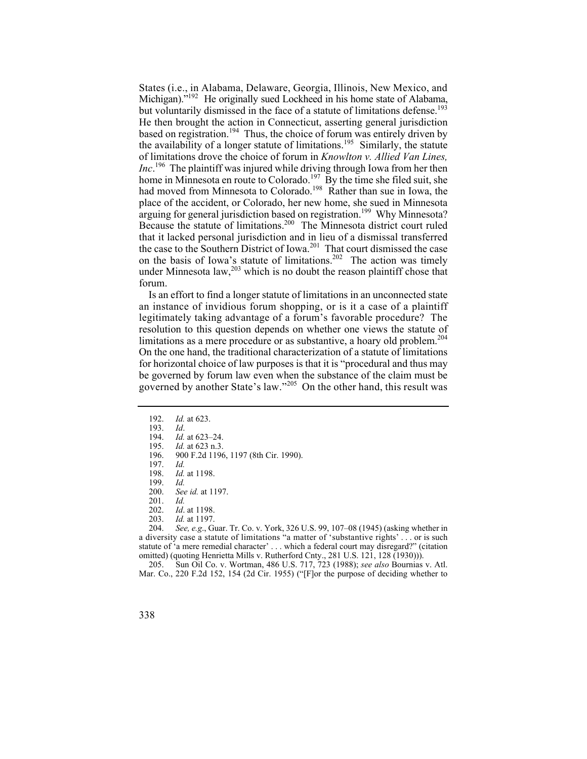States (i.e., in Alabama, Delaware, Georgia, Illinois, New Mexico, and Michigan)."[192] He originally sued Lockheed in his home state of Alabama, but voluntarily dismissed in the face of a statute of limitations defense.[193] He then brought the action in Connecticut, asserting general jurisdiction based on registration.[194] Thus, the choice of forum was entirely driven by the availability of a longer statute of limitations.[195] Similarly, the statute of limitations drove the choice of forum in *Knowlton v. Allied Van Lines, Inc*.[196] The plaintiff was injured while driving through Iowa from her then home in Minnesota en route to Colorado.[197] By the time she filed suit, she had moved from Minnesota to Colorado.[198] Rather than sue in Iowa, the place of the accident, or Colorado, her new home, she sued in Minnesota arguing for general jurisdiction based on registration.[199] Why Minnesota? Because the statute of limitations.[200] The Minnesota district court ruled that it lacked personal jurisdiction and in lieu of a dismissal transferred the case to the Southern District of Iowa.[201] That court dismissed the case on the basis of Iowa's statute of limitations.[202] The action was timely under Minnesota law,[203] which is no doubt the reason plaintiff chose that forum.

Is an effort to find a longer statute of limitations in an unconnected state an instance of invidious forum shopping, or is it a case of a plaintiff legitimately taking advantage of a forum's favorable procedure? The resolution to this question depends on whether one views the statute of limitations as a mere procedure or as substantive, a hoary old problem.[204] On the one hand, the traditional characterization of a statute of limitations for horizontal choice of law purposes is that it is "procedural and thus may be governed by forum law even when the substance of the claim must be governed by another State's law."[205] On the other hand, this result was

---

192. *Id.* at 623.

193. *Id*.

194. *Id.* at 623–24.

195. *Id.* at 623 n.3.

196. 900 F.2d 1196, 1197 (8th Cir. 1990).

197. *Id.*

198. *Id.* at 1198.

199. *Id.*

200. *See id.* at 1197.

201. *Id.*

202. *Id*. at 1198.

203. *Id.* at 1197.

204. *See, e.g*., Guar. Tr. Co. v. York, 326 U.S. 99, 107–08 (1945) (asking whether in a diversity case a statute of limitations "a matter of 'substantive rights' . . . or is such statute of 'a mere remedial character' . . . which a federal court may disregard?" (citation omitted) (quoting Henrietta Mills v. Rutherford Cnty., 281 U.S. 121, 128 (1930))).

205. Sun Oil Co. v. Wortman, 486 U.S. 717, 723 (1988); *see also* Bournias v. Atl. Mar. Co., 220 F.2d 152, 154 (2d Cir. 1955) ("[F]or the purpose of deciding whether to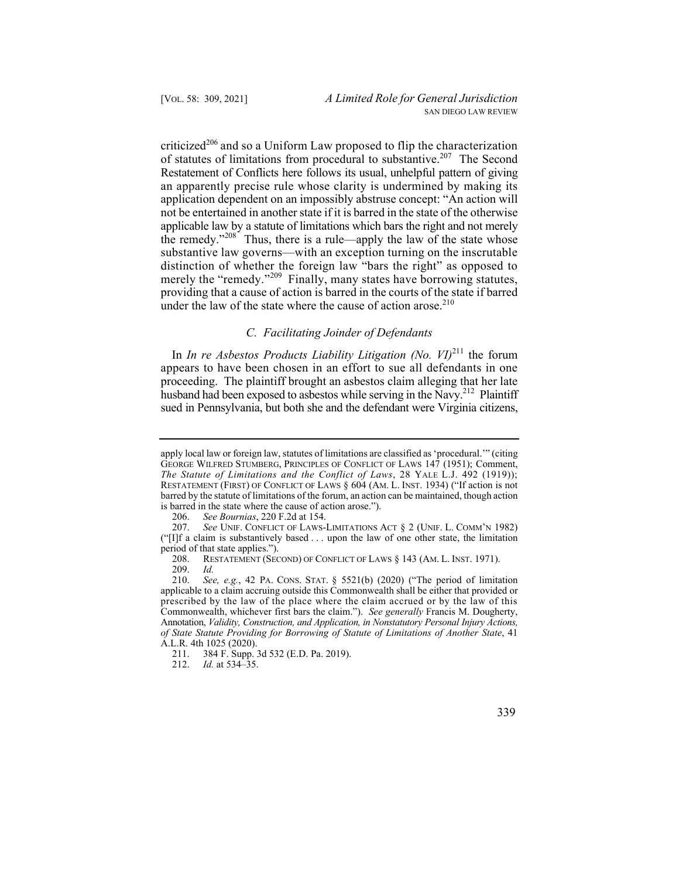criticized[206] and so a Uniform Law proposed to flip the characterization of statutes of limitations from procedural to substantive.[207] The Second Restatement of Conflicts here follows its usual, unhelpful pattern of giving an apparently precise rule whose clarity is undermined by making its application dependent on an impossibly abstruse concept: "An action will not be entertained in another state if it is barred in the state of the otherwise applicable law by a statute of limitations which bars the right and not merely the remedy."[208] Thus, there is a rule—apply the law of the state whose substantive law governs—with an exception turning on the inscrutable distinction of whether the foreign law "bars the right" as opposed to merely the "remedy."[209] Finally, many states have borrowing statutes, providing that a cause of action is barred in the courts of the state if barred under the law of the state where the cause of action arose.[210]

### *C. Facilitating Joinder of Defendants*

In *In re Asbestos Products Liability Litigation (No. VI)*[211] the forum appears to have been chosen in an effort to sue all defendants in one proceeding. The plaintiff brought an asbestos claim alleging that her late husband had been exposed to asbestos while serving in the Navy.[212] Plaintiff sued in Pennsylvania, but both she and the defendant were Virginia citizens,

---

apply local law or foreign law, statutes of limitations are classified as 'procedural.'" (citing GEORGE WILFRED STUMBERG, PRINCIPLES OF CONFLICT OF LAWS 147 (1951); Comment, *The Statute of Limitations and the Conflict of Laws*, 28 YALE L.J. 492 (1919)); RESTATEMENT (FIRST) OF CONFLICT OF LAWS § 604 (AM. L. INST. 1934) ("If action is not barred by the statute of limitations of the forum, an action can be maintained, though action is barred in the state where the cause of action arose.").

206. *See Bournias*, 220 F.2d at 154.

207. *See* UNIF. CONFLICT OF LAWS-LIMITATIONS ACT § 2 (UNIF. L. COMM'N 1982) ("[I]f a claim is substantively based . . . upon the law of one other state, the limitation period of that state applies.").

208. RESTATEMENT (SECOND) OF CONFLICT OF LAWS § 143 (AM. L. INST. 1971).

209. *Id.*

210. *See, e.g.*, 42 PA. CONS. STAT. § 5521(b) (2020) ("The period of limitation applicable to a claim accruing outside this Commonwealth shall be either that provided or prescribed by the law of the place where the claim accrued or by the law of this Commonwealth, whichever first bars the claim."). *See generally* Francis M. Dougherty, Annotation, *Validity, Construction, and Application, in Nonstatutory Personal Injury Actions, of State Statute Providing for Borrowing of Statute of Limitations of Another State*, 41 A.L.R. 4th 1025 (2020).

211. 384 F. Supp. 3d 532 (E.D. Pa. 2019).

212. *Id.* at 534–35.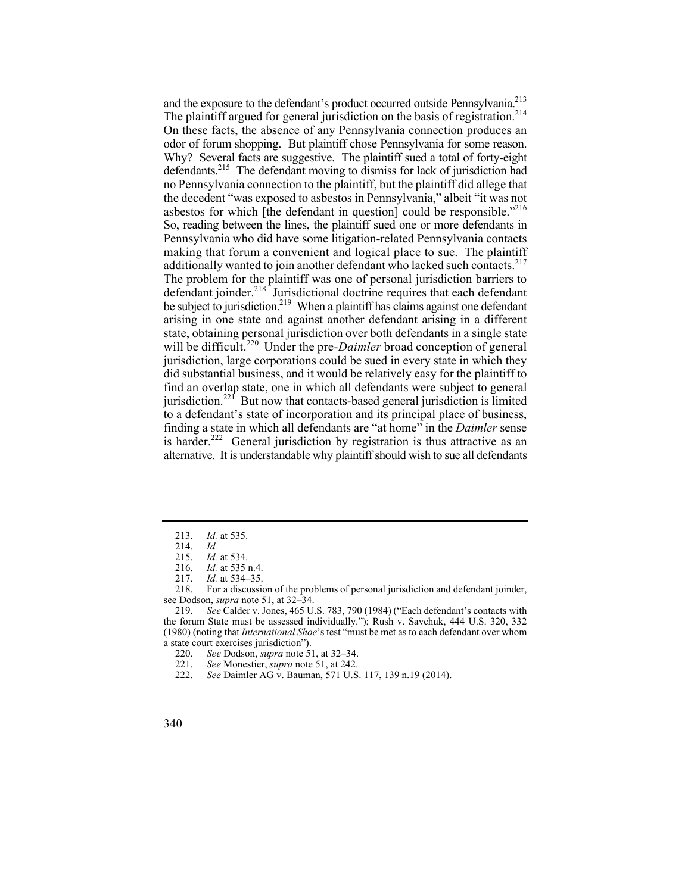and the exposure to the defendant's product occurred outside Pennsylvania.[213] The plaintiff argued for general jurisdiction on the basis of registration.[214] On these facts, the absence of any Pennsylvania connection produces an odor of forum shopping. But plaintiff chose Pennsylvania for some reason. Why? Several facts are suggestive. The plaintiff sued a total of forty-eight defendants.[215] The defendant moving to dismiss for lack of jurisdiction had no Pennsylvania connection to the plaintiff, but the plaintiff did allege that the decedent "was exposed to asbestos in Pennsylvania," albeit "it was not asbestos for which [the defendant in question] could be responsible."[216] So, reading between the lines, the plaintiff sued one or more defendants in Pennsylvania who did have some litigation-related Pennsylvania contacts making that forum a convenient and logical place to sue. The plaintiff additionally wanted to join another defendant who lacked such contacts.[217] The problem for the plaintiff was one of personal jurisdiction barriers to defendant joinder.[218] Jurisdictional doctrine requires that each defendant be subject to jurisdiction.[219] When a plaintiff has claims against one defendant arising in one state and against another defendant arising in a different state, obtaining personal jurisdiction over both defendants in a single state will be difficult.[220] Under the pre-*Daimler* broad conception of general jurisdiction, large corporations could be sued in every state in which they did substantial business, and it would be relatively easy for the plaintiff to find an overlap state, one in which all defendants were subject to general jurisdiction.[221] But now that contacts-based general jurisdiction is limited to a defendant's state of incorporation and its principal place of business, finding a state in which all defendants are "at home" in the *Daimler* sense is harder.[222] General jurisdiction by registration is thus attractive as an alternative. It is understandable why plaintiff should wish to sue all defendants

---

213. *Id.* at 535.

214. *Id.*

215. *Id.* at 534.

216. *Id.* at 535 n.4.

217. *Id.* at 534–35.

218. For a discussion of the problems of personal jurisdiction and defendant joinder, see Dodson, *supra* note 51, at 32–34.

219. *See* Calder v. Jones, 465 U.S. 783, 790 (1984) ("Each defendant's contacts with the forum State must be assessed individually."); Rush v. Savchuk, 444 U.S. 320, 332 (1980) (noting that *International Shoe*'s test "must be met as to each defendant over whom a state court exercises jurisdiction").

220. *See* Dodson, *supra* note 51, at 32–34.

221. *See* Monestier, *supra* note 51, at 242.

222. *See* Daimler AG v. Bauman, 571 U.S. 117, 139 n.19 (2014).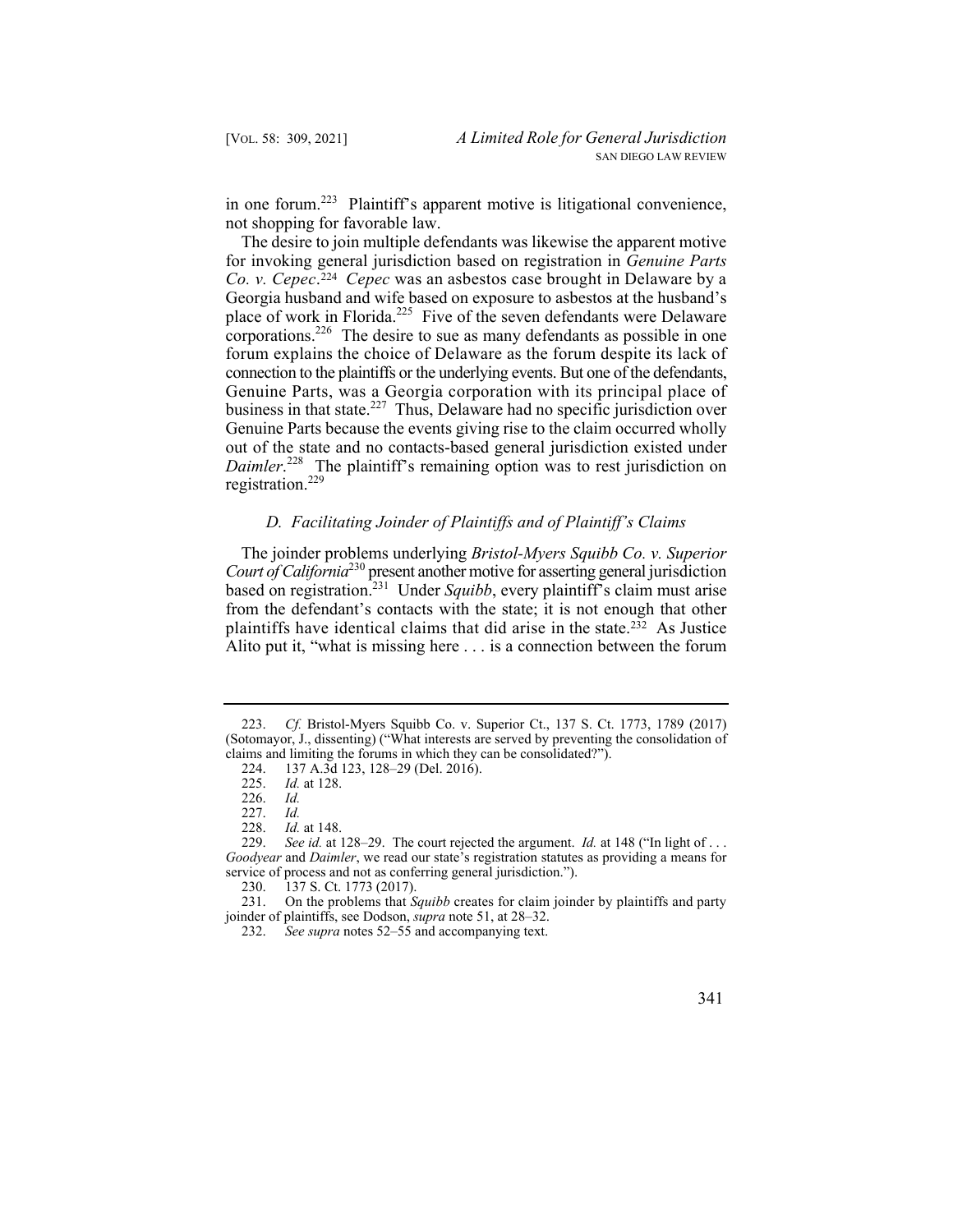in one forum.[223] Plaintiff's apparent motive is litigational convenience, not shopping for favorable law.

The desire to join multiple defendants was likewise the apparent motive for invoking general jurisdiction based on registration in *Genuine Parts Co. v. Cepec*.[224] *Cepec* was an asbestos case brought in Delaware by a Georgia husband and wife based on exposure to asbestos at the husband's place of work in Florida.[225] Five of the seven defendants were Delaware corporations.[226] The desire to sue as many defendants as possible in one forum explains the choice of Delaware as the forum despite its lack of connection to the plaintiffs or the underlying events. But one of the defendants, Genuine Parts, was a Georgia corporation with its principal place of business in that state.[227] Thus, Delaware had no specific jurisdiction over Genuine Parts because the events giving rise to the claim occurred wholly out of the state and no contacts-based general jurisdiction existed under *Daimler*.[228] The plaintiff's remaining option was to rest jurisdiction on registration.[229]

### *D. Facilitating Joinder of Plaintiffs and of Plaintiff's Claims*

The joinder problems underlying *Bristol-Myers Squibb Co. v. Superior Court of California*[230] present another motive for asserting general jurisdiction based on registration.[231] Under *Squibb*, every plaintiff's claim must arise from the defendant's contacts with the state; it is not enough that other plaintiffs have identical claims that did arise in the state.[232] As Justice Alito put it, "what is missing here . . . is a connection between the forum

---

223. *Cf.* Bristol-Myers Squibb Co. v. Superior Ct., 137 S. Ct. 1773, 1789 (2017) (Sotomayor, J., dissenting) ("What interests are served by preventing the consolidation of claims and limiting the forums in which they can be consolidated?").

224. 137 A.3d 123, 128–29 (Del. 2016).

225. *Id.* at 128.

226. *Id.*

227. *Id.*

228. *Id.* at 148.

229. *See id.* at 128–29. The court rejected the argument. *Id.* at 148 ("In light of . . . *Goodyear* and *Daimler*, we read our state's registration statutes as providing a means for service of process and not as conferring general jurisdiction.").

230. 137 S. Ct. 1773 (2017).

231. On the problems that *Squibb* creates for claim joinder by plaintiffs and party joinder of plaintiffs, see Dodson, *supra* note 51, at 28–32.

232. *See supra* notes 52–55 and accompanying text.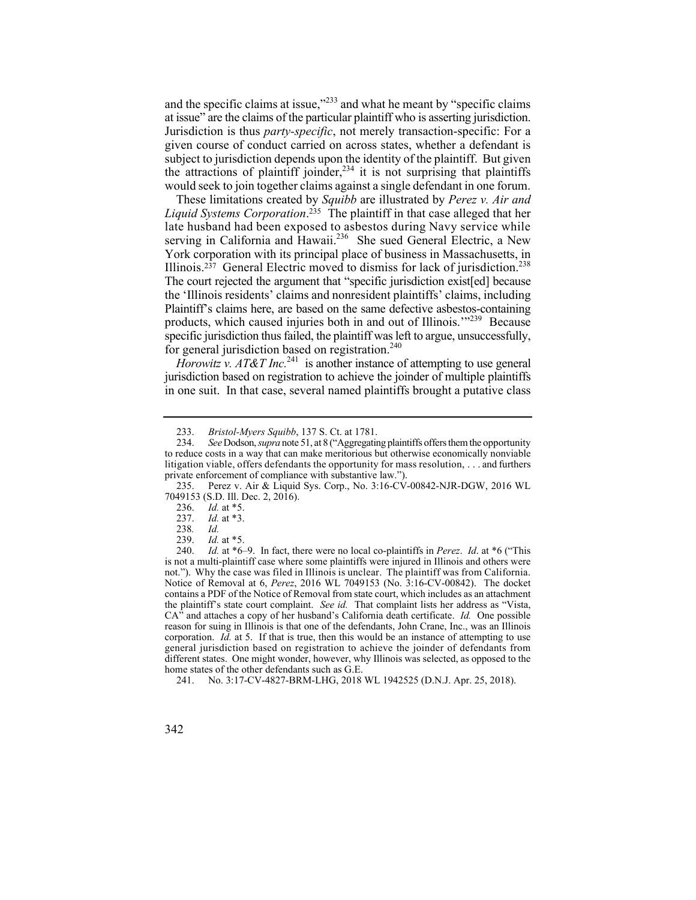and the specific claims at issue,"[233] and what he meant by "specific claims at issue" are the claims of the particular plaintiff who is asserting jurisdiction. Jurisdiction is thus *party-specific*, not merely transaction-specific: For a given course of conduct carried on across states, whether a defendant is subject to jurisdiction depends upon the identity of the plaintiff. But given the attractions of plaintiff joinder,[234] it is not surprising that plaintiffs would seek to join together claims against a single defendant in one forum.

These limitations created by *Squibb* are illustrated by *Perez v. Air and Liquid Systems Corporation*.[235] The plaintiff in that case alleged that her late husband had been exposed to asbestos during Navy service while serving in California and Hawaii.[236] She sued General Electric, a New York corporation with its principal place of business in Massachusetts, in Illinois.[237] General Electric moved to dismiss for lack of jurisdiction.[238] The court rejected the argument that "specific jurisdiction exist[ed] because the 'Illinois residents' claims and nonresident plaintiffs' claims, including Plaintiff's claims here, are based on the same defective asbestos-containing products, which caused injuries both in and out of Illinois.'"[239] Because specific jurisdiction thus failed, the plaintiff was left to argue, unsuccessfully, for general jurisdiction based on registration.[240]

*Horowitz v. AT&T Inc.*[241] is another instance of attempting to use general jurisdiction based on registration to achieve the joinder of multiple plaintiffs in one suit. In that case, several named plaintiffs brought a putative class

---

233. *Bristol-Myers Squibb*, 137 S. Ct. at 1781.

234. *See* Dodson, *supra* note 51, at 8 ("Aggregating plaintiffs offers them the opportunity to reduce costs in a way that can make meritorious but otherwise economically nonviable litigation viable, offers defendants the opportunity for mass resolution, . . . and furthers private enforcement of compliance with substantive law.").

235. Perez v. Air & Liquid Sys. Corp., No. 3:16-CV-00842-NJR-DGW, 2016 WL 7049153 (S.D. Ill. Dec. 2, 2016).

236. *Id.* at *5.

237. *Id.* at *3.

238. *Id.*

239. *Id.* at *5.

240. *Id.* at *6–9. In fact, there were no local co-plaintiffs in *Perez*. *Id*. at *6 ("This is not a multi-plaintiff case where some plaintiffs were injured in Illinois and others were not."). Why the case was filed in Illinois is unclear. The plaintiff was from California. Notice of Removal at 6, *Perez*, 2016 WL 7049153 (No. 3:16-CV-00842). The docket contains a PDF of the Notice of Removal from state court, which includes as an attachment the plaintiff's state court complaint. *See id.* That complaint lists her address as "Vista, CA" and attaches a copy of her husband's California death certificate. *Id.* One possible reason for suing in Illinois is that one of the defendants, John Crane, Inc., was an Illinois corporation. *Id.* at 5. If that is true, then this would be an instance of attempting to use general jurisdiction based on registration to achieve the joinder of defendants from different states. One might wonder, however, why Illinois was selected, as opposed to the home states of the other defendants such as G.E.

241. No. 3:17-CV-4827-BRM-LHG, 2018 WL 1942525 (D.N.J. Apr. 25, 2018).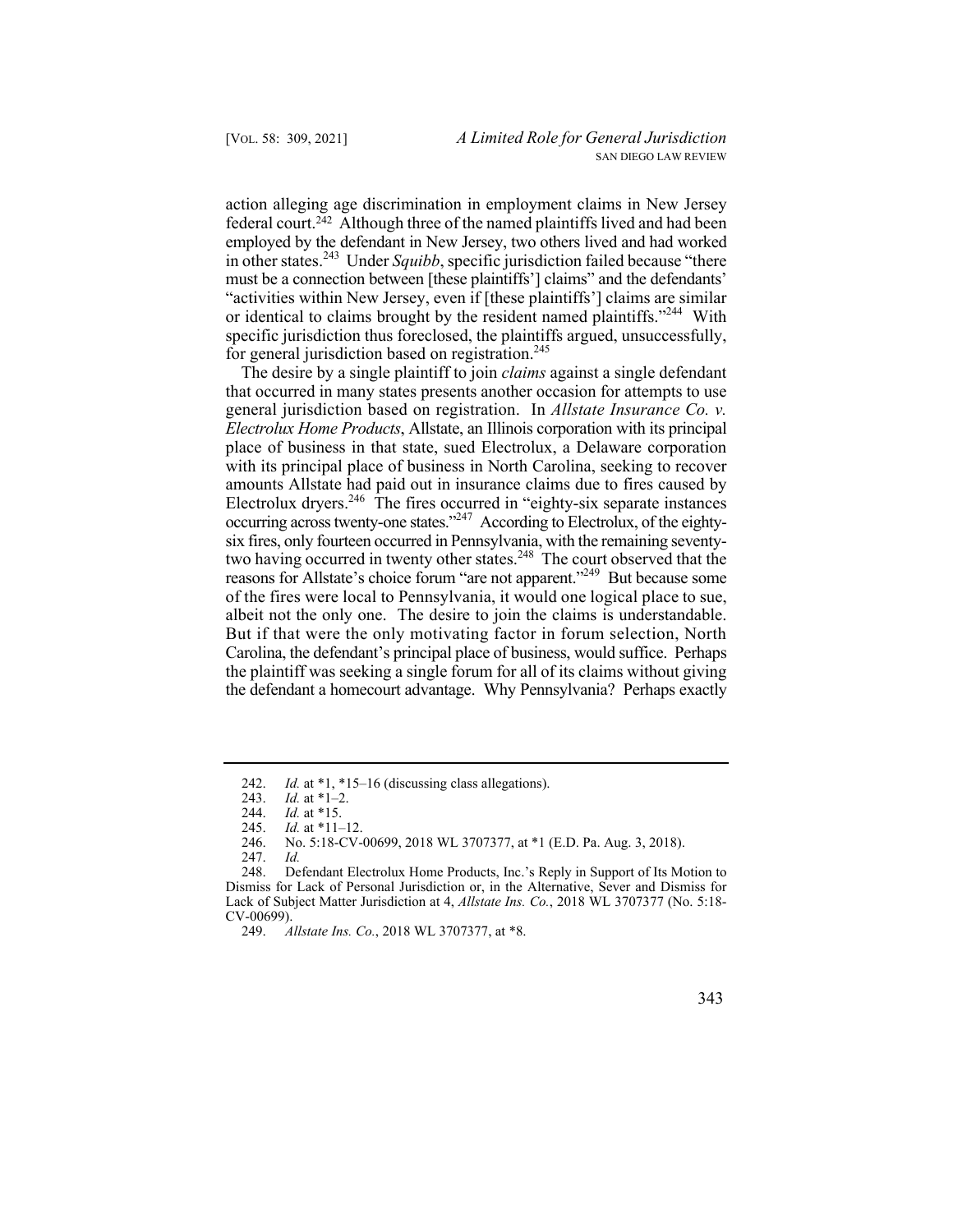action alleging age discrimination in employment claims in New Jersey federal court.[242] Although three of the named plaintiffs lived and had been employed by the defendant in New Jersey, two others lived and had worked in other states.[243] Under *Squibb*, specific jurisdiction failed because "there must be a connection between [these plaintiffs'] claims" and the defendants' "activities within New Jersey, even if [these plaintiffs'] claims are similar or identical to claims brought by the resident named plaintiffs."[244] With specific jurisdiction thus foreclosed, the plaintiffs argued, unsuccessfully, for general jurisdiction based on registration.[245]

The desire by a single plaintiff to join *claims* against a single defendant that occurred in many states presents another occasion for attempts to use general jurisdiction based on registration. In *Allstate Insurance Co. v. Electrolux Home Products*, Allstate, an Illinois corporation with its principal place of business in that state, sued Electrolux, a Delaware corporation with its principal place of business in North Carolina, seeking to recover amounts Allstate had paid out in insurance claims due to fires caused by Electrolux dryers.[246] The fires occurred in "eighty-six separate instances occurring across twenty-one states."[247] According to Electrolux, of the eighty-six fires, only fourteen occurred in Pennsylvania, with the remaining seventy-two having occurred in twenty other states.[248] The court observed that the reasons for Allstate's choice forum "are not apparent."[249] But because some of the fires were local to Pennsylvania, it would one logical place to sue, albeit not the only one. The desire to join the claims is understandable. But if that were the only motivating factor in forum selection, North Carolina, the defendant's principal place of business, would suffice. Perhaps the plaintiff was seeking a single forum for all of its claims without giving the defendant a homecourt advantage. Why Pennsylvania? Perhaps exactly

---

242. *Id.* at *1, *15–16 (discussing class allegations).

243. *Id.* at *1–2.

244. *Id.* at *15.

245. *Id.* at *11–12.

246. No. 5:18-CV-00699, 2018 WL 3707377, at *1 (E.D. Pa. Aug. 3, 2018).

247. *Id.*

248. Defendant Electrolux Home Products, Inc.'s Reply in Support of Its Motion to Dismiss for Lack of Personal Jurisdiction or, in the Alternative, Sever and Dismiss for Lack of Subject Matter Jurisdiction at 4, *Allstate Ins. Co.*, 2018 WL 3707377 (No. 5:18-CV-00699).

249. *Allstate Ins. Co.*, 2018 WL 3707377, at *8.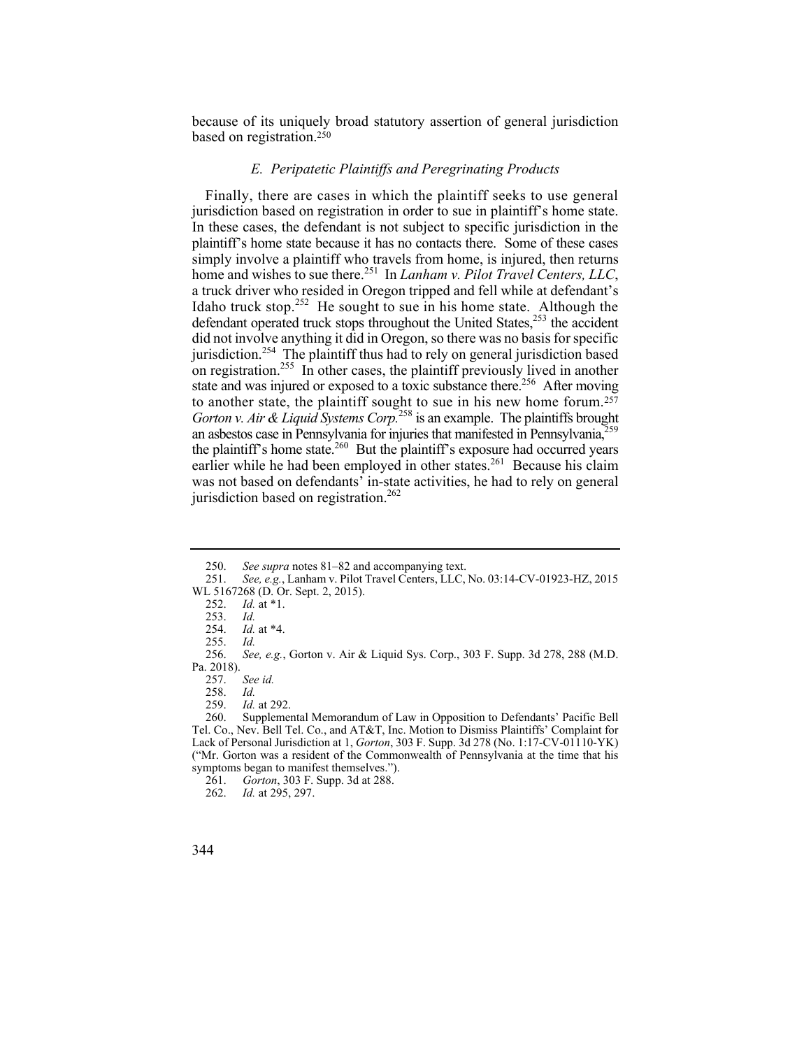because of its uniquely broad statutory assertion of general jurisdiction based on registration.[250]

### *E. Peripatetic Plaintiffs and Peregrinating Products*

Finally, there are cases in which the plaintiff seeks to use general jurisdiction based on registration in order to sue in plaintiff's home state. In these cases, the defendant is not subject to specific jurisdiction in the plaintiff's home state because it has no contacts there. Some of these cases simply involve a plaintiff who travels from home, is injured, then returns home and wishes to sue there.[251] In *Lanham v. Pilot Travel Centers, LLC*, a truck driver who resided in Oregon tripped and fell while at defendant's Idaho truck stop.[252] He sought to sue in his home state. Although the defendant operated truck stops throughout the United States,[253] the accident did not involve anything it did in Oregon, so there was no basis for specific jurisdiction.[254] The plaintiff thus had to rely on general jurisdiction based on registration.[255] In other cases, the plaintiff previously lived in another state and was injured or exposed to a toxic substance there.[256] After moving to another state, the plaintiff sought to sue in his new home forum.[257] *Gorton v. Air & Liquid Systems Corp.*[258] is an example. The plaintiffs brought an asbestos case in Pennsylvania for injuries that manifested in Pennsylvania,[259] the plaintiff's home state.[260] But the plaintiff's exposure had occurred years earlier while he had been employed in other states.[261] Because his claim was not based on defendants' in-state activities, he had to rely on general jurisdiction based on registration.[262]

---

250. *See supra* notes 81–82 and accompanying text.

251. *See, e.g.*, Lanham v. Pilot Travel Centers, LLC, No. 03:14-CV-01923-HZ, 2015 WL 5167268 (D. Or. Sept. 2, 2015).

252. *Id.* at \*1.

253. *Id.*

254. *Id.* at \*4.

255. *Id.*

256. *See, e.g.*, Gorton v. Air & Liquid Sys. Corp., 303 F. Supp. 3d 278, 288 (M.D. Pa. 2018).

257. *See id.*

258. *Id.*

259. *Id.* at 292.

260. Supplemental Memorandum of Law in Opposition to Defendants' Pacific Bell Tel. Co., Nev. Bell Tel. Co., and AT&T, Inc. Motion to Dismiss Plaintiffs' Complaint for Lack of Personal Jurisdiction at 1, *Gorton*, 303 F. Supp. 3d 278 (No. 1:17-CV-01110-YK) ("Mr. Gorton was a resident of the Commonwealth of Pennsylvania at the time that his symptoms began to manifest themselves.").

261. *Gorton*, 303 F. Supp. 3d at 288.

262. *Id.* at 295, 297.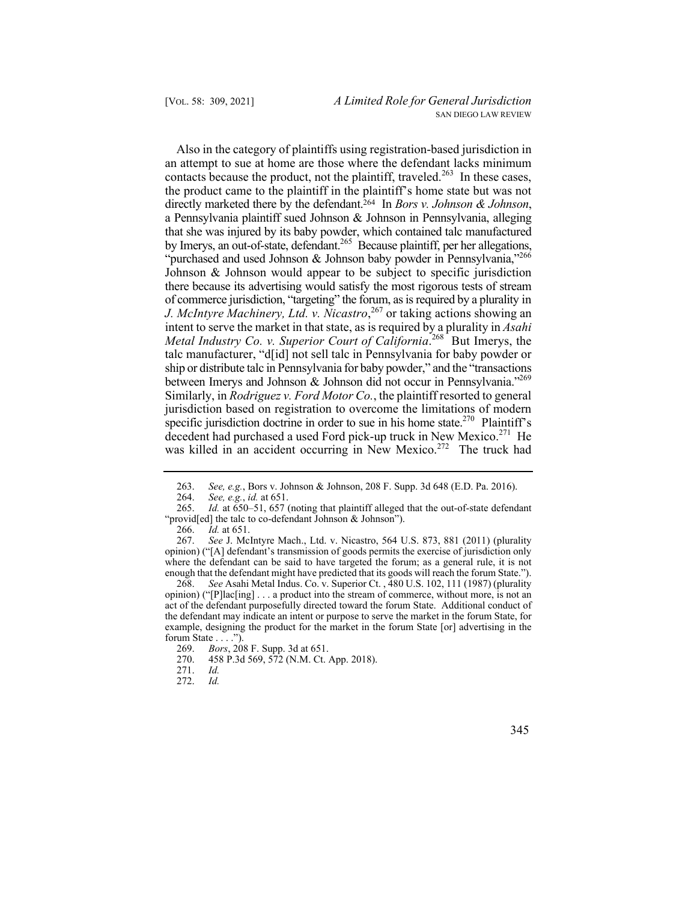Also in the category of plaintiffs using registration-based jurisdiction in an attempt to sue at home are those where the defendant lacks minimum contacts because the product, not the plaintiff, traveled.[263] In these cases, the product came to the plaintiff in the plaintiff's home state but was not directly marketed there by the defendant.[264] In *Bors v. Johnson & Johnson*, a Pennsylvania plaintiff sued Johnson & Johnson in Pennsylvania, alleging that she was injured by its baby powder, which contained talc manufactured by Imerys, an out-of-state, defendant.[265] Because plaintiff, per her allegations, "purchased and used Johnson & Johnson baby powder in Pennsylvania,"[266] Johnson & Johnson would appear to be subject to specific jurisdiction there because its advertising would satisfy the most rigorous tests of stream of commerce jurisdiction, "targeting" the forum, as is required by a plurality in *J. McIntyre Machinery, Ltd. v. Nicastro*,[267] or taking actions showing an intent to serve the market in that state, as is required by a plurality in *Asahi Metal Industry Co. v. Superior Court of California*.[268] But Imerys, the talc manufacturer, "d[id] not sell talc in Pennsylvania for baby powder or ship or distribute talc in Pennsylvania for baby powder," and the "transactions between Imerys and Johnson & Johnson did not occur in Pennsylvania."[269] Similarly, in *Rodriguez v. Ford Motor Co.*, the plaintiff resorted to general jurisdiction based on registration to overcome the limitations of modern specific jurisdiction doctrine in order to sue in his home state.[270] Plaintiff's decedent had purchased a used Ford pick-up truck in New Mexico.[271] He was killed in an accident occurring in New Mexico.[272] The truck had

---

263. *See, e.g.*, Bors v. Johnson & Johnson, 208 F. Supp. 3d 648 (E.D. Pa. 2016).

264. *See, e.g.*, *id.* at 651.

265. *Id.* at 650–51, 657 (noting that plaintiff alleged that the out-of-state defendant "provid[ed] the talc to co-defendant Johnson & Johnson").

266. *Id.* at 651.

267. *See* J. McIntyre Mach., Ltd. v. Nicastro, 564 U.S. 873, 881 (2011) (plurality opinion) ("[A] defendant's transmission of goods permits the exercise of jurisdiction only where the defendant can be said to have targeted the forum; as a general rule, it is not enough that the defendant might have predicted that its goods will reach the forum State.").

268. *See* Asahi Metal Indus. Co. v. Superior Ct. , 480 U.S. 102, 111 (1987) (plurality opinion) ("[P]lac[ing] . . . a product into the stream of commerce, without more, is not an act of the defendant purposefully directed toward the forum State. Additional conduct of the defendant may indicate an intent or purpose to serve the market in the forum State, for example, designing the product for the market in the forum State [or] advertising in the forum State . . . .").

269. *Bors*, 208 F. Supp. 3d at 651.

270. 458 P.3d 569, 572 (N.M. Ct. App. 2018).

271. *Id.*

272. *Id.*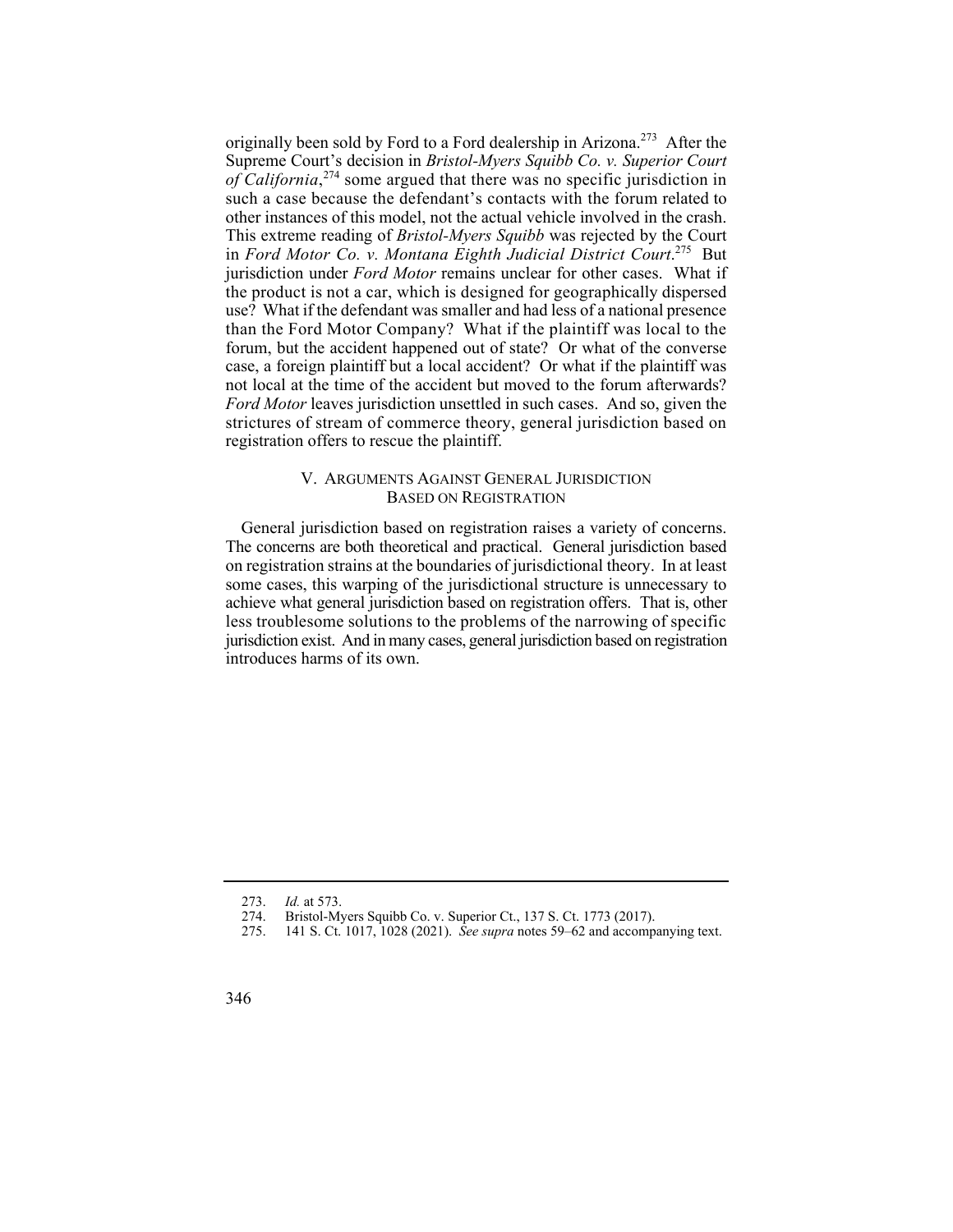originally been sold by Ford to a Ford dealership in Arizona.[273] After the Supreme Court's decision in *Bristol-Myers Squibb Co. v. Superior Court of California*,[274] some argued that there was no specific jurisdiction in such a case because the defendant's contacts with the forum related to other instances of this model, not the actual vehicle involved in the crash. This extreme reading of *Bristol-Myers Squibb* was rejected by the Court in *Ford Motor Co. v. Montana Eighth Judicial District Court*.[275] But jurisdiction under *Ford Motor* remains unclear for other cases. What if the product is not a car, which is designed for geographically dispersed use? What if the defendant was smaller and had less of a national presence than the Ford Motor Company? What if the plaintiff was local to the forum, but the accident happened out of state? Or what of the converse case, a foreign plaintiff but a local accident? Or what if the plaintiff was not local at the time of the accident but moved to the forum afterwards? *Ford Motor* leaves jurisdiction unsettled in such cases. And so, given the strictures of stream of commerce theory, general jurisdiction based on registration offers to rescue the plaintiff.

## V. ARGUMENTS AGAINST GENERAL JURISDICTION BASED ON REGISTRATION

General jurisdiction based on registration raises a variety of concerns. The concerns are both theoretical and practical. General jurisdiction based on registration strains at the boundaries of jurisdictional theory. In at least some cases, this warping of the jurisdictional structure is unnecessary to achieve what general jurisdiction based on registration offers. That is, other less troublesome solutions to the problems of the narrowing of specific jurisdiction exist. And in many cases, general jurisdiction based on registration introduces harms of its own.

---

273. *Id.* at 573.

274. Bristol-Myers Squibb Co. v. Superior Ct., 137 S. Ct. 1773 (2017).

275. 141 S. Ct. 1017, 1028 (2021). *See supra* notes 59–62 and accompanying text.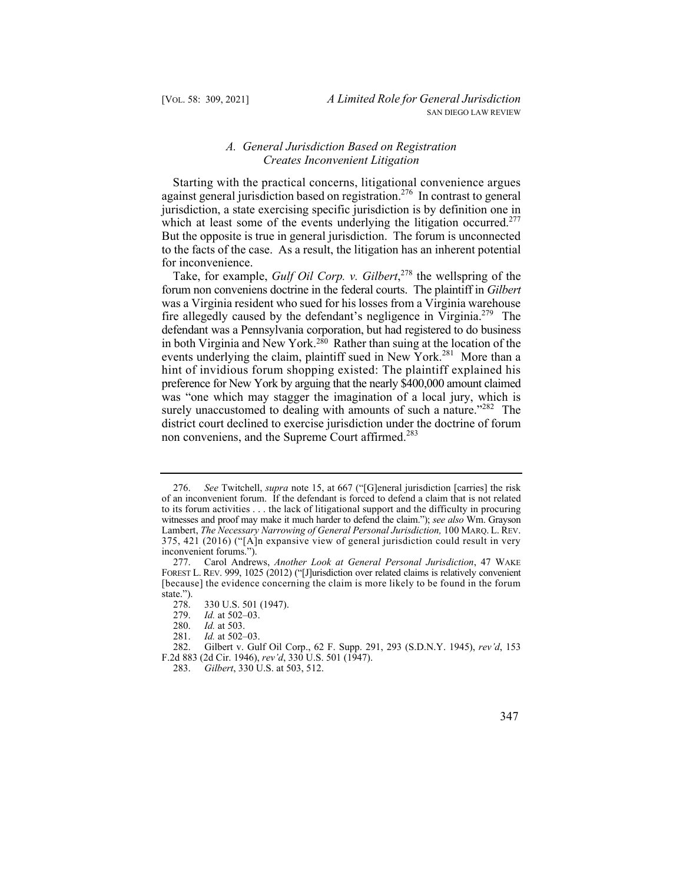### A. General Jurisdiction Based on Registration Creates Inconvenient Litigation

Starting with the practical concerns, litigational convenience argues against general jurisdiction based on registration.[276] In contrast to general jurisdiction, a state exercising specific jurisdiction is by definition one in which at least some of the events underlying the litigation occurred.[277] But the opposite is true in general jurisdiction. The forum is unconnected to the facts of the case. As a result, the litigation has an inherent potential for inconvenience.

Take, for example, *Gulf Oil Corp. v. Gilbert*,[278] the wellspring of the forum non conveniens doctrine in the federal courts. The plaintiff in *Gilbert* was a Virginia resident who sued for his losses from a Virginia warehouse fire allegedly caused by the defendant's negligence in Virginia.[279] The defendant was a Pennsylvania corporation, but had registered to do business in both Virginia and New York.[280] Rather than suing at the location of the events underlying the claim, plaintiff sued in New York.[281] More than a hint of invidious forum shopping existed: The plaintiff explained his preference for New York by arguing that the nearly $400,000 amount claimed was "one which may stagger the imagination of a local jury, which is surely unaccustomed to dealing with amounts of such a nature."[282] The district court declined to exercise jurisdiction under the doctrine of forum non conveniens, and the Supreme Court affirmed.[283]

---

276. *See* Twitchell, *supra* note 15, at 667 ("[G]eneral jurisdiction [carries] the risk of an inconvenient forum. If the defendant is forced to defend a claim that is not related to its forum activities . . . the lack of litigational support and the difficulty in procuring witnesses and proof may make it much harder to defend the claim."); *see also* Wm. Grayson Lambert, *The Necessary Narrowing of General Personal Jurisdiction,* 100 MARQ. L. REV. 375, 421 (2016) ("[A]n expansive view of general jurisdiction could result in very inconvenient forums.").

277. Carol Andrews, *Another Look at General Personal Jurisdiction*, 47 WAKE FOREST L. REV. 999, 1025 (2012) ("[J]urisdiction over related claims is relatively convenient [because] the evidence concerning the claim is more likely to be found in the forum state.").

278. 330 U.S. 501 (1947).

279. *Id.* at 502–03.

280. *Id.* at 503.

281. *Id.* at 502–03.

282. Gilbert v. Gulf Oil Corp., 62 F. Supp. 291, 293 (S.D.N.Y. 1945), *rev'd*, 153 F.2d 883 (2d Cir. 1946), *rev'd*, 330 U.S. 501 (1947).

283. *Gilbert*, 330 U.S. at 503, 512.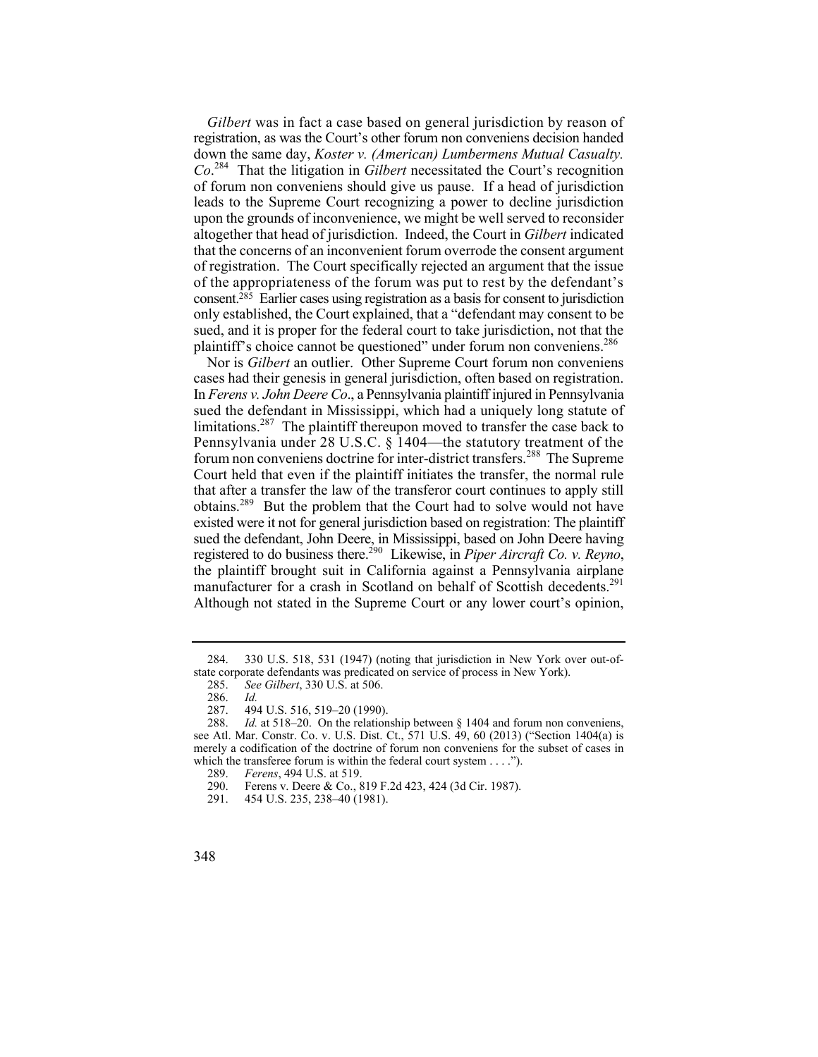*Gilbert* was in fact a case based on general jurisdiction by reason of registration, as was the Court's other forum non conveniens decision handed down the same day, *Koster v. (American) Lumbermens Mutual Casualty. Co*.[284] That the litigation in *Gilbert* necessitated the Court's recognition of forum non conveniens should give us pause. If a head of jurisdiction leads to the Supreme Court recognizing a power to decline jurisdiction upon the grounds of inconvenience, we might be well served to reconsider altogether that head of jurisdiction. Indeed, the Court in *Gilbert* indicated that the concerns of an inconvenient forum overrode the consent argument of registration. The Court specifically rejected an argument that the issue of the appropriateness of the forum was put to rest by the defendant's consent.[285] Earlier cases using registration as a basis for consent to jurisdiction only established, the Court explained, that a "defendant may consent to be sued, and it is proper for the federal court to take jurisdiction, not that the plaintiff's choice cannot be questioned" under forum non conveniens.[286]

Nor is *Gilbert* an outlier. Other Supreme Court forum non conveniens cases had their genesis in general jurisdiction, often based on registration. In *Ferens v. John Deere Co*., a Pennsylvania plaintiff injured in Pennsylvania sued the defendant in Mississippi, which had a uniquely long statute of limitations.[287] The plaintiff thereupon moved to transfer the case back to Pennsylvania under 28 U.S.C. § 1404—the statutory treatment of the forum non conveniens doctrine for inter-district transfers.[288] The Supreme Court held that even if the plaintiff initiates the transfer, the normal rule that after a transfer the law of the transferor court continues to apply still obtains.[289] But the problem that the Court had to solve would not have existed were it not for general jurisdiction based on registration: The plaintiff sued the defendant, John Deere, in Mississippi, based on John Deere having registered to do business there.[290] Likewise, in *Piper Aircraft Co. v. Reyno*, the plaintiff brought suit in California against a Pennsylvania airplane manufacturer for a crash in Scotland on behalf of Scottish decedents.[291] Although not stated in the Supreme Court or any lower court's opinion,

---

284. 330 U.S. 518, 531 (1947) (noting that jurisdiction in New York over out-of-state corporate defendants was predicated on service of process in New York).

285. *See Gilbert*, 330 U.S. at 506.

286. *Id.*

287. 494 U.S. 516, 519–20 (1990).

288. *Id.* at 518–20. On the relationship between § 1404 and forum non conveniens, see Atl. Mar. Constr. Co. v. U.S. Dist. Ct., 571 U.S. 49, 60 (2013) ("Section 1404(a) is merely a codification of the doctrine of forum non conveniens for the subset of cases in which the transferee forum is within the federal court system . . . .").

289. *Ferens*, 494 U.S. at 519.

290. Ferens v. Deere & Co., 819 F.2d 423, 424 (3d Cir. 1987).

291. 454 U.S. 235, 238–40 (1981).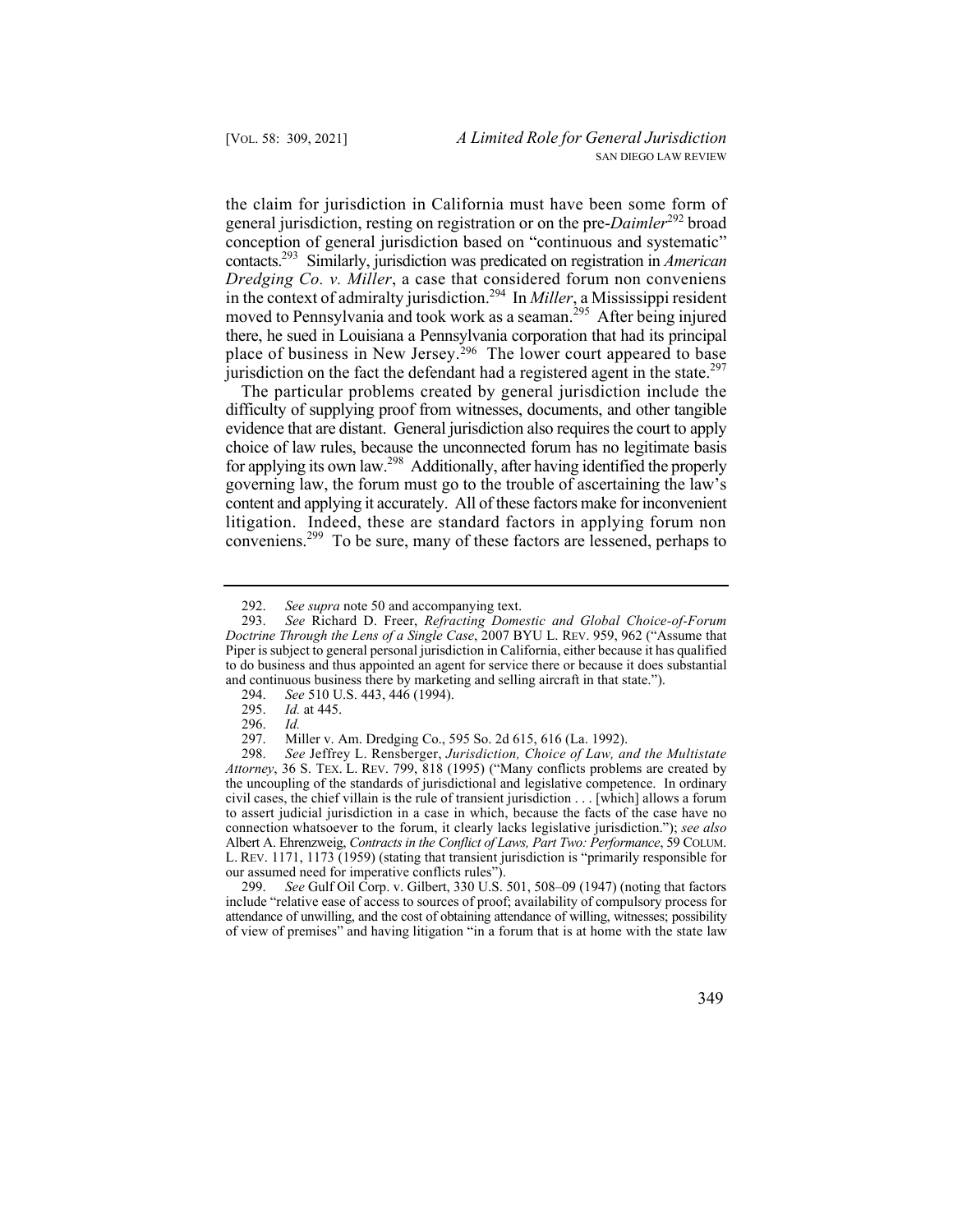the claim for jurisdiction in California must have been some form of general jurisdiction, resting on registration or on the pre-*Daimler*[292] broad conception of general jurisdiction based on "continuous and systematic" contacts.[293] Similarly, jurisdiction was predicated on registration in *American Dredging Co. v. Miller*, a case that considered forum non conveniens in the context of admiralty jurisdiction.[294] In *Miller*, a Mississippi resident moved to Pennsylvania and took work as a seaman.[295] After being injured there, he sued in Louisiana a Pennsylvania corporation that had its principal place of business in New Jersey.[296] The lower court appeared to base jurisdiction on the fact the defendant had a registered agent in the state.[297]

The particular problems created by general jurisdiction include the difficulty of supplying proof from witnesses, documents, and other tangible evidence that are distant. General jurisdiction also requires the court to apply choice of law rules, because the unconnected forum has no legitimate basis for applying its own law.[298] Additionally, after having identified the properly governing law, the forum must go to the trouble of ascertaining the law's content and applying it accurately. All of these factors make for inconvenient litigation. Indeed, these are standard factors in applying forum non conveniens.[299] To be sure, many of these factors are lessened, perhaps to

---

292. *See supra* note 50 and accompanying text.

293. *See* Richard D. Freer, *Refracting Domestic and Global Choice-of-Forum Doctrine Through the Lens of a Single Case*, 2007 BYU L. REV. 959, 962 ("Assume that Piper is subject to general personal jurisdiction in California, either because it has qualified to do business and thus appointed an agent for service there or because it does substantial and continuous business there by marketing and selling aircraft in that state.").

294. *See* 510 U.S. 443, 446 (1994).

295. *Id.* at 445.

296. *Id.*

297. Miller v. Am. Dredging Co., 595 So. 2d 615, 616 (La. 1992).

298. *See* Jeffrey L. Rensberger, *Jurisdiction, Choice of Law, and the Multistate Attorney*, 36 S. TEX. L. REV. 799, 818 (1995) ("Many conflicts problems are created by the uncoupling of the standards of jurisdictional and legislative competence. In ordinary civil cases, the chief villain is the rule of transient jurisdiction . . . [which] allows a forum to assert judicial jurisdiction in a case in which, because the facts of the case have no connection whatsoever to the forum, it clearly lacks legislative jurisdiction."); *see also* Albert A. Ehrenzweig, *Contracts in the Conflict of Laws, Part Two: Performance*, 59 COLUM. L. REV. 1171, 1173 (1959) (stating that transient jurisdiction is "primarily responsible for our assumed need for imperative conflicts rules").

299. *See* Gulf Oil Corp. v. Gilbert, 330 U.S. 501, 508–09 (1947) (noting that factors include "relative ease of access to sources of proof; availability of compulsory process for attendance of unwilling, and the cost of obtaining attendance of willing, witnesses; possibility of view of premises" and having litigation "in a forum that is at home with the state law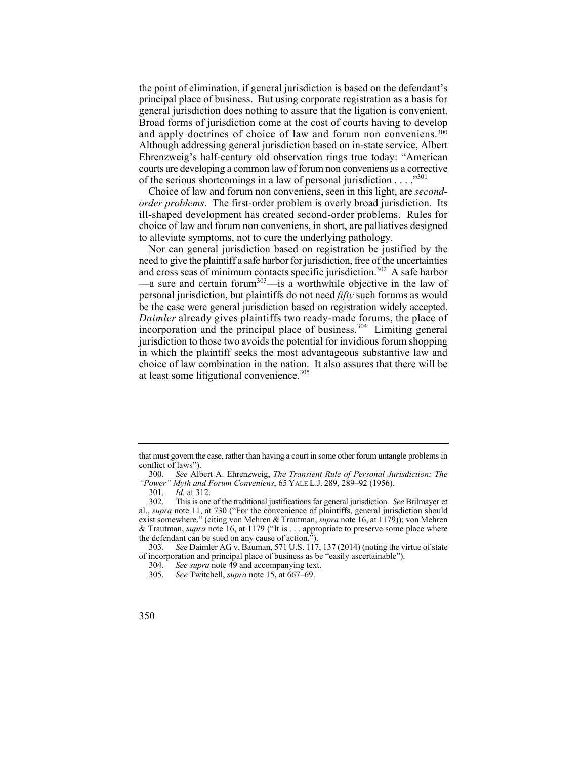the point of elimination, if general jurisdiction is based on the defendant's principal place of business. But using corporate registration as a basis for general jurisdiction does nothing to assure that the ligation is convenient. Broad forms of jurisdiction come at the cost of courts having to develop and apply doctrines of choice of law and forum non conveniens.[300] Although addressing general jurisdiction based on in-state service, Albert Ehrenzweig's half-century old observation rings true today: "American courts are developing a common law of forum non conveniens as a corrective of the serious shortcomings in a law of personal jurisdiction . . . ."[301]

Choice of law and forum non conveniens, seen in this light, are *second-order problems*. The first-order problem is overly broad jurisdiction. Its ill-shaped development has created second-order problems. Rules for choice of law and forum non conveniens, in short, are palliatives designed to alleviate symptoms, not to cure the underlying pathology.

Nor can general jurisdiction based on registration be justified by the need to give the plaintiff a safe harbor for jurisdiction, free of the uncertainties and cross seas of minimum contacts specific jurisdiction.[302] A safe harbor —a sure and certain forum[303]—is a worthwhile objective in the law of personal jurisdiction, but plaintiffs do not need *fifty* such forums as would be the case were general jurisdiction based on registration widely accepted. *Daimler* already gives plaintiffs two ready-made forums, the place of incorporation and the principal place of business.[304] Limiting general jurisdiction to those two avoids the potential for invidious forum shopping in which the plaintiff seeks the most advantageous substantive law and choice of law combination in the nation. It also assures that there will be at least some litigational convenience.[305]

---

that must govern the case, rather than having a court in some other forum untangle problems in conflict of laws").

300. *See* Albert A. Ehrenzweig, *The Transient Rule of Personal Jurisdiction: The "Power" Myth and Forum Conveniens*, 65 YALE L.J. 289, 289–92 (1956).

301. *Id.* at 312.

302. This is one of the traditional justifications for general jurisdiction. *See* Brilmayer et al., *supra* note 11, at 730 ("For the convenience of plaintiffs, general jurisdiction should exist somewhere." (citing von Mehren & Trautman, *supra* note 16, at 1179)); von Mehren & Trautman, *supra* note 16, at 1179 ("It is . . . appropriate to preserve some place where the defendant can be sued on any cause of action.").

303. *See* Daimler AG v. Bauman, 571 U.S. 117, 137 (2014) (noting the virtue of state of incorporation and principal place of business as be "easily ascertainable").

304. *See supra* note 49 and accompanying text.

305. *See* Twitchell, *supra* note 15, at 667–69.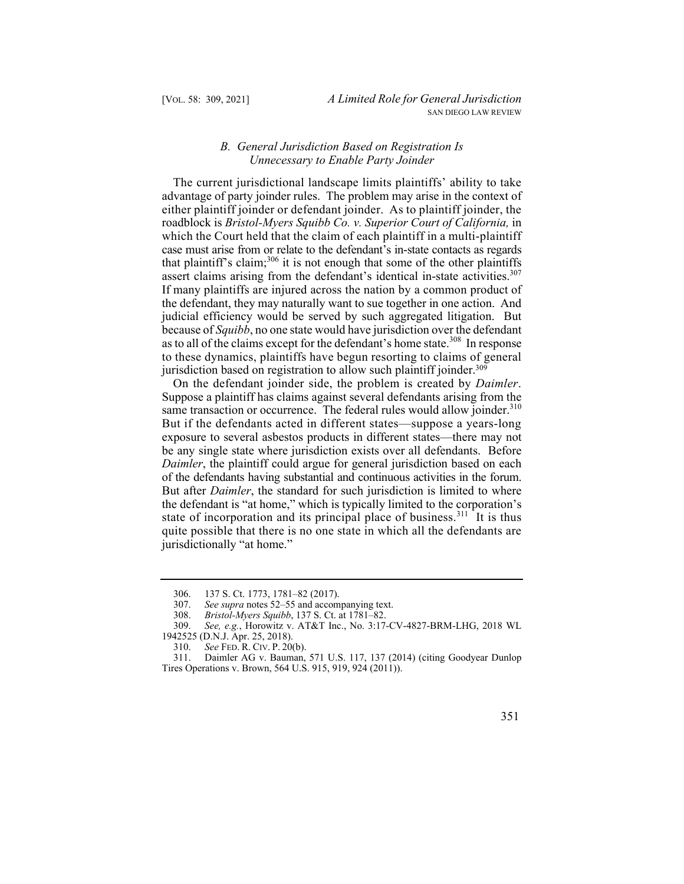### *B. General Jurisdiction Based on Registration Is Unnecessary to Enable Party Joinder*

The current jurisdictional landscape limits plaintiffs' ability to take advantage of party joinder rules. The problem may arise in the context of either plaintiff joinder or defendant joinder. As to plaintiff joinder, the roadblock is *Bristol-Myers Squibb Co. v. Superior Court of California,* in which the Court held that the claim of each plaintiff in a multi-plaintiff case must arise from or relate to the defendant's in-state contacts as regards that plaintiff's claim;[306] it is not enough that some of the other plaintiffs assert claims arising from the defendant's identical in-state activities.[307] If many plaintiffs are injured across the nation by a common product of the defendant, they may naturally want to sue together in one action. And judicial efficiency would be served by such aggregated litigation. But because of *Squibb*, no one state would have jurisdiction over the defendant as to all of the claims except for the defendant's home state.[308] In response to these dynamics, plaintiffs have begun resorting to claims of general jurisdiction based on registration to allow such plaintiff joinder.[309]

On the defendant joinder side, the problem is created by *Daimler*. Suppose a plaintiff has claims against several defendants arising from the same transaction or occurrence. The federal rules would allow joinder.[310] But if the defendants acted in different states—suppose a years-long exposure to several asbestos products in different states—there may not be any single state where jurisdiction exists over all defendants. Before *Daimler*, the plaintiff could argue for general jurisdiction based on each of the defendants having substantial and continuous activities in the forum. But after *Daimler*, the standard for such jurisdiction is limited to where the defendant is "at home," which is typically limited to the corporation's state of incorporation and its principal place of business.[311] It is thus quite possible that there is no one state in which all the defendants are jurisdictionally "at home."

---

306. 137 S. Ct. 1773, 1781–82 (2017).

307. *See supra* notes 52–55 and accompanying text.

308. *Bristol-Myers Squibb*, 137 S. Ct. at 1781–82.

309. *See, e.g.*, Horowitz v. AT&T Inc., No. 3:17-CV-4827-BRM-LHG, 2018 WL 1942525 (D.N.J. Apr. 25, 2018).

310. *See* FED. R. CIV. P. 20(b).

311. Daimler AG v. Bauman, 571 U.S. 117, 137 (2014) (citing Goodyear Dunlop Tires Operations v. Brown, 564 U.S. 915, 919, 924 (2011)).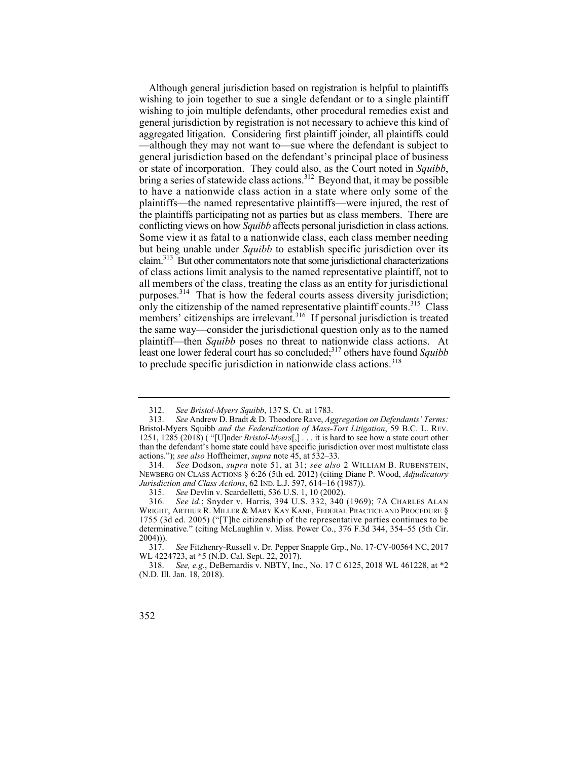Although general jurisdiction based on registration is helpful to plaintiffs wishing to join together to sue a single defendant or to a single plaintiff wishing to join multiple defendants, other procedural remedies exist and general jurisdiction by registration is not necessary to achieve this kind of aggregated litigation. Considering first plaintiff joinder, all plaintiffs could—although they may not want to—sue where the defendant is subject to general jurisdiction based on the defendant's principal place of business or state of incorporation. They could also, as the Court noted in *Squibb*, bring a series of statewide class actions.[312] Beyond that, it may be possible to have a nationwide class action in a state where only some of the plaintiffs—the named representative plaintiffs—were injured, the rest of the plaintiffs participating not as parties but as class members. There are conflicting views on how *Squibb* affects personal jurisdiction in class actions. Some view it as fatal to a nationwide class, each class member needing but being unable under *Squibb* to establish specific jurisdiction over its claim.[313] But other commentators note that some jurisdictional characterizations of class actions limit analysis to the named representative plaintiff, not to all members of the class, treating the class as an entity for jurisdictional purposes.[314] That is how the federal courts assess diversity jurisdiction; only the citizenship of the named representative plaintiff counts.[315] Class members' citizenships are irrelevant.[316] If personal jurisdiction is treated the same way—consider the jurisdictional question only as to the named plaintiff—then *Squibb* poses no threat to nationwide class actions. At least one lower federal court has so concluded;[317] others have found *Squibb* to preclude specific jurisdiction in nationwide class actions.[318]

---

312. *See Bristol-Myers Squibb*, 137 S. Ct. at 1783.

313. *See* Andrew D. Bradt & D. Theodore Rave, *Aggregation on Defendants' Terms:* Bristol-Myers Squibb *and the Federalization of Mass-Tort Litigation*, 59 B.C. L. REV. 1251, 1285 (2018) ( "[U]nder *Bristol-Myers*[,] . . . it is hard to see how a state court other than the defendant's home state could have specific jurisdiction over most multistate class actions."); *see also* Hoffheimer, *supra* note 45, at 532–33.

314. *See* Dodson, *supra* note 51, at 31; *see also* 2 WILLIAM B. RUBENSTEIN, NEWBERG ON CLASS ACTIONS § 6:26 (5th ed. 2012) (citing Diane P. Wood, *Adjudicatory Jurisdiction and Class Actions*, 62 IND. L.J. 597, 614–16 (1987)).

315. *See* Devlin v. Scardelletti, 536 U.S. 1, 10 (2002).

316. *See id.*; Snyder v. Harris, 394 U.S. 332, 340 (1969); 7A CHARLES ALAN WRIGHT, ARTHUR R. MILLER & MARY KAY KANE, FEDERAL PRACTICE AND PROCEDURE § 1755 (3d ed. 2005) ("[T]he citizenship of the representative parties continues to be determinative." (citing McLaughlin v. Miss. Power Co., 376 F.3d 344, 354–55 (5th Cir. 2004))).

317. *See* Fitzhenry-Russell v. Dr. Pepper Snapple Grp., No. 17-CV-00564 NC, 2017 WL 4224723, at *5 (N.D. Cal. Sept. 22, 2017).

318. *See, e.g.*, DeBernardis v. NBTY, Inc., No. 17 C 6125, 2018 WL 461228, at *2 (N.D. Ill. Jan. 18, 2018).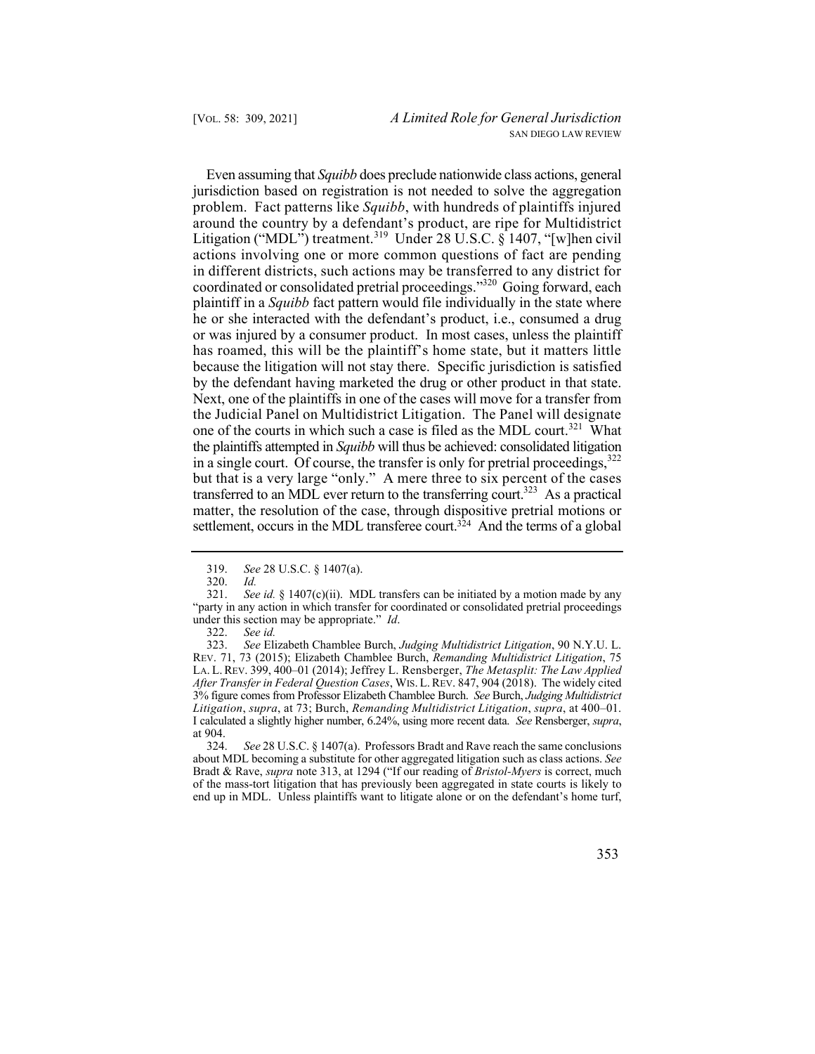Even assuming that *Squibb* does preclude nationwide class actions, general jurisdiction based on registration is not needed to solve the aggregation problem. Fact patterns like *Squibb*, with hundreds of plaintiffs injured around the country by a defendant's product, are ripe for Multidistrict Litigation ("MDL") treatment.[319] Under 28 U.S.C. § 1407, "[w]hen civil actions involving one or more common questions of fact are pending in different districts, such actions may be transferred to any district for coordinated or consolidated pretrial proceedings."[320] Going forward, each plaintiff in a *Squibb* fact pattern would file individually in the state where he or she interacted with the defendant's product, i.e., consumed a drug or was injured by a consumer product. In most cases, unless the plaintiff has roamed, this will be the plaintiff's home state, but it matters little because the litigation will not stay there. Specific jurisdiction is satisfied by the defendant having marketed the drug or other product in that state. Next, one of the plaintiffs in one of the cases will move for a transfer from the Judicial Panel on Multidistrict Litigation. The Panel will designate one of the courts in which such a case is filed as the MDL court.[321] What the plaintiffs attempted in *Squibb* will thus be achieved: consolidated litigation in a single court. Of course, the transfer is only for pretrial proceedings,[322] but that is a very large "only." A mere three to six percent of the cases transferred to an MDL ever return to the transferring court.[323] As a practical matter, the resolution of the case, through dispositive pretrial motions or settlement, occurs in the MDL transferee court.[324] And the terms of a global

---

319. *See* 28 U.S.C. § 1407(a).

320. *Id.*

321. *See id.* § 1407(c)(ii). MDL transfers can be initiated by a motion made by any "party in any action in which transfer for coordinated or consolidated pretrial proceedings under this section may be appropriate." *Id*.

322. *See id.*

323. *See* Elizabeth Chamblee Burch, *Judging Multidistrict Litigation*, 90 N.Y.U. L. REV. 71, 73 (2015); Elizabeth Chamblee Burch, *Remanding Multidistrict Litigation*, 75 LA. L. REV. 399, 400–01 (2014); Jeffrey L. Rensberger, *The Metasplit: The Law Applied After Transfer in Federal Question Cases*, WIS. L. REV. 847, 904 (2018). The widely cited 3% figure comes from Professor Elizabeth Chamblee Burch. *See* Burch, *Judging Multidistrict Litigation*, *supra*, at 73; Burch, *Remanding Multidistrict Litigation*, *supra*, at 400–01. I calculated a slightly higher number, 6.24%, using more recent data. *See* Rensberger, *supra*, at 904.

324. *See* 28 U.S.C. § 1407(a). Professors Bradt and Rave reach the same conclusions about MDL becoming a substitute for other aggregated litigation such as class actions. *See* Bradt & Rave, *supra* note 313, at 1294 ("If our reading of *Bristol-Myers* is correct, much of the mass-tort litigation that has previously been aggregated in state courts is likely to end up in MDL. Unless plaintiffs want to litigate alone or on the defendant's home turf,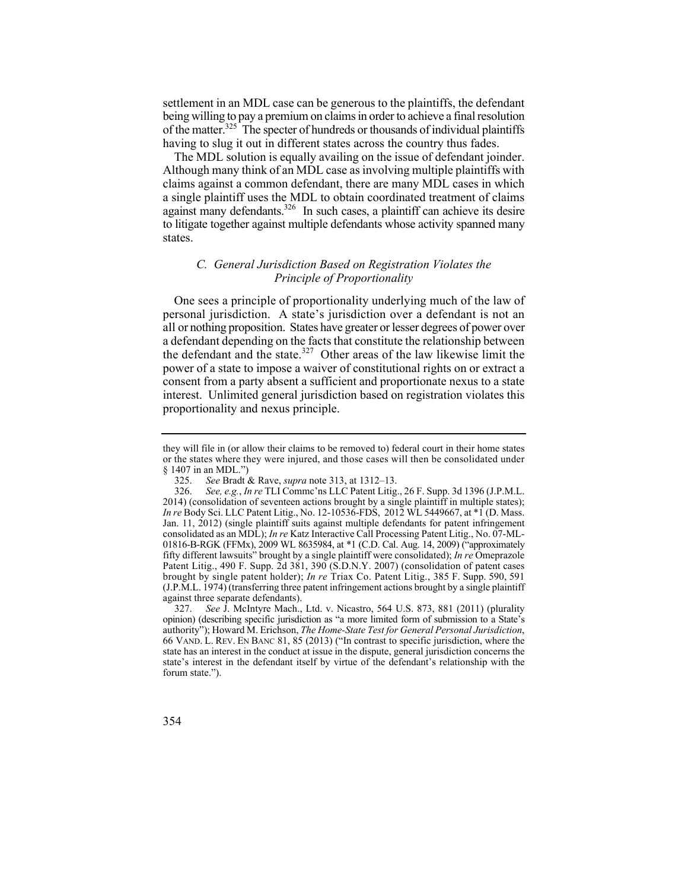settlement in an MDL case can be generous to the plaintiffs, the defendant being willing to pay a premium on claims in order to achieve a final resolution of the matter.[325] The specter of hundreds or thousands of individual plaintiffs having to slug it out in different states across the country thus fades.

The MDL solution is equally availing on the issue of defendant joinder. Although many think of an MDL case as involving multiple plaintiffs with claims against a common defendant, there are many MDL cases in which a single plaintiff uses the MDL to obtain coordinated treatment of claims against many defendants.[326] In such cases, a plaintiff can achieve its desire to litigate together against multiple defendants whose activity spanned many states.

### *C. General Jurisdiction Based on Registration Violates the Principle of Proportionality*

One sees a principle of proportionality underlying much of the law of personal jurisdiction. A state's jurisdiction over a defendant is not an all or nothing proposition. States have greater or lesser degrees of power over a defendant depending on the facts that constitute the relationship between the defendant and the state.[327] Other areas of the law likewise limit the power of a state to impose a waiver of constitutional rights on or extract a consent from a party absent a sufficient and proportionate nexus to a state interest. Unlimited general jurisdiction based on registration violates this proportionality and nexus principle.

---

they will file in (or allow their claims to be removed to) federal court in their home states or the states where they were injured, and those cases will then be consolidated under § 1407 in an MDL.")

325. *See* Bradt & Rave, *supra* note 313, at 1312–13.

326. *See, e.g.*, *In re* TLI Commc'ns LLC Patent Litig., 26 F. Supp. 3d 1396 (J.P.M.L. 2014) (consolidation of seventeen actions brought by a single plaintiff in multiple states); *In re* Body Sci. LLC Patent Litig., No. 12-10536-FDS, 2012 WL 5449667, at *1 (D. Mass. Jan. 11, 2012) (single plaintiff suits against multiple defendants for patent infringement consolidated as an MDL); *In re* Katz Interactive Call Processing Patent Litig., No. 07-ML-01816-B-RGK (FFMx), 2009 WL 8635984, at *1 (C.D. Cal. Aug. 14, 2009) ("approximately fifty different lawsuits" brought by a single plaintiff were consolidated); *In re* Omeprazole Patent Litig., 490 F. Supp. 2d 381, 390 (S.D.N.Y. 2007) (consolidation of patent cases brought by single patent holder); *In re* Triax Co. Patent Litig., 385 F. Supp. 590, 591 (J.P.M.L. 1974) (transferring three patent infringement actions brought by a single plaintiff against three separate defendants).

327. *See* J. McIntyre Mach., Ltd. v. Nicastro, 564 U.S. 873, 881 (2011) (plurality opinion) (describing specific jurisdiction as "a more limited form of submission to a State's authority"); Howard M. Erichson, *The Home-State Test for General Personal Jurisdiction*, 66 VAND. L. REV. EN BANC 81, 85 (2013) ("In contrast to specific jurisdiction, where the state has an interest in the conduct at issue in the dispute, general jurisdiction concerns the state's interest in the defendant itself by virtue of the defendant's relationship with the forum state.").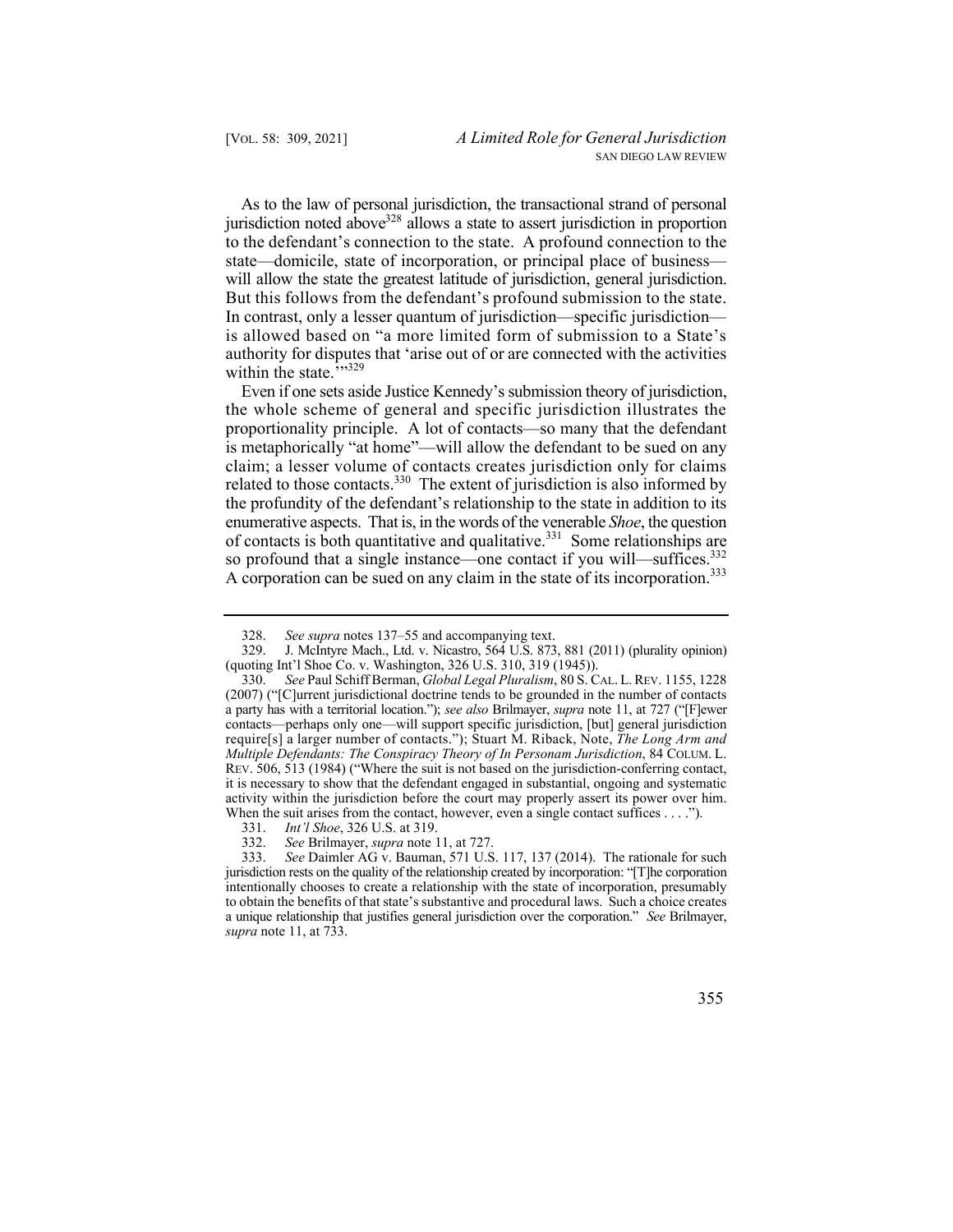As to the law of personal jurisdiction, the transactional strand of personal jurisdiction noted above[328] allows a state to assert jurisdiction in proportion to the defendant's connection to the state. A profound connection to the state—domicile, state of incorporation, or principal place of business—will allow the state the greatest latitude of jurisdiction, general jurisdiction. But this follows from the defendant's profound submission to the state. In contrast, only a lesser quantum of jurisdiction—specific jurisdiction—is allowed based on "a more limited form of submission to a State's authority for disputes that 'arise out of or are connected with the activities within the state.'"[329]

Even if one sets aside Justice Kennedy's submission theory of jurisdiction, the whole scheme of general and specific jurisdiction illustrates the proportionality principle. A lot of contacts—so many that the defendant is metaphorically "at home"—will allow the defendant to be sued on any claim; a lesser volume of contacts creates jurisdiction only for claims related to those contacts.[330] The extent of jurisdiction is also informed by the profundity of the defendant's relationship to the state in addition to its enumerative aspects. That is, in the words of the venerable *Shoe*, the question of contacts is both quantitative and qualitative.[331] Some relationships are so profound that a single instance—one contact if you will—suffices.[332] A corporation can be sued on any claim in the state of its incorporation.[333]

---

328. *See supra* notes 137–55 and accompanying text.

329. J. McIntyre Mach., Ltd. v. Nicastro, 564 U.S. 873, 881 (2011) (plurality opinion) (quoting Int'l Shoe Co. v. Washington, 326 U.S. 310, 319 (1945)).

330. *See* Paul Schiff Berman, *Global Legal Pluralism*, 80 S. CAL. L. REV. 1155, 1228 (2007) ("[C]urrent jurisdictional doctrine tends to be grounded in the number of contacts a party has with a territorial location."); *see also* Brilmayer, *supra* note 11, at 727 ("[F]ewer contacts—perhaps only one—will support specific jurisdiction, [but] general jurisdiction require[s] a larger number of contacts."); Stuart M. Riback, Note, *The Long Arm and Multiple Defendants: The Conspiracy Theory of In Personam Jurisdiction*, 84 COLUM. L. REV. 506, 513 (1984) ("Where the suit is not based on the jurisdiction-conferring contact, it is necessary to show that the defendant engaged in substantial, ongoing and systematic activity within the jurisdiction before the court may properly assert its power over him. When the suit arises from the contact, however, even a single contact suffices . . . .").

331. *Int'l Shoe*, 326 U.S. at 319.

332. *See* Brilmayer, *supra* note 11, at 727.

333. *See* Daimler AG v. Bauman, 571 U.S. 117, 137 (2014). The rationale for such jurisdiction rests on the quality of the relationship created by incorporation: "[T]he corporation intentionally chooses to create a relationship with the state of incorporation, presumably to obtain the benefits of that state's substantive and procedural laws. Such a choice creates a unique relationship that justifies general jurisdiction over the corporation." *See* Brilmayer, *supra* note 11, at 733.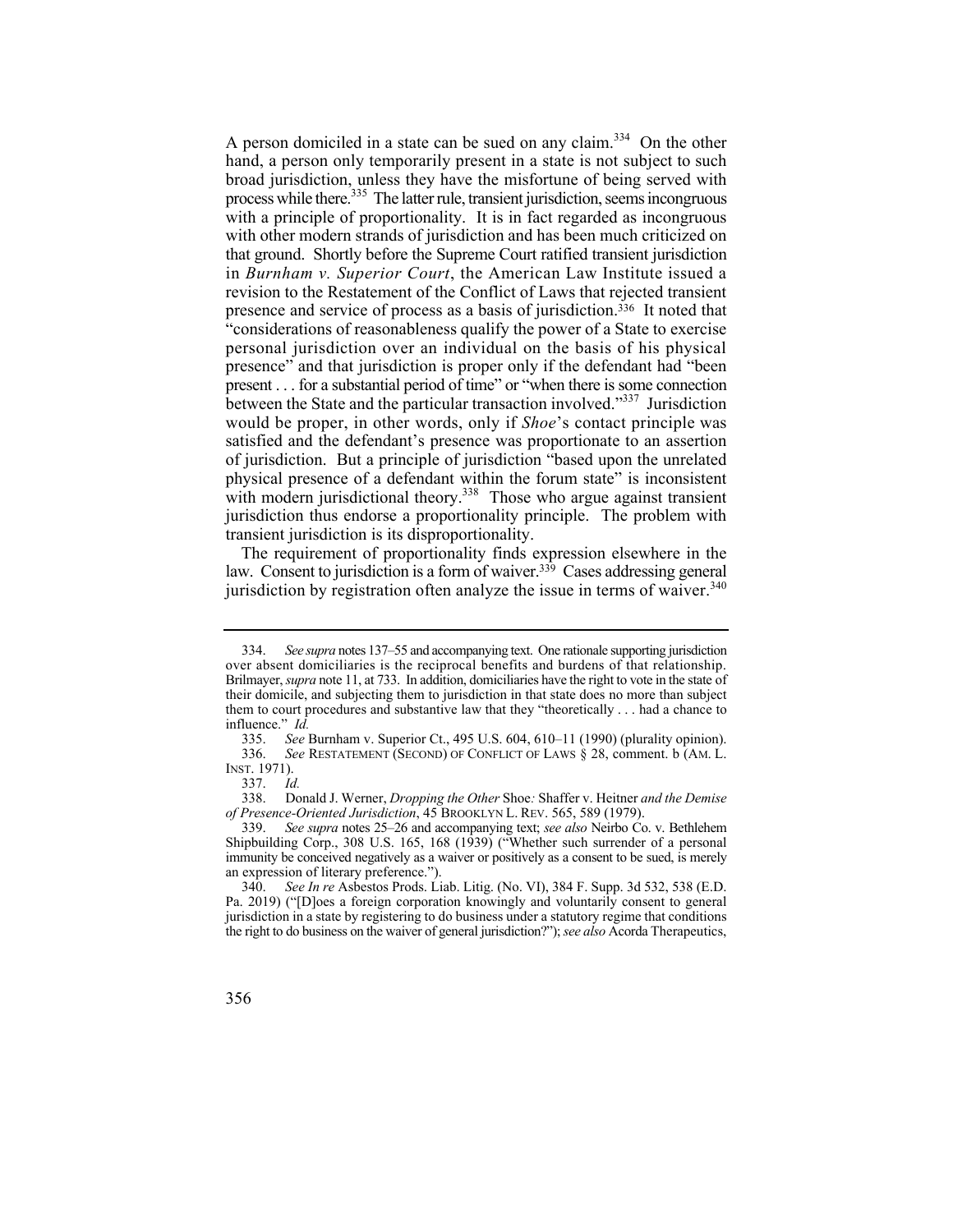A person domiciled in a state can be sued on any claim.[334] On the other hand, a person only temporarily present in a state is not subject to such broad jurisdiction, unless they have the misfortune of being served with process while there.[335] The latter rule, transient jurisdiction, seems incongruous with a principle of proportionality. It is in fact regarded as incongruous with other modern strands of jurisdiction and has been much criticized on that ground. Shortly before the Supreme Court ratified transient jurisdiction in *Burnham v. Superior Court*, the American Law Institute issued a revision to the Restatement of the Conflict of Laws that rejected transient presence and service of process as a basis of jurisdiction.[336] It noted that "considerations of reasonableness qualify the power of a State to exercise personal jurisdiction over an individual on the basis of his physical presence" and that jurisdiction is proper only if the defendant had "been present . . . for a substantial period of time" or "when there is some connection between the State and the particular transaction involved."[337] Jurisdiction would be proper, in other words, only if *Shoe*'s contact principle was satisfied and the defendant's presence was proportionate to an assertion of jurisdiction. But a principle of jurisdiction "based upon the unrelated physical presence of a defendant within the forum state" is inconsistent with modern jurisdictional theory.[338] Those who argue against transient jurisdiction thus endorse a proportionality principle. The problem with transient jurisdiction is its disproportionality.

The requirement of proportionality finds expression elsewhere in the law. Consent to jurisdiction is a form of waiver.[339] Cases addressing general jurisdiction by registration often analyze the issue in terms of waiver.[340]

---

334. *See supra* notes 137–55 and accompanying text. One rationale supporting jurisdiction over absent domiciliaries is the reciprocal benefits and burdens of that relationship. Brilmayer, *supra* note 11, at 733. In addition, domiciliaries have the right to vote in the state of their domicile, and subjecting them to jurisdiction in that state does no more than subject them to court procedures and substantive law that they "theoretically . . . had a chance to influence." *Id.*

335. *See* Burnham v. Superior Ct., 495 U.S. 604, 610–11 (1990) (plurality opinion).

336. *See* RESTATEMENT (SECOND) OF CONFLICT OF LAWS § 28, comment. b (AM. L. INST. 1971).

337. *Id.*

338. Donald J. Werner, *Dropping the Other* Shoe*:* Shaffer v. Heitner *and the Demise of Presence-Oriented Jurisdiction*, 45 BROOKLYN L. REV. 565, 589 (1979).

339. *See supra* notes 25–26 and accompanying text; *see also* Neirbo Co. v. Bethlehem Shipbuilding Corp., 308 U.S. 165, 168 (1939) ("Whether such surrender of a personal immunity be conceived negatively as a waiver or positively as a consent to be sued, is merely an expression of literary preference.").

340. *See In re* Asbestos Prods. Liab. Litig. (No. VI), 384 F. Supp. 3d 532, 538 (E.D. Pa. 2019) ("[D]oes a foreign corporation knowingly and voluntarily consent to general jurisdiction in a state by registering to do business under a statutory regime that conditions the right to do business on the waiver of general jurisdiction?"); *see also* Acorda Therapeutics,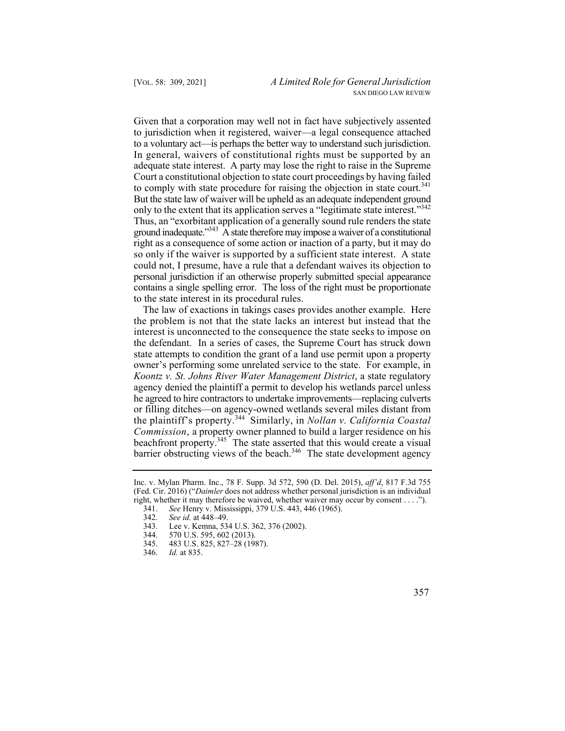Given that a corporation may well not in fact have subjectively assented to jurisdiction when it registered, waiver—a legal consequence attached to a voluntary act—is perhaps the better way to understand such jurisdiction. In general, waivers of constitutional rights must be supported by an adequate state interest. A party may lose the right to raise in the Supreme Court a constitutional objection to state court proceedings by having failed to comply with state procedure for raising the objection in state court.[341] But the state law of waiver will be upheld as an adequate independent ground only to the extent that its application serves a "legitimate state interest."[342] Thus, an "exorbitant application of a generally sound rule renders the state ground inadequate."[343] A state therefore may impose a waiver of a constitutional right as a consequence of some action or inaction of a party, but it may do so only if the waiver is supported by a sufficient state interest. A state could not, I presume, have a rule that a defendant waives its objection to personal jurisdiction if an otherwise properly submitted special appearance contains a single spelling error. The loss of the right must be proportionate to the state interest in its procedural rules.

The law of exactions in takings cases provides another example. Here the problem is not that the state lacks an interest but instead that the interest is unconnected to the consequence the state seeks to impose on the defendant. In a series of cases, the Supreme Court has struck down state attempts to condition the grant of a land use permit upon a property owner's performing some unrelated service to the state. For example, in *Koontz v. St. Johns River Water Management District*, a state regulatory agency denied the plaintiff a permit to develop his wetlands parcel unless he agreed to hire contractors to undertake improvements—replacing culverts or filling ditches—on agency-owned wetlands several miles distant from the plaintiff's property.[344] Similarly, in *Nollan v. California Coastal Commission*, a property owner planned to build a larger residence on his beachfront property.[345] The state asserted that this would create a visual barrier obstructing views of the beach.[346] The state development agency

---

Inc. v. Mylan Pharm. Inc., 78 F. Supp. 3d 572, 590 (D. Del. 2015), *aff'd*, 817 F.3d 755 (Fed. Cir. 2016) ("*Daimler* does not address whether personal jurisdiction is an individual right, whether it may therefore be waived, whether waiver may occur by consent . . . .").

341. *See* Henry v. Mississippi, 379 U.S. 443, 446 (1965).

342. *See id.* at 448–49.

343. Lee v. Kemna, 534 U.S. 362, 376 (2002).

344. 570 U.S. 595, 602 (2013).

345. 483 U.S. 825, 827–28 (1987).

346. *Id.* at 835.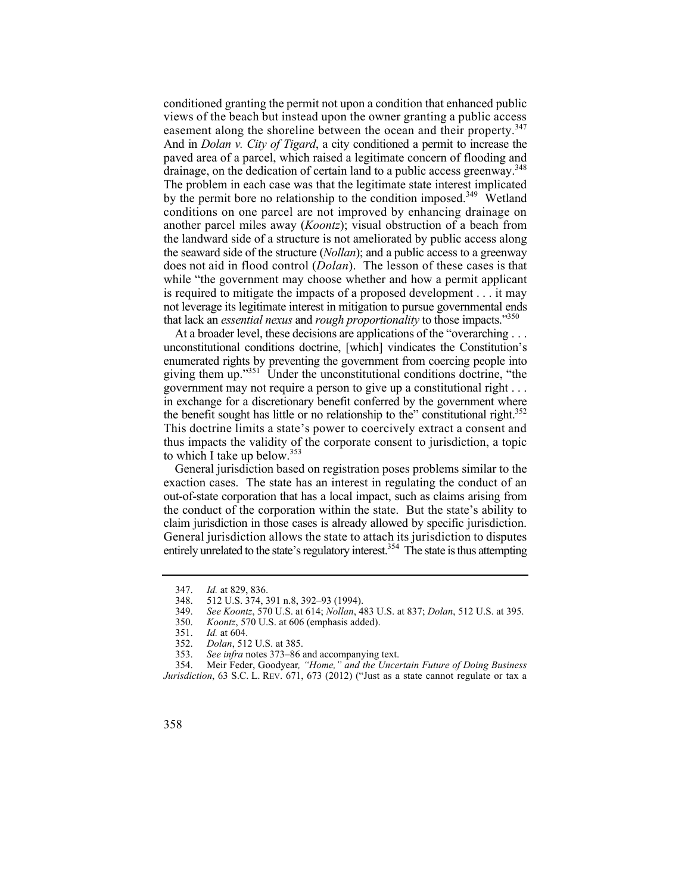conditioned granting the permit not upon a condition that enhanced public views of the beach but instead upon the owner granting a public access easement along the shoreline between the ocean and their property.[347] And in *Dolan v. City of Tigard*, a city conditioned a permit to increase the paved area of a parcel, which raised a legitimate concern of flooding and drainage, on the dedication of certain land to a public access greenway.[348] The problem in each case was that the legitimate state interest implicated by the permit bore no relationship to the condition imposed.[349] Wetland conditions on one parcel are not improved by enhancing drainage on another parcel miles away (*Koontz*); visual obstruction of a beach from the landward side of a structure is not ameliorated by public access along the seaward side of the structure (*Nollan*); and a public access to a greenway does not aid in flood control (*Dolan*). The lesson of these cases is that while "the government may choose whether and how a permit applicant is required to mitigate the impacts of a proposed development . . . it may not leverage its legitimate interest in mitigation to pursue governmental ends that lack an *essential nexus* and *rough proportionality* to those impacts."[350]

At a broader level, these decisions are applications of the "overarching . . . unconstitutional conditions doctrine, [which] vindicates the Constitution's enumerated rights by preventing the government from coercing people into giving them up."[351] Under the unconstitutional conditions doctrine, "the government may not require a person to give up a constitutional right . . . in exchange for a discretionary benefit conferred by the government where the benefit sought has little or no relationship to the" constitutional right.[352] This doctrine limits a state's power to coercively extract a consent and thus impacts the validity of the corporate consent to jurisdiction, a topic to which I take up below.[353]

General jurisdiction based on registration poses problems similar to the exaction cases. The state has an interest in regulating the conduct of an out-of-state corporation that has a local impact, such as claims arising from the conduct of the corporation within the state. But the state's ability to claim jurisdiction in those cases is already allowed by specific jurisdiction. General jurisdiction allows the state to attach its jurisdiction to disputes entirely unrelated to the state's regulatory interest.[354] The state is thus attempting

---

347. *Id.* at 829, 836.

348. 512 U.S. 374, 391 n.8, 392–93 (1994).

349. *See Koontz*, 570 U.S. at 614; *Nollan*, 483 U.S. at 837; *Dolan*, 512 U.S. at 395.

350. *Koontz*, 570 U.S. at 606 (emphasis added).

351. *Id.* at 604.

352. *Dolan*, 512 U.S. at 385.

353. *See infra* notes 373–86 and accompanying text.

354. Meir Feder, Goodyear*, "Home," and the Uncertain Future of Doing Business Jurisdiction*, 63 S.C. L. REV. 671, 673 (2012) ("Just as a state cannot regulate or tax a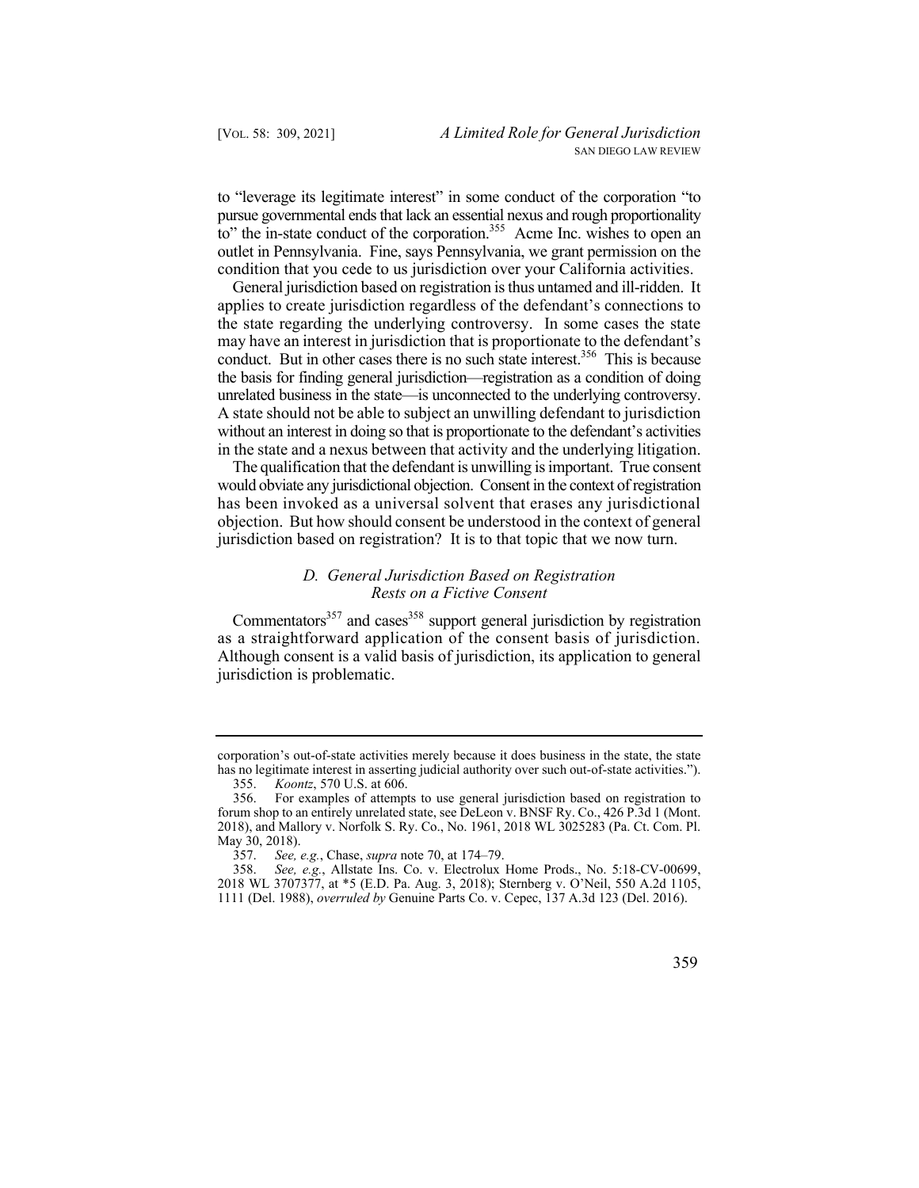to "leverage its legitimate interest" in some conduct of the corporation "to pursue governmental ends that lack an essential nexus and rough proportionality to" the in-state conduct of the corporation.[355] Acme Inc. wishes to open an outlet in Pennsylvania. Fine, says Pennsylvania, we grant permission on the condition that you cede to us jurisdiction over your California activities.

General jurisdiction based on registration is thus untamed and ill-ridden. It applies to create jurisdiction regardless of the defendant's connections to the state regarding the underlying controversy. In some cases the state may have an interest in jurisdiction that is proportionate to the defendant's conduct. But in other cases there is no such state interest.[356] This is because the basis for finding general jurisdiction—registration as a condition of doing unrelated business in the state—is unconnected to the underlying controversy. A state should not be able to subject an unwilling defendant to jurisdiction without an interest in doing so that is proportionate to the defendant's activities in the state and a nexus between that activity and the underlying litigation.

The qualification that the defendant is unwilling is important. True consent would obviate any jurisdictional objection. Consent in the context of registration has been invoked as a universal solvent that erases any jurisdictional objection. But how should consent be understood in the context of general jurisdiction based on registration? It is to that topic that we now turn.

### *D. General Jurisdiction Based on Registration Rests on a Fictive Consent*

Commentators[357] and cases[358] support general jurisdiction by registration as a straightforward application of the consent basis of jurisdiction. Although consent is a valid basis of jurisdiction, its application to general jurisdiction is problematic.

---

corporation's out-of-state activities merely because it does business in the state, the state has no legitimate interest in asserting judicial authority over such out-of-state activities.").

355. *Koontz*, 570 U.S. at 606.

356. For examples of attempts to use general jurisdiction based on registration to forum shop to an entirely unrelated state, see DeLeon v. BNSF Ry. Co., 426 P.3d 1 (Mont. 2018), and Mallory v. Norfolk S. Ry. Co., No. 1961, 2018 WL 3025283 (Pa. Ct. Com. Pl. May 30, 2018).

357. *See, e.g.*, Chase, *supra* note 70, at 174–79.

358. *See, e.g.*, Allstate Ins. Co. v. Electrolux Home Prods., No. 5:18-CV-00699, 2018 WL 3707377, at *5 (E.D. Pa. Aug. 3, 2018); Sternberg v. O'Neil, 550 A.2d 1105, 1111 (Del. 1988), *overruled by* Genuine Parts Co. v. Cepec, 137 A.3d 123 (Del. 2016).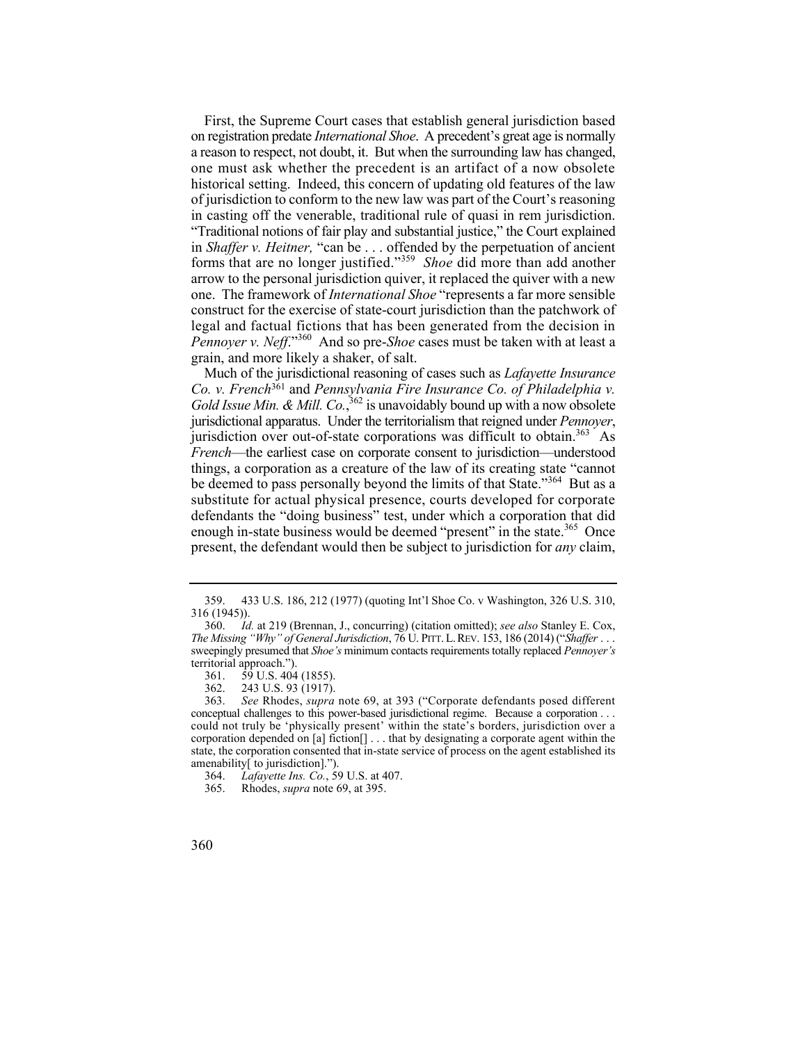First, the Supreme Court cases that establish general jurisdiction based on registration predate *International Shoe*. A precedent's great age is normally a reason to respect, not doubt, it. But when the surrounding law has changed, one must ask whether the precedent is an artifact of a now obsolete historical setting. Indeed, this concern of updating old features of the law of jurisdiction to conform to the new law was part of the Court's reasoning in casting off the venerable, traditional rule of quasi in rem jurisdiction. "Traditional notions of fair play and substantial justice," the Court explained in *Shaffer v. Heitner,* "can be . . . offended by the perpetuation of ancient forms that are no longer justified."[359] *Shoe* did more than add another arrow to the personal jurisdiction quiver, it replaced the quiver with a new one. The framework of *International Shoe* "represents a far more sensible construct for the exercise of state-court jurisdiction than the patchwork of legal and factual fictions that has been generated from the decision in *Pennoyer v. Neff*."[360] And so pre-*Shoe* cases must be taken with at least a grain, and more likely a shaker, of salt.

Much of the jurisdictional reasoning of cases such as *Lafayette Insurance Co. v. French*[361] and *Pennsylvania Fire Insurance Co. of Philadelphia v. Gold Issue Min. & Mill. Co.*,[362] is unavoidably bound up with a now obsolete jurisdictional apparatus. Under the territorialism that reigned under *Pennoyer*, jurisdiction over out-of-state corporations was difficult to obtain.[363] As *French*—the earliest case on corporate consent to jurisdiction—understood things, a corporation as a creature of the law of its creating state "cannot be deemed to pass personally beyond the limits of that State."[364] But as a substitute for actual physical presence, courts developed for corporate defendants the "doing business" test, under which a corporation that did enough in-state business would be deemed "present" in the state.[365] Once present, the defendant would then be subject to jurisdiction for *any* claim,

---

359. 433 U.S. 186, 212 (1977) (quoting Int'l Shoe Co. v Washington, 326 U.S. 310, 316 (1945)).

360. *Id.* at 219 (Brennan, J., concurring) (citation omitted); *see also* Stanley E. Cox, *The Missing "Why" of General Jurisdiction*, 76 U. PITT. L. REV. 153, 186 (2014) ("*Shaffer* . . . sweepingly presumed that *Shoe's* minimum contacts requirements totally replaced *Pennoyer's* territorial approach.").

361. 59 U.S. 404 (1855).

362. 243 U.S. 93 (1917).

363. *See* Rhodes, *supra* note 69, at 393 ("Corporate defendants posed different conceptual challenges to this power-based jurisdictional regime. Because a corporation . . . could not truly be 'physically present' within the state's borders, jurisdiction over a corporation depended on [a] fiction[] . . . that by designating a corporate agent within the state, the corporation consented that in-state service of process on the agent established its amenability[ to jurisdiction].").

364. *Lafayette Ins. Co.*, 59 U.S. at 407.

365. Rhodes, *supra* note 69, at 395.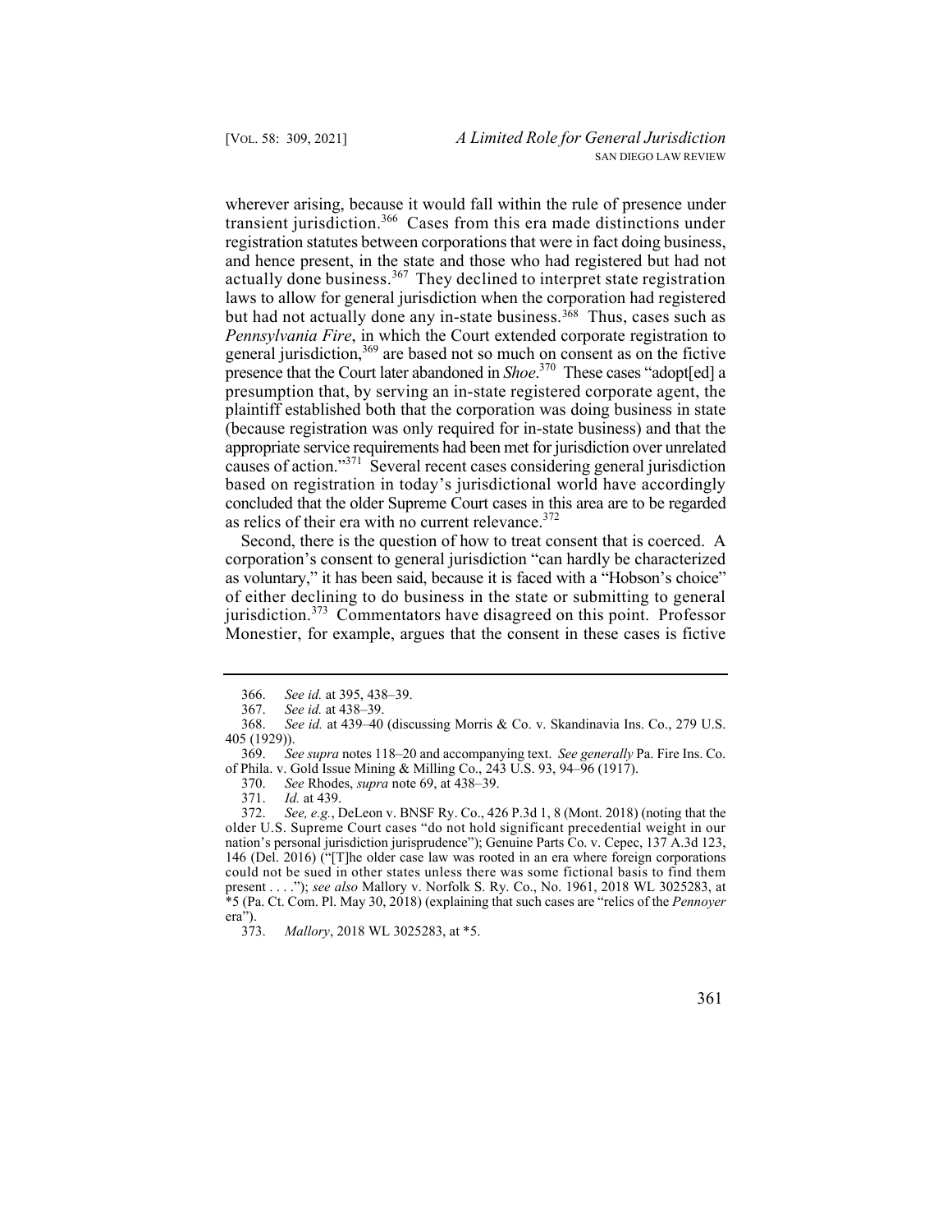wherever arising, because it would fall within the rule of presence under transient jurisdiction.[366] Cases from this era made distinctions under registration statutes between corporations that were in fact doing business, and hence present, in the state and those who had registered but had not actually done business.[367] They declined to interpret state registration laws to allow for general jurisdiction when the corporation had registered but had not actually done any in-state business.[368] Thus, cases such as *Pennsylvania Fire*, in which the Court extended corporate registration to general jurisdiction,[369] are based not so much on consent as on the fictive presence that the Court later abandoned in *Shoe*.[370] These cases "adopt[ed] a presumption that, by serving an in-state registered corporate agent, the plaintiff established both that the corporation was doing business in state (because registration was only required for in-state business) and that the appropriate service requirements had been met for jurisdiction over unrelated causes of action."[371] Several recent cases considering general jurisdiction based on registration in today's jurisdictional world have accordingly concluded that the older Supreme Court cases in this area are to be regarded as relics of their era with no current relevance.[372]

Second, there is the question of how to treat consent that is coerced. A corporation's consent to general jurisdiction "can hardly be characterized as voluntary," it has been said, because it is faced with a "Hobson's choice" of either declining to do business in the state or submitting to general jurisdiction.[373] Commentators have disagreed on this point. Professor Monestier, for example, argues that the consent in these cases is fictive

---

366. *See id.* at 395, 438–39.

367. *See id.* at 438–39.

368. *See id.* at 439–40 (discussing Morris & Co. v. Skandinavia Ins. Co., 279 U.S. 405 (1929)).

369. *See supra* notes 118–20 and accompanying text. *See generally* Pa. Fire Ins. Co. of Phila. v. Gold Issue Mining & Milling Co., 243 U.S. 93, 94–96 (1917).

370. *See* Rhodes, *supra* note 69, at 438–39.

371. *Id.* at 439.

372. *See, e.g.*, DeLeon v. BNSF Ry. Co., 426 P.3d 1, 8 (Mont. 2018) (noting that the older U.S. Supreme Court cases "do not hold significant precedential weight in our nation's personal jurisdiction jurisprudence"); Genuine Parts Co. v. Cepec, 137 A.3d 123, 146 (Del. 2016) ("[T]he older case law was rooted in an era where foreign corporations could not be sued in other states unless there was some fictional basis to find them present . . . ."); *see also* Mallory v. Norfolk S. Ry. Co., No. 1961, 2018 WL 3025283, at *5 (Pa. Ct. Com. Pl. May 30, 2018) (explaining that such cases are "relics of the *Pennoyer* era").

373. *Mallory*, 2018 WL 3025283, at *5.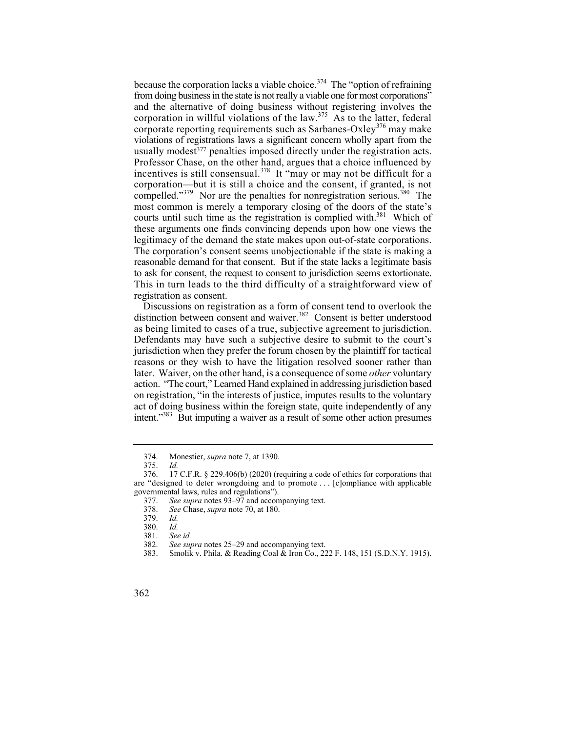because the corporation lacks a viable choice.[374] The "option of refraining from doing business in the state is not really a viable one for most corporations" and the alternative of doing business without registering involves the corporation in willful violations of the law.[375] As to the latter, federal corporate reporting requirements such as Sarbanes-Oxley[376] may make violations of registrations laws a significant concern wholly apart from the usually modest[377] penalties imposed directly under the registration acts. Professor Chase, on the other hand, argues that a choice influenced by incentives is still consensual.[378] It "may or may not be difficult for a corporation—but it is still a choice and the consent, if granted, is not compelled."[379] Nor are the penalties for nonregistration serious.[380] The most common is merely a temporary closing of the doors of the state's courts until such time as the registration is complied with.[381] Which of these arguments one finds convincing depends upon how one views the legitimacy of the demand the state makes upon out-of-state corporations. The corporation's consent seems unobjectionable if the state is making a reasonable demand for that consent. But if the state lacks a legitimate basis to ask for consent, the request to consent to jurisdiction seems extortionate. This in turn leads to the third difficulty of a straightforward view of registration as consent.

Discussions on registration as a form of consent tend to overlook the distinction between consent and waiver.[382] Consent is better understood as being limited to cases of a true, subjective agreement to jurisdiction. Defendants may have such a subjective desire to submit to the court's jurisdiction when they prefer the forum chosen by the plaintiff for tactical reasons or they wish to have the litigation resolved sooner rather than later. Waiver, on the other hand, is a consequence of some *other* voluntary action. "The court," Learned Hand explained in addressing jurisdiction based on registration, "in the interests of justice, imputes results to the voluntary act of doing business within the foreign state, quite independently of any intent."[383] But imputing a waiver as a result of some other action presumes

---

374. Monestier, *supra* note 7, at 1390.

375. *Id.*

376. 17 C.F.R. § 229.406(b) (2020) (requiring a code of ethics for corporations that are "designed to deter wrongdoing and to promote . . . [c]ompliance with applicable governmental laws, rules and regulations").

377. *See supra* notes 93–97 and accompanying text.

378. *See* Chase, *supra* note 70, at 180.

379. *Id.*

380. *Id.*

381. *See id.*

382. *See supra* notes 25–29 and accompanying text.

383. Smolik v. Phila. & Reading Coal & Iron Co., 222 F. 148, 151 (S.D.N.Y. 1915).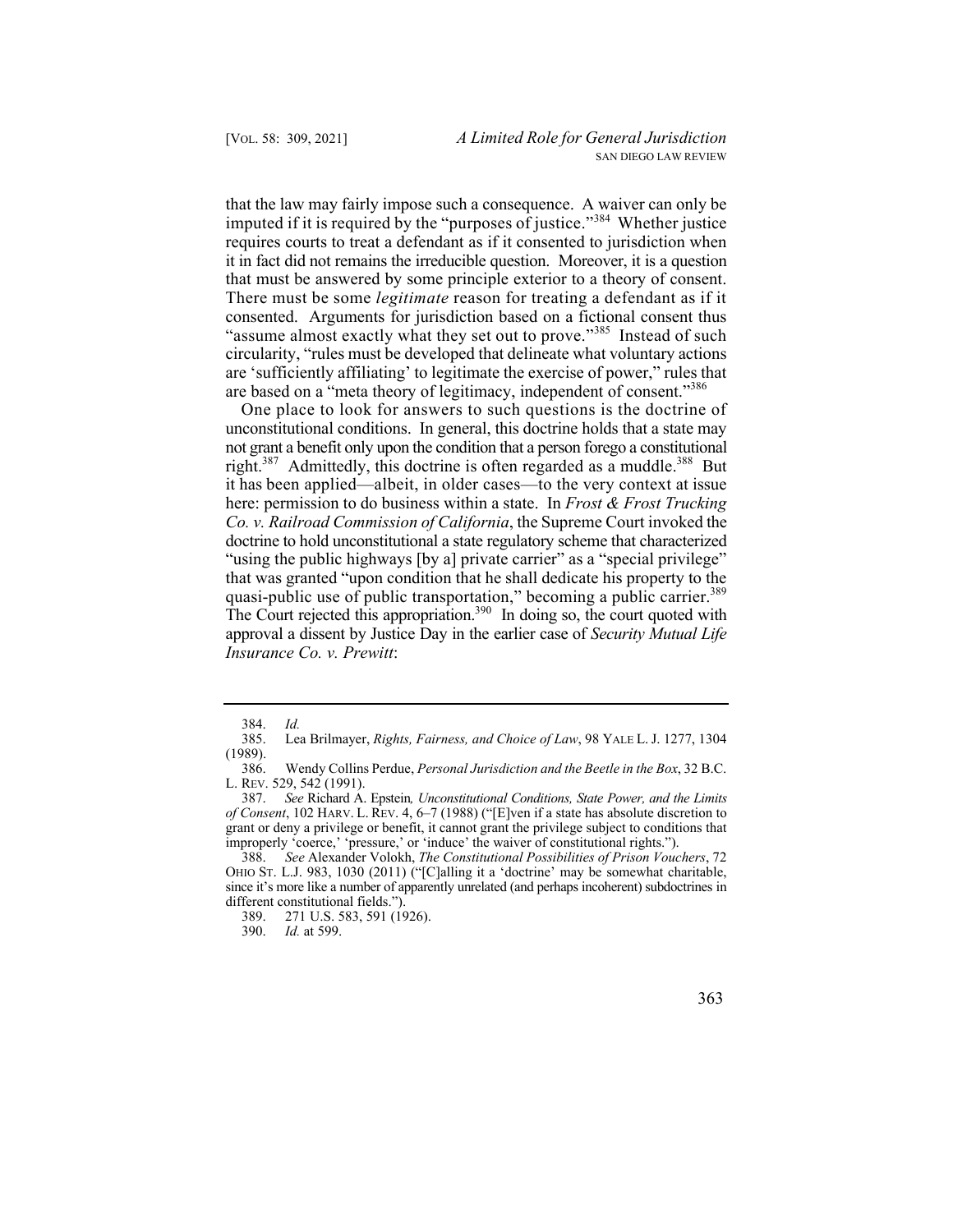that the law may fairly impose such a consequence. A waiver can only be imputed if it is required by the "purposes of justice."[384] Whether justice requires courts to treat a defendant as if it consented to jurisdiction when it in fact did not remains the irreducible question. Moreover, it is a question that must be answered by some principle exterior to a theory of consent. There must be some *legitimate* reason for treating a defendant as if it consented. Arguments for jurisdiction based on a fictional consent thus "assume almost exactly what they set out to prove."[385] Instead of such circularity, "rules must be developed that delineate what voluntary actions are 'sufficiently affiliating' to legitimate the exercise of power," rules that are based on a "meta theory of legitimacy, independent of consent."[386]

One place to look for answers to such questions is the doctrine of unconstitutional conditions. In general, this doctrine holds that a state may not grant a benefit only upon the condition that a person forego a constitutional right.[387] Admittedly, this doctrine is often regarded as a muddle.[388] But it has been applied—albeit, in older cases—to the very context at issue here: permission to do business within a state. In *Frost & Frost Trucking Co. v. Railroad Commission of California*, the Supreme Court invoked the doctrine to hold unconstitutional a state regulatory scheme that characterized "using the public highways [by a] private carrier" as a "special privilege" that was granted "upon condition that he shall dedicate his property to the quasi-public use of public transportation," becoming a public carrier.[389] The Court rejected this appropriation.[390] In doing so, the court quoted with approval a dissent by Justice Day in the earlier case of *Security Mutual Life Insurance Co. v. Prewitt*:

---

384. *Id.*

385. Lea Brilmayer, *Rights, Fairness, and Choice of Law*, 98 YALE L. J. 1277, 1304 (1989).

386. Wendy Collins Perdue, *Personal Jurisdiction and the Beetle in the Box*, 32 B.C. L. REV. 529, 542 (1991).

387. *See* Richard A. Epstein*, Unconstitutional Conditions, State Power, and the Limits of Consent*, 102 HARV. L. REV. 4, 6–7 (1988) ("[E]ven if a state has absolute discretion to grant or deny a privilege or benefit, it cannot grant the privilege subject to conditions that improperly 'coerce,' 'pressure,' or 'induce' the waiver of constitutional rights.").

388. *See* Alexander Volokh, *The Constitutional Possibilities of Prison Vouchers*, 72 OHIO ST. L.J. 983, 1030 (2011) ("[C]alling it a 'doctrine' may be somewhat charitable, since it's more like a number of apparently unrelated (and perhaps incoherent) subdoctrines in different constitutional fields.").

389. 271 U.S. 583, 591 (1926).

390. *Id.* at 599.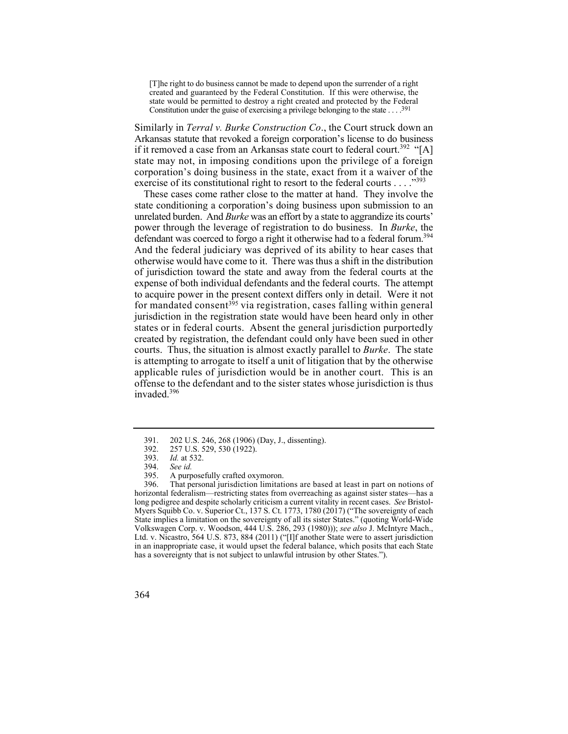> [T]he right to do business cannot be made to depend upon the surrender of a right created and guaranteed by the Federal Constitution. If this were otherwise, the state would be permitted to destroy a right created and protected by the Federal Constitution under the guise of exercising a privilege belonging to the state . . . .[391]

Similarly in *Terral v. Burke Construction Co*., the Court struck down an Arkansas statute that revoked a foreign corporation's license to do business if it removed a case from an Arkansas state court to federal court.[392] "[A] state may not, in imposing conditions upon the privilege of a foreign corporation's doing business in the state, exact from it a waiver of the exercise of its constitutional right to resort to the federal courts . . . ."[393]

These cases come rather close to the matter at hand. They involve the state conditioning a corporation's doing business upon submission to an unrelated burden. And *Burke* was an effort by a state to aggrandize its courts' power through the leverage of registration to do business. In *Burke*, the defendant was coerced to forgo a right it otherwise had to a federal forum.[394] And the federal judiciary was deprived of its ability to hear cases that otherwise would have come to it. There was thus a shift in the distribution of jurisdiction toward the state and away from the federal courts at the expense of both individual defendants and the federal courts. The attempt to acquire power in the present context differs only in detail. Were it not for mandated consent[395] via registration, cases falling within general jurisdiction in the registration state would have been heard only in other states or in federal courts. Absent the general jurisdiction purportedly created by registration, the defendant could only have been sued in other courts. Thus, the situation is almost exactly parallel to *Burke*. The state is attempting to arrogate to itself a unit of litigation that by the otherwise applicable rules of jurisdiction would be in another court. This is an offense to the defendant and to the sister states whose jurisdiction is thus invaded.[396]

---

391. 202 U.S. 246, 268 (1906) (Day, J., dissenting).

392. 257 U.S. 529, 530 (1922).

393. *Id.* at 532.

394. *See id.*

395. A purposefully crafted oxymoron.

396. That personal jurisdiction limitations are based at least in part on notions of horizontal federalism—restricting states from overreaching as against sister states—has a long pedigree and despite scholarly criticism a current vitality in recent cases. *See* Bristol-Myers Squibb Co. v. Superior Ct., 137 S. Ct. 1773, 1780 (2017) ("The sovereignty of each State implies a limitation on the sovereignty of all its sister States." (quoting World-Wide Volkswagen Corp. v. Woodson, 444 U.S. 286, 293 (1980))); *see also* J. McIntyre Mach., Ltd. v. Nicastro, 564 U.S. 873, 884 (2011) ("[I]f another State were to assert jurisdiction in an inappropriate case, it would upset the federal balance, which posits that each State has a sovereignty that is not subject to unlawful intrusion by other States.").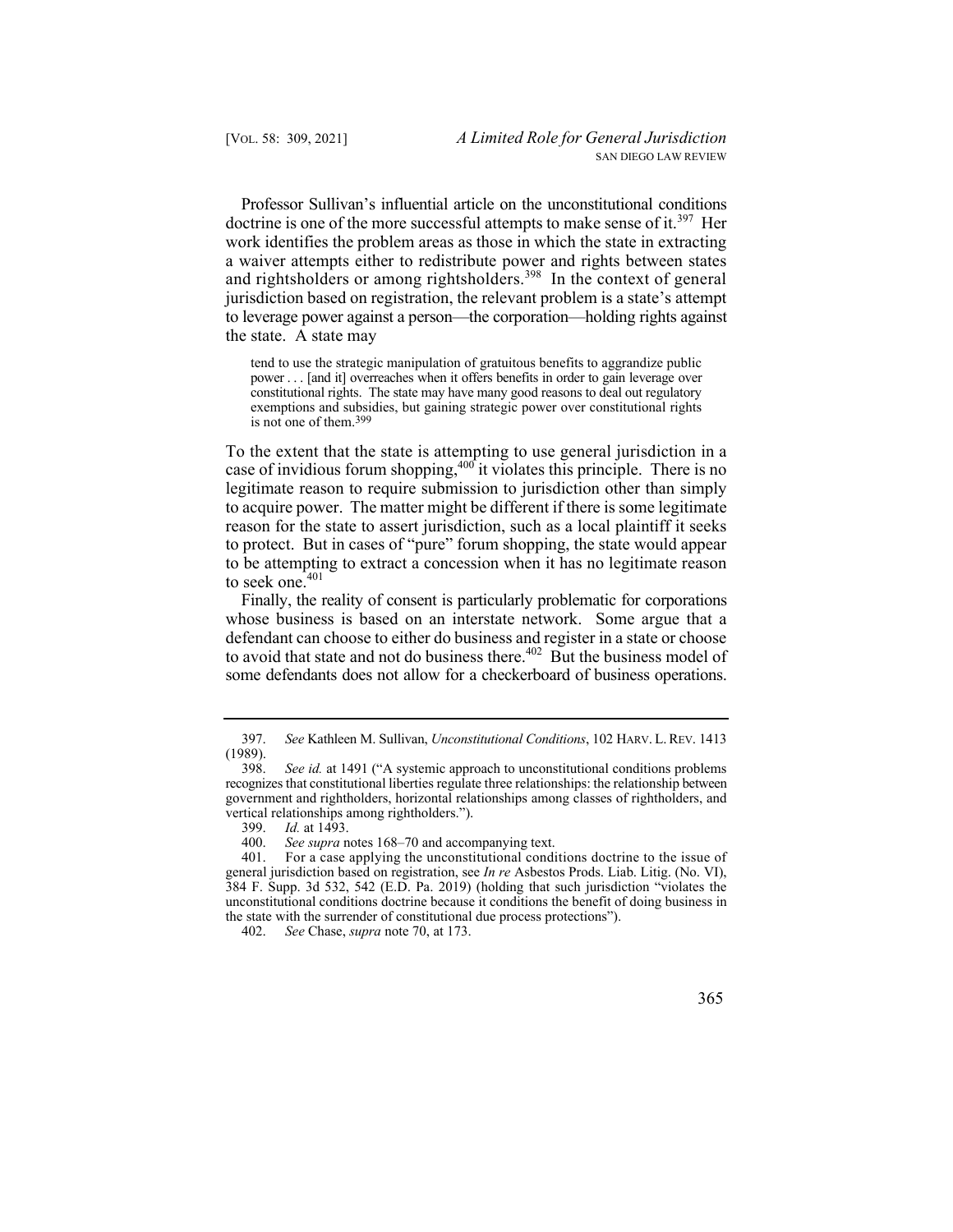Professor Sullivan's influential article on the unconstitutional conditions doctrine is one of the more successful attempts to make sense of it.[397] Her work identifies the problem areas as those in which the state in extracting a waiver attempts either to redistribute power and rights between states and rightsholders or among rightsholders.[398] In the context of general jurisdiction based on registration, the relevant problem is a state's attempt to leverage power against a person—the corporation—holding rights against the state. A state may

> tend to use the strategic manipulation of gratuitous benefits to aggrandize public power . . . [and it] overreaches when it offers benefits in order to gain leverage over constitutional rights. The state may have many good reasons to deal out regulatory exemptions and subsidies, but gaining strategic power over constitutional rights is not one of them.[399]

To the extent that the state is attempting to use general jurisdiction in a case of invidious forum shopping,[400] it violates this principle. There is no legitimate reason to require submission to jurisdiction other than simply to acquire power. The matter might be different if there is some legitimate reason for the state to assert jurisdiction, such as a local plaintiff it seeks to protect. But in cases of "pure" forum shopping, the state would appear to be attempting to extract a concession when it has no legitimate reason to seek one.[401]

Finally, the reality of consent is particularly problematic for corporations whose business is based on an interstate network. Some argue that a defendant can choose to either do business and register in a state or choose to avoid that state and not do business there.[402] But the business model of some defendants does not allow for a checkerboard of business operations.

---

397. *See* Kathleen M. Sullivan, *Unconstitutional Conditions*, 102 HARV. L. REV. 1413 (1989).

398. *See id.* at 1491 ("A systemic approach to unconstitutional conditions problems recognizes that constitutional liberties regulate three relationships: the relationship between government and rightholders, horizontal relationships among classes of rightholders, and vertical relationships among rightholders.").

399. *Id.* at 1493.

400. *See supra* notes 168–70 and accompanying text.

401. For a case applying the unconstitutional conditions doctrine to the issue of general jurisdiction based on registration, see *In re* Asbestos Prods. Liab. Litig. (No. VI), 384 F. Supp. 3d 532, 542 (E.D. Pa. 2019) (holding that such jurisdiction "violates the unconstitutional conditions doctrine because it conditions the benefit of doing business in the state with the surrender of constitutional due process protections").

402. *See* Chase, *supra* note 70, at 173.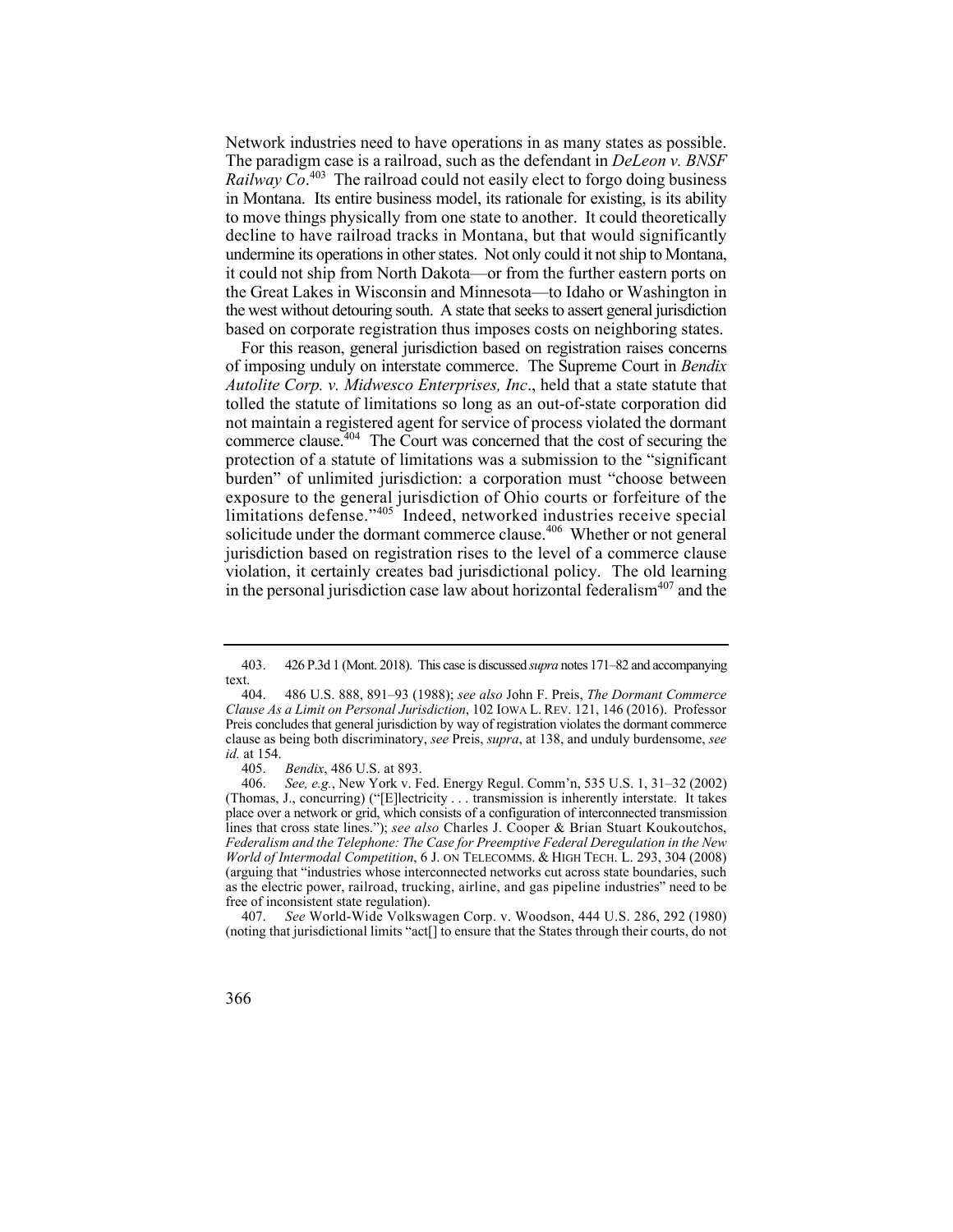Network industries need to have operations in as many states as possible. The paradigm case is a railroad, such as the defendant in *DeLeon v. BNSF Railway Co*.[403] The railroad could not easily elect to forgo doing business in Montana. Its entire business model, its rationale for existing, is its ability to move things physically from one state to another. It could theoretically decline to have railroad tracks in Montana, but that would significantly undermine its operations in other states. Not only could it not ship to Montana, it could not ship from North Dakota—or from the further eastern ports on the Great Lakes in Wisconsin and Minnesota—to Idaho or Washington in the west without detouring south. A state that seeks to assert general jurisdiction based on corporate registration thus imposes costs on neighboring states.

For this reason, general jurisdiction based on registration raises concerns of imposing unduly on interstate commerce. The Supreme Court in *Bendix Autolite Corp. v. Midwesco Enterprises, Inc*., held that a state statute that tolled the statute of limitations so long as an out-of-state corporation did not maintain a registered agent for service of process violated the dormant commerce clause.[404] The Court was concerned that the cost of securing the protection of a statute of limitations was a submission to the "significant burden" of unlimited jurisdiction: a corporation must "choose between exposure to the general jurisdiction of Ohio courts or forfeiture of the limitations defense."[405] Indeed, networked industries receive special solicitude under the dormant commerce clause.[406] Whether or not general jurisdiction based on registration rises to the level of a commerce clause violation, it certainly creates bad jurisdictional policy. The old learning in the personal jurisdiction case law about horizontal federalism[407] and the

---

403. 426 P.3d 1 (Mont. 2018). This case is discussed *supra* notes 171–82 and accompanying text.

404. 486 U.S. 888, 891–93 (1988); *see also* John F. Preis, *The Dormant Commerce Clause As a Limit on Personal Jurisdiction*, 102 IOWA L. REV. 121, 146 (2016). Professor Preis concludes that general jurisdiction by way of registration violates the dormant commerce clause as being both discriminatory, *see* Preis, *supra*, at 138, and unduly burdensome, *see id.* at 154.

405. *Bendix*, 486 U.S. at 893.

406. *See, e.g.*, New York v. Fed. Energy Regul. Comm'n, 535 U.S. 1, 31–32 (2002) (Thomas, J., concurring) ("[E]lectricity . . . transmission is inherently interstate. It takes place over a network or grid, which consists of a configuration of interconnected transmission lines that cross state lines."); *see also* Charles J. Cooper & Brian Stuart Koukoutchos, *Federalism and the Telephone: The Case for Preemptive Federal Deregulation in the New World of Intermodal Competition*, 6 J. ON TELECOMMS. & HIGH TECH. L. 293, 304 (2008) (arguing that "industries whose interconnected networks cut across state boundaries, such as the electric power, railroad, trucking, airline, and gas pipeline industries" need to be free of inconsistent state regulation).

407. *See* World-Wide Volkswagen Corp. v. Woodson, 444 U.S. 286, 292 (1980) (noting that jurisdictional limits "act[] to ensure that the States through their courts, do not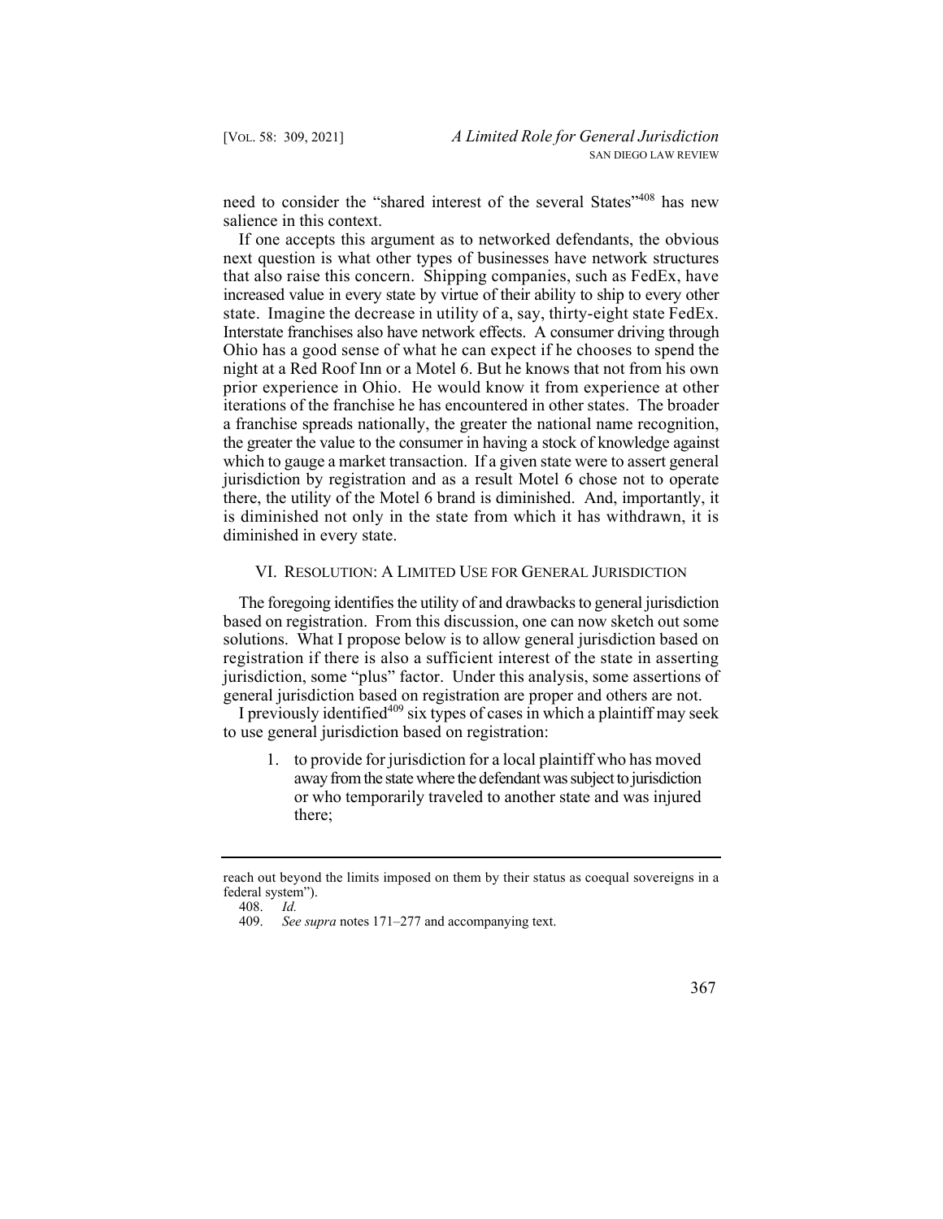need to consider the "shared interest of the several States"[408] has new salience in this context.

If one accepts this argument as to networked defendants, the obvious next question is what other types of businesses have network structures that also raise this concern. Shipping companies, such as FedEx, have increased value in every state by virtue of their ability to ship to every other state. Imagine the decrease in utility of a, say, thirty-eight state FedEx. Interstate franchises also have network effects. A consumer driving through Ohio has a good sense of what he can expect if he chooses to spend the night at a Red Roof Inn or a Motel 6. But he knows that not from his own prior experience in Ohio. He would know it from experience at other iterations of the franchise he has encountered in other states. The broader a franchise spreads nationally, the greater the national name recognition, the greater the value to the consumer in having a stock of knowledge against which to gauge a market transaction. If a given state were to assert general jurisdiction by registration and as a result Motel 6 chose not to operate there, the utility of the Motel 6 brand is diminished. And, importantly, it is diminished not only in the state from which it has withdrawn, it is diminished in every state.

## VI. Resolution: A Limited Use for General Jurisdiction

The foregoing identifies the utility of and drawbacks to general jurisdiction based on registration. From this discussion, one can now sketch out some solutions. What I propose below is to allow general jurisdiction based on registration if there is also a sufficient interest of the state in asserting jurisdiction, some "plus" factor. Under this analysis, some assertions of general jurisdiction based on registration are proper and others are not.

I previously identified[409] six types of cases in which a plaintiff may seek to use general jurisdiction based on registration:

1. to provide for jurisdiction for a local plaintiff who has moved away from the state where the defendant was subject to jurisdiction or who temporarily traveled to another state and was injured there;

---

reach out beyond the limits imposed on them by their status as coequal sovereigns in a federal system").

408. *Id.*

409. *See supra* notes 171–277 and accompanying text.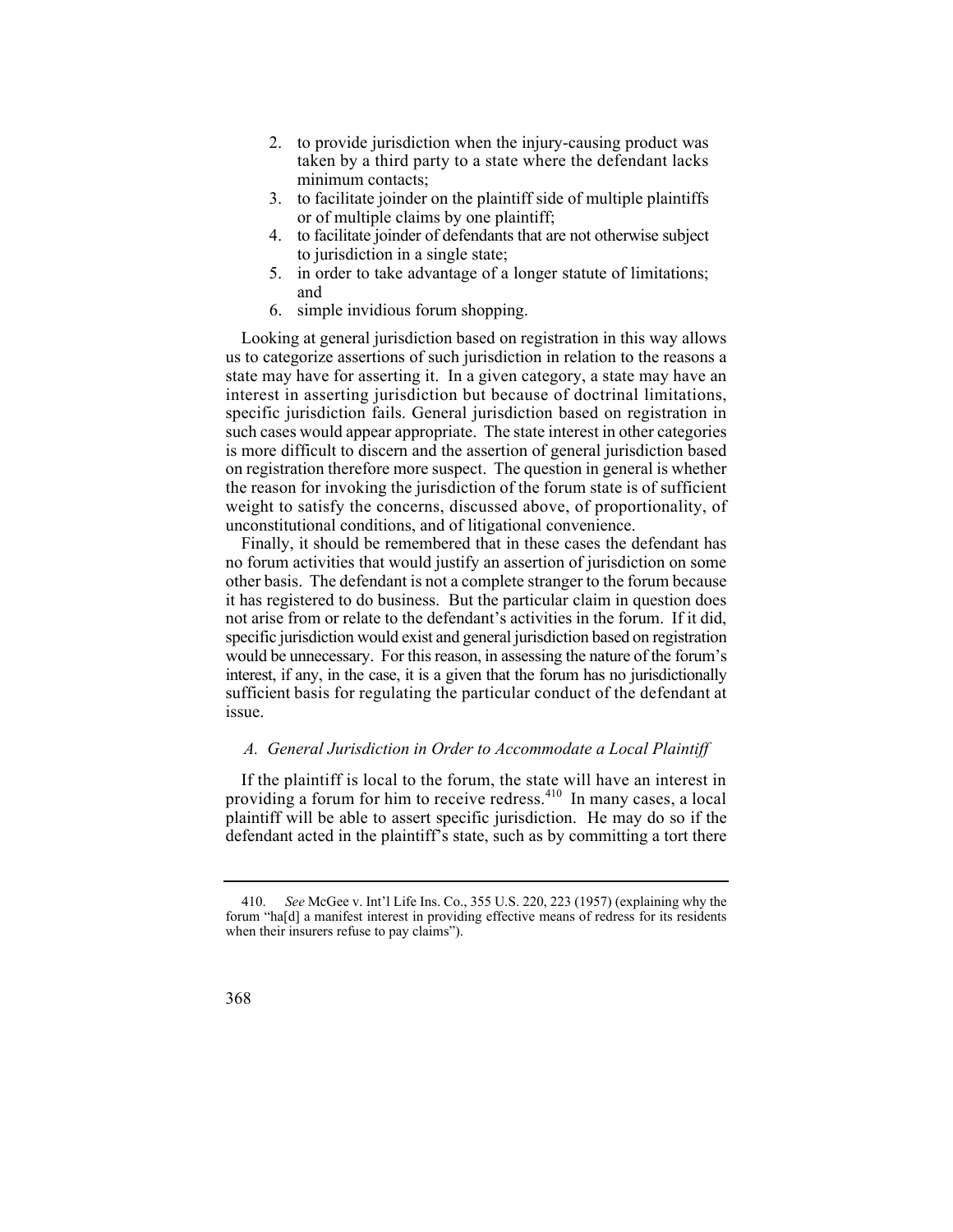2. to provide jurisdiction when the injury-causing product was taken by a third party to a state where the defendant lacks minimum contacts;
3. to facilitate joinder on the plaintiff side of multiple plaintiffs or of multiple claims by one plaintiff;
4. to facilitate joinder of defendants that are not otherwise subject to jurisdiction in a single state;
5. in order to take advantage of a longer statute of limitations; and
6. simple invidious forum shopping.

Looking at general jurisdiction based on registration in this way allows us to categorize assertions of such jurisdiction in relation to the reasons a state may have for asserting it. In a given category, a state may have an interest in asserting jurisdiction but because of doctrinal limitations, specific jurisdiction fails. General jurisdiction based on registration in such cases would appear appropriate. The state interest in other categories is more difficult to discern and the assertion of general jurisdiction based on registration therefore more suspect. The question in general is whether the reason for invoking the jurisdiction of the forum state is of sufficient weight to satisfy the concerns, discussed above, of proportionality, of unconstitutional conditions, and of litigational convenience.

Finally, it should be remembered that in these cases the defendant has no forum activities that would justify an assertion of jurisdiction on some other basis. The defendant is not a complete stranger to the forum because it has registered to do business. But the particular claim in question does not arise from or relate to the defendant's activities in the forum. If it did, specific jurisdiction would exist and general jurisdiction based on registration would be unnecessary. For this reason, in assessing the nature of the forum's interest, if any, in the case, it is a given that the forum has no jurisdictionally sufficient basis for regulating the particular conduct of the defendant at issue.

### *A. General Jurisdiction in Order to Accommodate a Local Plaintiff*

If the plaintiff is local to the forum, the state will have an interest in providing a forum for him to receive redress.[410] In many cases, a local plaintiff will be able to assert specific jurisdiction. He may do so if the defendant acted in the plaintiff's state, such as by committing a tort there

---

410. *See* McGee v. Int'l Life Ins. Co., 355 U.S. 220, 223 (1957) (explaining why the forum "ha[d] a manifest interest in providing effective means of redress for its residents when their insurers refuse to pay claims").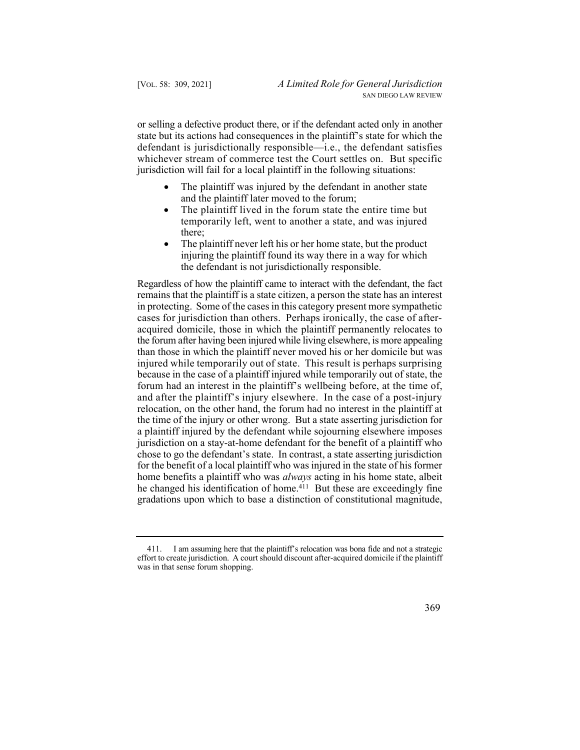or selling a defective product there, or if the defendant acted only in another state but its actions had consequences in the plaintiff's state for which the defendant is jurisdictionally responsible—i.e., the defendant satisfies whichever stream of commerce test the Court settles on. But specific jurisdiction will fail for a local plaintiff in the following situations:

- The plaintiff was injured by the defendant in another state and the plaintiff later moved to the forum;
- The plaintiff lived in the forum state the entire time but temporarily left, went to another a state, and was injured there;
- The plaintiff never left his or her home state, but the product injuring the plaintiff found its way there in a way for which the defendant is not jurisdictionally responsible.

Regardless of how the plaintiff came to interact with the defendant, the fact remains that the plaintiff is a state citizen, a person the state has an interest in protecting. Some of the cases in this category present more sympathetic cases for jurisdiction than others. Perhaps ironically, the case of after-acquired domicile, those in which the plaintiff permanently relocates to the forum after having been injured while living elsewhere, is more appealing than those in which the plaintiff never moved his or her domicile but was injured while temporarily out of state. This result is perhaps surprising because in the case of a plaintiff injured while temporarily out of state, the forum had an interest in the plaintiff's wellbeing before, at the time of, and after the plaintiff's injury elsewhere. In the case of a post-injury relocation, on the other hand, the forum had no interest in the plaintiff at the time of the injury or other wrong. But a state asserting jurisdiction for a plaintiff injured by the defendant while sojourning elsewhere imposes jurisdiction on a stay-at-home defendant for the benefit of a plaintiff who chose to go the defendant's state. In contrast, a state asserting jurisdiction for the benefit of a local plaintiff who was injured in the state of his former home benefits a plaintiff who was *always* acting in his home state, albeit he changed his identification of home.[411] But these are exceedingly fine gradations upon which to base a distinction of constitutional magnitude,

---

411. I am assuming here that the plaintiff's relocation was bona fide and not a strategic effort to create jurisdiction. A court should discount after-acquired domicile if the plaintiff was in that sense forum shopping.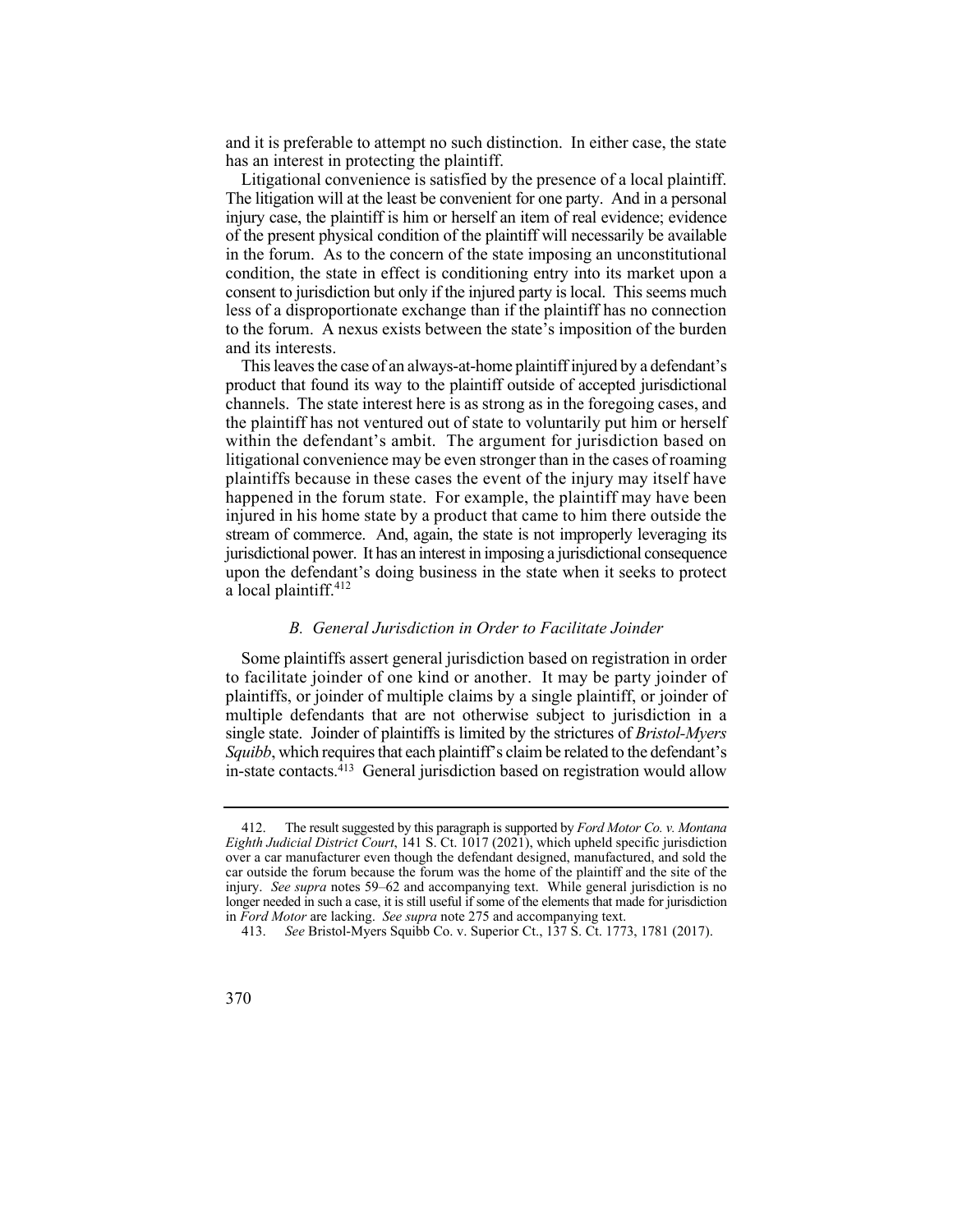and it is preferable to attempt no such distinction. In either case, the state has an interest in protecting the plaintiff.

Litigational convenience is satisfied by the presence of a local plaintiff. The litigation will at the least be convenient for one party. And in a personal injury case, the plaintiff is him or herself an item of real evidence; evidence of the present physical condition of the plaintiff will necessarily be available in the forum. As to the concern of the state imposing an unconstitutional condition, the state in effect is conditioning entry into its market upon a consent to jurisdiction but only if the injured party is local. This seems much less of a disproportionate exchange than if the plaintiff has no connection to the forum. A nexus exists between the state's imposition of the burden and its interests.

This leaves the case of an always-at-home plaintiff injured by a defendant's product that found its way to the plaintiff outside of accepted jurisdictional channels. The state interest here is as strong as in the foregoing cases, and the plaintiff has not ventured out of state to voluntarily put him or herself within the defendant's ambit. The argument for jurisdiction based on litigational convenience may be even stronger than in the cases of roaming plaintiffs because in these cases the event of the injury may itself have happened in the forum state. For example, the plaintiff may have been injured in his home state by a product that came to him there outside the stream of commerce. And, again, the state is not improperly leveraging its jurisdictional power. It has an interest in imposing a jurisdictional consequence upon the defendant's doing business in the state when it seeks to protect a local plaintiff.[412]

### *B. General Jurisdiction in Order to Facilitate Joinder*

Some plaintiffs assert general jurisdiction based on registration in order to facilitate joinder of one kind or another. It may be party joinder of plaintiffs, or joinder of multiple claims by a single plaintiff, or joinder of multiple defendants that are not otherwise subject to jurisdiction in a single state. Joinder of plaintiffs is limited by the strictures of *Bristol-Myers Squibb*, which requires that each plaintiff's claim be related to the defendant's in-state contacts.[413] General jurisdiction based on registration would allow

---

412. The result suggested by this paragraph is supported by *Ford Motor Co. v. Montana Eighth Judicial District Court*, 141 S. Ct. 1017 (2021), which upheld specific jurisdiction over a car manufacturer even though the defendant designed, manufactured, and sold the car outside the forum because the forum was the home of the plaintiff and the site of the injury. *See supra* notes 59–62 and accompanying text. While general jurisdiction is no longer needed in such a case, it is still useful if some of the elements that made for jurisdiction in *Ford Motor* are lacking. *See supra* note 275 and accompanying text.

413. *See* Bristol-Myers Squibb Co. v. Superior Ct., 137 S. Ct. 1773, 1781 (2017).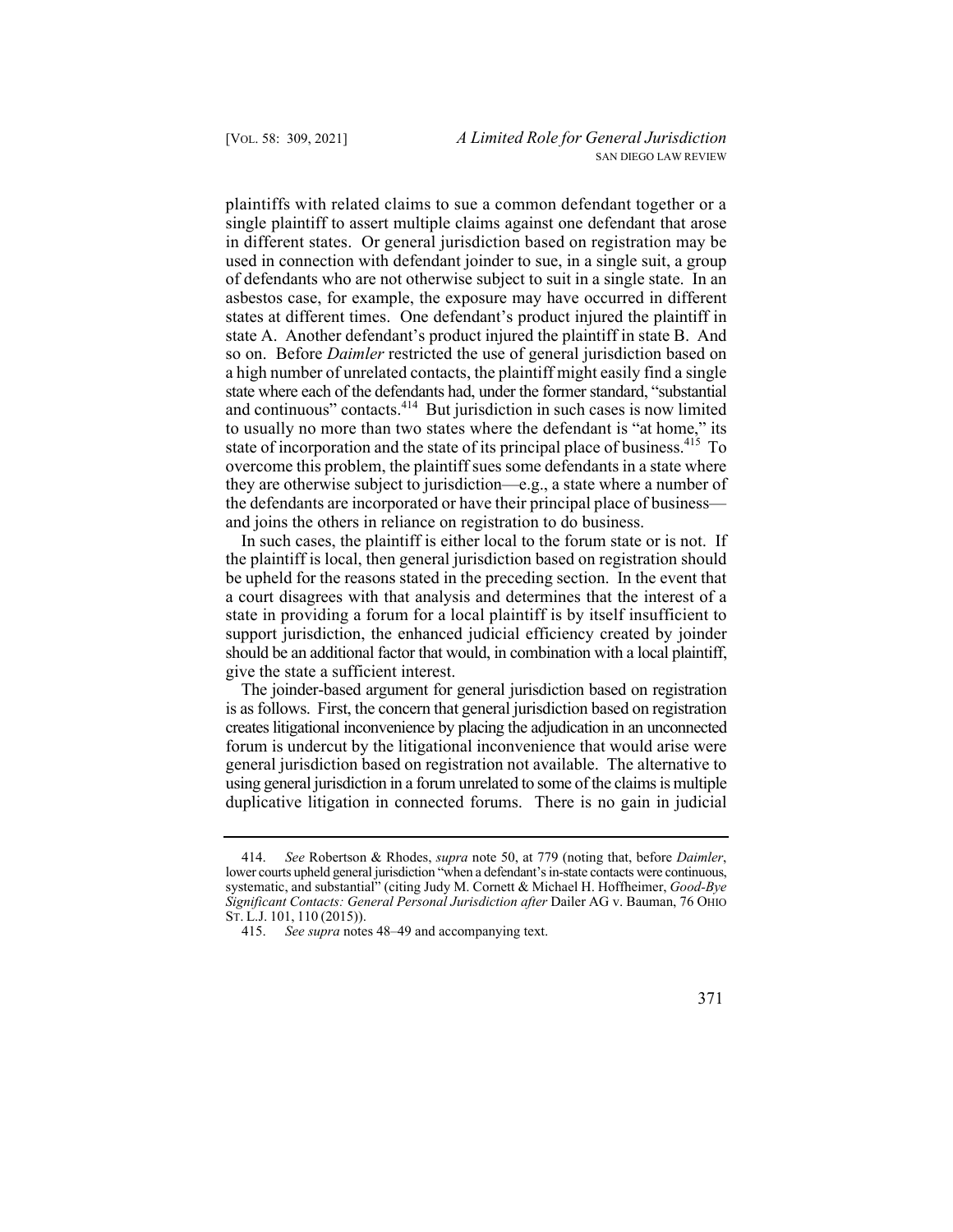plaintiffs with related claims to sue a common defendant together or a single plaintiff to assert multiple claims against one defendant that arose in different states. Or general jurisdiction based on registration may be used in connection with defendant joinder to sue, in a single suit, a group of defendants who are not otherwise subject to suit in a single state. In an asbestos case, for example, the exposure may have occurred in different states at different times. One defendant's product injured the plaintiff in state A. Another defendant's product injured the plaintiff in state B. And so on. Before *Daimler* restricted the use of general jurisdiction based on a high number of unrelated contacts, the plaintiff might easily find a single state where each of the defendants had, under the former standard, "substantial and continuous" contacts.[414] But jurisdiction in such cases is now limited to usually no more than two states where the defendant is "at home," its state of incorporation and the state of its principal place of business.[415] To overcome this problem, the plaintiff sues some defendants in a state where they are otherwise subject to jurisdiction—e.g., a state where a number of the defendants are incorporated or have their principal place of business—and joins the others in reliance on registration to do business.

In such cases, the plaintiff is either local to the forum state or is not. If the plaintiff is local, then general jurisdiction based on registration should be upheld for the reasons stated in the preceding section. In the event that a court disagrees with that analysis and determines that the interest of a state in providing a forum for a local plaintiff is by itself insufficient to support jurisdiction, the enhanced judicial efficiency created by joinder should be an additional factor that would, in combination with a local plaintiff, give the state a sufficient interest.

The joinder-based argument for general jurisdiction based on registration is as follows. First, the concern that general jurisdiction based on registration creates litigational inconvenience by placing the adjudication in an unconnected forum is undercut by the litigational inconvenience that would arise were general jurisdiction based on registration not available. The alternative to using general jurisdiction in a forum unrelated to some of the claims is multiple duplicative litigation in connected forums. There is no gain in judicial

---

414. *See* Robertson & Rhodes, *supra* note 50, at 779 (noting that, before *Daimler*, lower courts upheld general jurisdiction "when a defendant's in-state contacts were continuous, systematic, and substantial" (citing Judy M. Cornett & Michael H. Hoffheimer, *Good-Bye Significant Contacts: General Personal Jurisdiction after* Dailer AG v. Bauman, 76 OHIO ST. L.J. 101, 110 (2015)).

415. *See supra* notes 48–49 and accompanying text.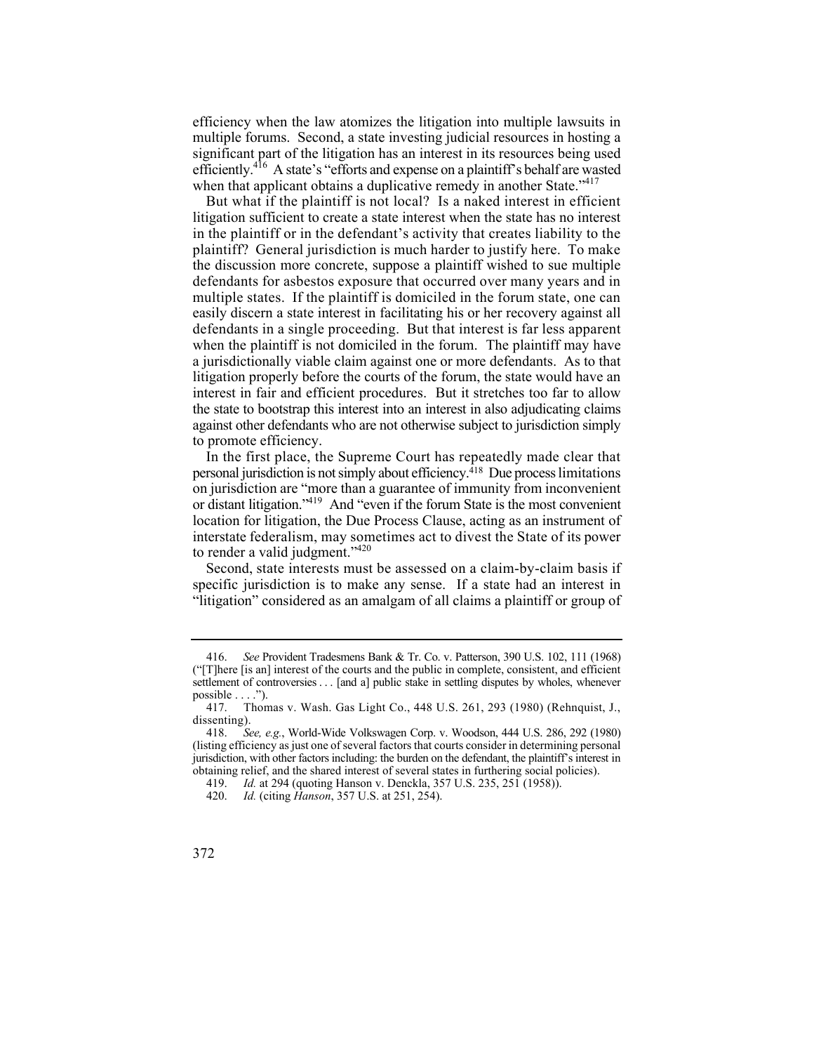efficiency when the law atomizes the litigation into multiple lawsuits in multiple forums. Second, a state investing judicial resources in hosting a significant part of the litigation has an interest in its resources being used efficiently.[416] A state's "efforts and expense on a plaintiff's behalf are wasted when that applicant obtains a duplicative remedy in another State."[417]

But what if the plaintiff is not local? Is a naked interest in efficient litigation sufficient to create a state interest when the state has no interest in the plaintiff or in the defendant's activity that creates liability to the plaintiff? General jurisdiction is much harder to justify here. To make the discussion more concrete, suppose a plaintiff wished to sue multiple defendants for asbestos exposure that occurred over many years and in multiple states. If the plaintiff is domiciled in the forum state, one can easily discern a state interest in facilitating his or her recovery against all defendants in a single proceeding. But that interest is far less apparent when the plaintiff is not domiciled in the forum. The plaintiff may have a jurisdictionally viable claim against one or more defendants. As to that litigation properly before the courts of the forum, the state would have an interest in fair and efficient procedures. But it stretches too far to allow the state to bootstrap this interest into an interest in also adjudicating claims against other defendants who are not otherwise subject to jurisdiction simply to promote efficiency.

In the first place, the Supreme Court has repeatedly made clear that personal jurisdiction is not simply about efficiency.[418] Due process limitations on jurisdiction are "more than a guarantee of immunity from inconvenient or distant litigation."[419] And "even if the forum State is the most convenient location for litigation, the Due Process Clause, acting as an instrument of interstate federalism, may sometimes act to divest the State of its power to render a valid judgment."[420]

Second, state interests must be assessed on a claim-by-claim basis if specific jurisdiction is to make any sense. If a state had an interest in "litigation" considered as an amalgam of all claims a plaintiff or group of

---

416. *See* Provident Tradesmens Bank & Tr. Co. v. Patterson, 390 U.S. 102, 111 (1968) ("[T]here [is an] interest of the courts and the public in complete, consistent, and efficient settlement of controversies . . . [and a] public stake in settling disputes by wholes, whenever possible . . . .").

417. Thomas v. Wash. Gas Light Co., 448 U.S. 261, 293 (1980) (Rehnquist, J., dissenting).

418. *See, e.g.*, World-Wide Volkswagen Corp. v. Woodson, 444 U.S. 286, 292 (1980) (listing efficiency as just one of several factors that courts consider in determining personal jurisdiction, with other factors including: the burden on the defendant, the plaintiff's interest in obtaining relief, and the shared interest of several states in furthering social policies).

419. *Id.* at 294 (quoting Hanson v. Denckla, 357 U.S. 235, 251 (1958)).

420. *Id.* (citing *Hanson*, 357 U.S. at 251, 254).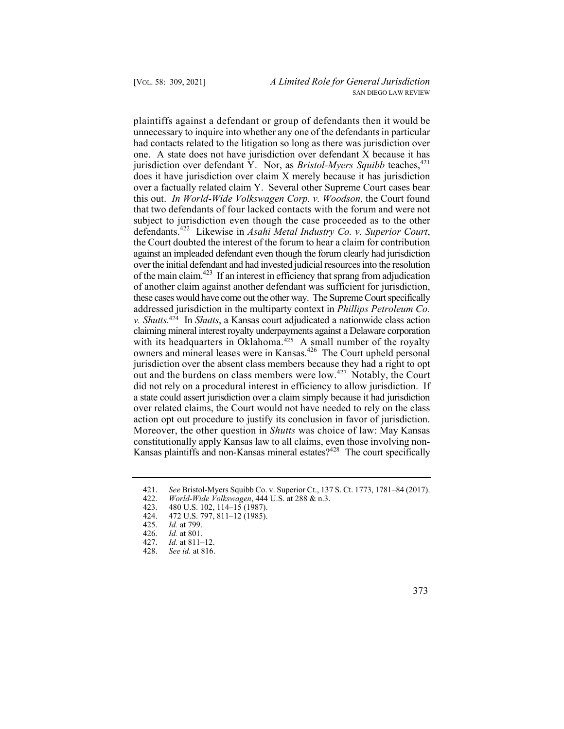plaintiffs against a defendant or group of defendants then it would be unnecessary to inquire into whether any one of the defendants in particular had contacts related to the litigation so long as there was jurisdiction over one. A state does not have jurisdiction over defendant X because it has jurisdiction over defendant Y. Nor, as *Bristol-Myers Squibb* teaches,[421] does it have jurisdiction over claim X merely because it has jurisdiction over a factually related claim Y. Several other Supreme Court cases bear this out. *In World-Wide Volkswagen Corp. v. Woodson*, the Court found that two defendants of four lacked contacts with the forum and were not subject to jurisdiction even though the case proceeded as to the other defendants.[422] Likewise in *Asahi Metal Industry Co. v. Superior Court*, the Court doubted the interest of the forum to hear a claim for contribution against an impleaded defendant even though the forum clearly had jurisdiction over the initial defendant and had invested judicial resources into the resolution of the main claim.[423] If an interest in efficiency that sprang from adjudication of another claim against another defendant was sufficient for jurisdiction, these cases would have come out the other way. The Supreme Court specifically addressed jurisdiction in the multiparty context in *Phillips Petroleum Co. v. Shutts*.[424] In *Shutts*, a Kansas court adjudicated a nationwide class action claiming mineral interest royalty underpayments against a Delaware corporation with its headquarters in Oklahoma.[425] A small number of the royalty owners and mineral leases were in Kansas.[426] The Court upheld personal jurisdiction over the absent class members because they had a right to opt out and the burdens on class members were low.[427] Notably, the Court did not rely on a procedural interest in efficiency to allow jurisdiction. If a state could assert jurisdiction over a claim simply because it had jurisdiction over related claims, the Court would not have needed to rely on the class action opt out procedure to justify its conclusion in favor of jurisdiction. Moreover, the other question in *Shutts* was choice of law: May Kansas constitutionally apply Kansas law to all claims, even those involving non-Kansas plaintiffs and non-Kansas mineral estates?[428] The court specifically

---

421. *See* Bristol-Myers Squibb Co. v. Superior Ct., 137 S. Ct. 1773, 1781–84 (2017).
422. *World-Wide Volkswagen*, 444 U.S. at 288 & n.3.
423. 480 U.S. 102, 114–15 (1987).
424. 472 U.S. 797, 811–12 (1985).
425. *Id.* at 799.
426. *Id.* at 801.
427. *Id.* at 811–12.
428. *See id.* at 816.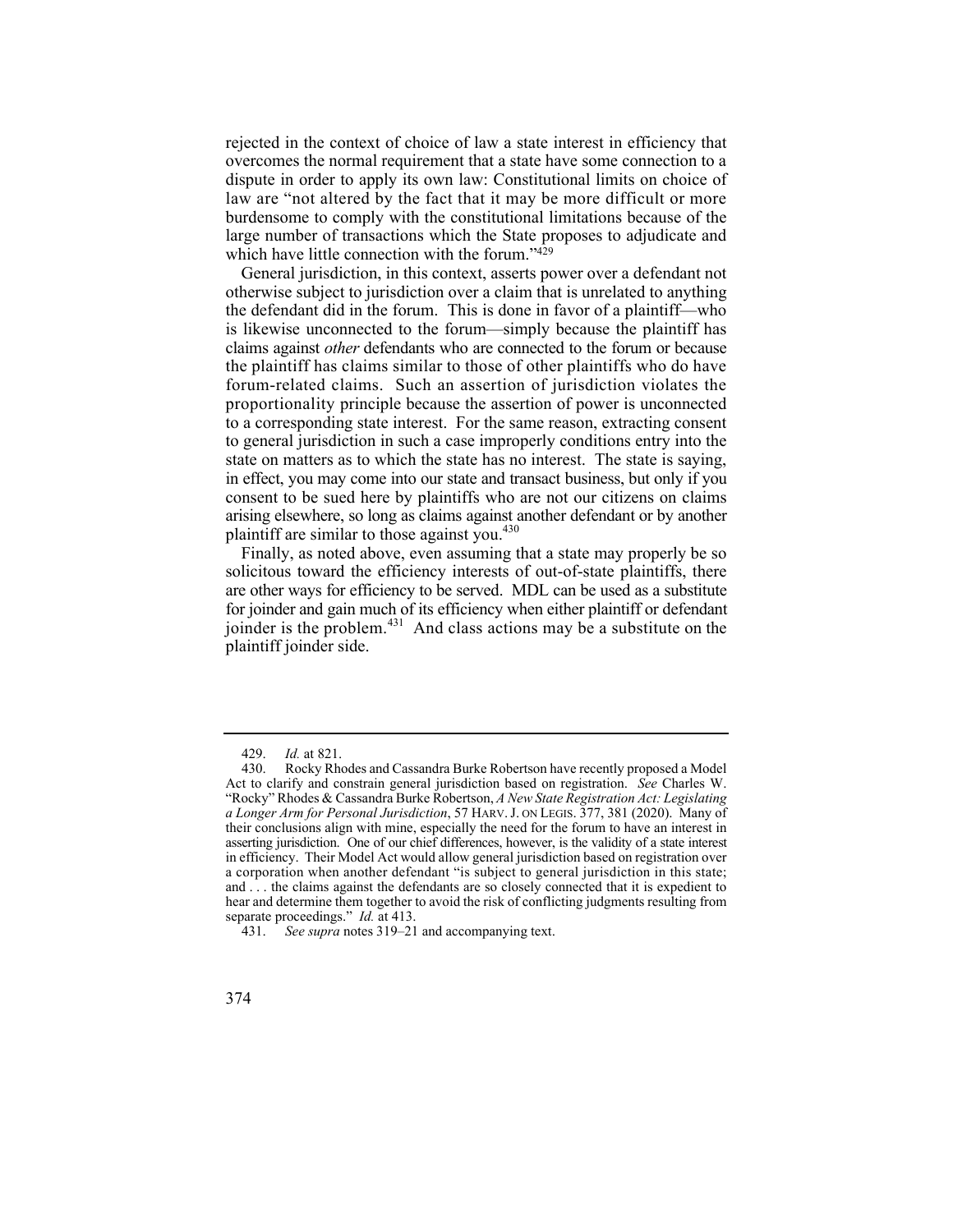rejected in the context of choice of law a state interest in efficiency that overcomes the normal requirement that a state have some connection to a dispute in order to apply its own law: Constitutional limits on choice of law are "not altered by the fact that it may be more difficult or more burdensome to comply with the constitutional limitations because of the large number of transactions which the State proposes to adjudicate and which have little connection with the forum."[429]

General jurisdiction, in this context, asserts power over a defendant not otherwise subject to jurisdiction over a claim that is unrelated to anything the defendant did in the forum. This is done in favor of a plaintiff—who is likewise unconnected to the forum—simply because the plaintiff has claims against *other* defendants who are connected to the forum or because the plaintiff has claims similar to those of other plaintiffs who do have forum-related claims. Such an assertion of jurisdiction violates the proportionality principle because the assertion of power is unconnected to a corresponding state interest. For the same reason, extracting consent to general jurisdiction in such a case improperly conditions entry into the state on matters as to which the state has no interest. The state is saying, in effect, you may come into our state and transact business, but only if you consent to be sued here by plaintiffs who are not our citizens on claims arising elsewhere, so long as claims against another defendant or by another plaintiff are similar to those against you.[430]

Finally, as noted above, even assuming that a state may properly be so solicitous toward the efficiency interests of out-of-state plaintiffs, there are other ways for efficiency to be served. MDL can be used as a substitute for joinder and gain much of its efficiency when either plaintiff or defendant joinder is the problem.[431] And class actions may be a substitute on the plaintiff joinder side.

---

429. *Id.* at 821.

430. Rocky Rhodes and Cassandra Burke Robertson have recently proposed a Model Act to clarify and constrain general jurisdiction based on registration. *See* Charles W. "Rocky" Rhodes & Cassandra Burke Robertson, *A New State Registration Act: Legislating a Longer Arm for Personal Jurisdiction*, 57 HARV. J. ON LEGIS. 377, 381 (2020). Many of their conclusions align with mine, especially the need for the forum to have an interest in asserting jurisdiction. One of our chief differences, however, is the validity of a state interest in efficiency. Their Model Act would allow general jurisdiction based on registration over a corporation when another defendant "is subject to general jurisdiction in this state; and . . . the claims against the defendants are so closely connected that it is expedient to hear and determine them together to avoid the risk of conflicting judgments resulting from separate proceedings." *Id.* at 413.

431. *See supra* notes 319–21 and accompanying text.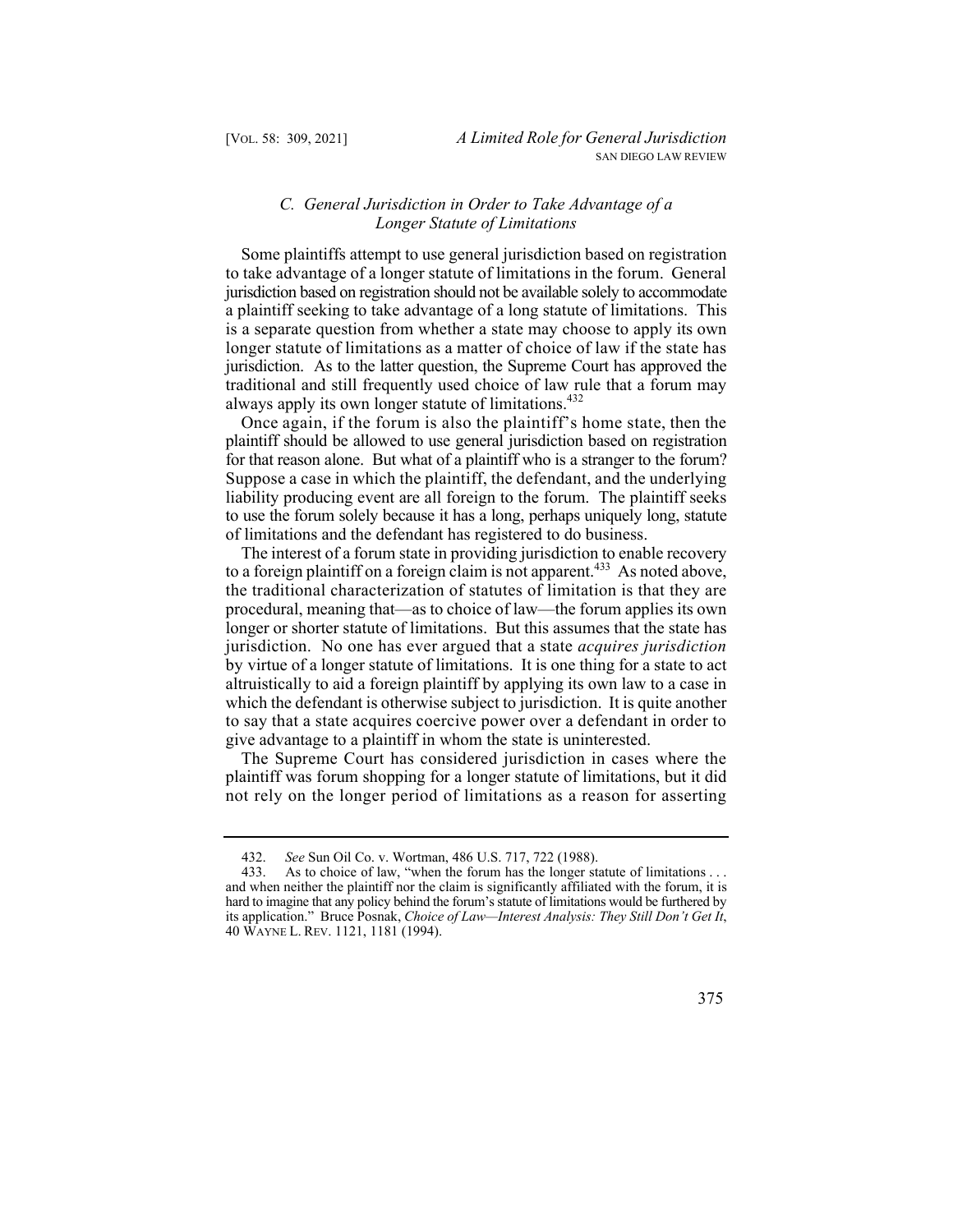### *C. General Jurisdiction in Order to Take Advantage of a Longer Statute of Limitations*

Some plaintiffs attempt to use general jurisdiction based on registration to take advantage of a longer statute of limitations in the forum. General jurisdiction based on registration should not be available solely to accommodate a plaintiff seeking to take advantage of a long statute of limitations. This is a separate question from whether a state may choose to apply its own longer statute of limitations as a matter of choice of law if the state has jurisdiction. As to the latter question, the Supreme Court has approved the traditional and still frequently used choice of law rule that a forum may always apply its own longer statute of limitations.[432]

Once again, if the forum is also the plaintiff's home state, then the plaintiff should be allowed to use general jurisdiction based on registration for that reason alone. But what of a plaintiff who is a stranger to the forum? Suppose a case in which the plaintiff, the defendant, and the underlying liability producing event are all foreign to the forum. The plaintiff seeks to use the forum solely because it has a long, perhaps uniquely long, statute of limitations and the defendant has registered to do business.

The interest of a forum state in providing jurisdiction to enable recovery to a foreign plaintiff on a foreign claim is not apparent.[433] As noted above, the traditional characterization of statutes of limitation is that they are procedural, meaning that—as to choice of law—the forum applies its own longer or shorter statute of limitations. But this assumes that the state has jurisdiction. No one has ever argued that a state *acquires jurisdiction* by virtue of a longer statute of limitations. It is one thing for a state to act altruistically to aid a foreign plaintiff by applying its own law to a case in which the defendant is otherwise subject to jurisdiction. It is quite another to say that a state acquires coercive power over a defendant in order to give advantage to a plaintiff in whom the state is uninterested.

The Supreme Court has considered jurisdiction in cases where the plaintiff was forum shopping for a longer statute of limitations, but it did not rely on the longer period of limitations as a reason for asserting

---

432. *See* Sun Oil Co. v. Wortman, 486 U.S. 717, 722 (1988).

433. As to choice of law, "when the forum has the longer statute of limitations . . . and when neither the plaintiff nor the claim is significantly affiliated with the forum, it is hard to imagine that any policy behind the forum's statute of limitations would be furthered by its application." Bruce Posnak, *Choice of Law—Interest Analysis: They Still Don't Get It*, 40 WAYNE L. REV. 1121, 1181 (1994).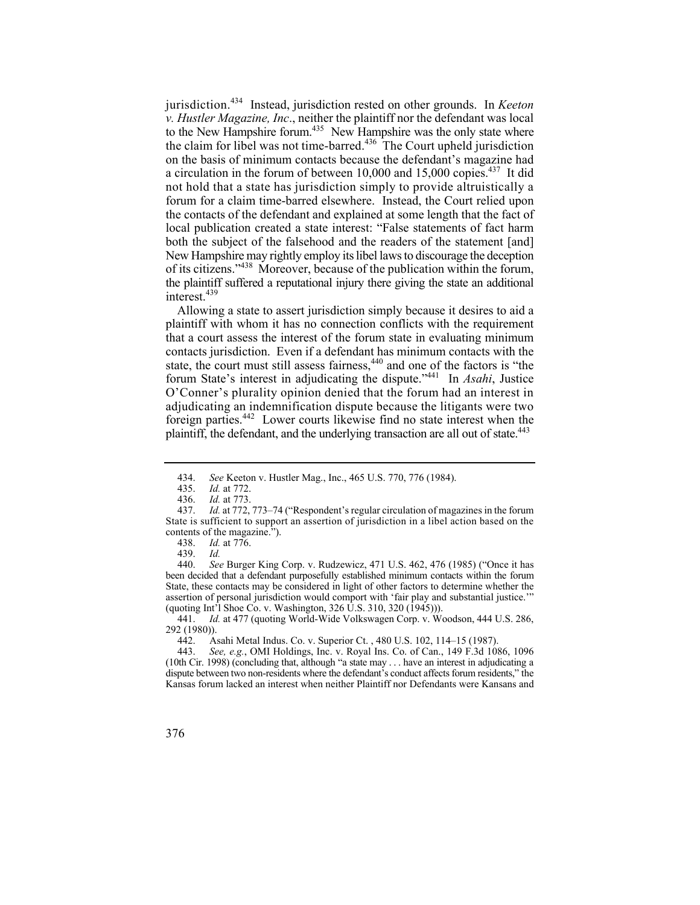jurisdiction.[434] Instead, jurisdiction rested on other grounds. In *Keeton v. Hustler Magazine, Inc.*, neither the plaintiff nor the defendant was local to the New Hampshire forum.[435] New Hampshire was the only state where the claim for libel was not time-barred.[436] The Court upheld jurisdiction on the basis of minimum contacts because the defendant's magazine had a circulation in the forum of between 10,000 and 15,000 copies.[437] It did not hold that a state has jurisdiction simply to provide altruistically a forum for a claim time-barred elsewhere. Instead, the Court relied upon the contacts of the defendant and explained at some length that the fact of local publication created a state interest: "False statements of fact harm both the subject of the falsehood and the readers of the statement [and] New Hampshire may rightly employ its libel laws to discourage the deception of its citizens."[438] Moreover, because of the publication within the forum, the plaintiff suffered a reputational injury there giving the state an additional interest.[439]

Allowing a state to assert jurisdiction simply because it desires to aid a plaintiff with whom it has no connection conflicts with the requirement that a court assess the interest of the forum state in evaluating minimum contacts jurisdiction. Even if a defendant has minimum contacts with the state, the court must still assess fairness,[440] and one of the factors is "the forum State's interest in adjudicating the dispute."[441] In *Asahi*, Justice O'Conner's plurality opinion denied that the forum had an interest in adjudicating an indemnification dispute because the litigants were two foreign parties.[442] Lower courts likewise find no state interest when the plaintiff, the defendant, and the underlying transaction are all out of state.[443]

---

434. *See* Keeton v. Hustler Mag., Inc., 465 U.S. 770, 776 (1984).

435. *Id.* at 772.

436. *Id.* at 773.

437. *Id.* at 772, 773–74 ("Respondent's regular circulation of magazines in the forum State is sufficient to support an assertion of jurisdiction in a libel action based on the contents of the magazine.").

438. *Id.* at 776.

439. *Id.*

440. *See* Burger King Corp. v. Rudzewicz, 471 U.S. 462, 476 (1985) ("Once it has been decided that a defendant purposefully established minimum contacts within the forum State, these contacts may be considered in light of other factors to determine whether the assertion of personal jurisdiction would comport with 'fair play and substantial justice.'" (quoting Int'l Shoe Co. v. Washington, 326 U.S. 310, 320 (1945))).

441. *Id.* at 477 (quoting World-Wide Volkswagen Corp. v. Woodson, 444 U.S. 286, 292 (1980)).

442. Asahi Metal Indus. Co. v. Superior Ct. , 480 U.S. 102, 114–15 (1987).

443. *See, e.g.*, OMI Holdings, Inc. v. Royal Ins. Co. of Can., 149 F.3d 1086, 1096 (10th Cir. 1998) (concluding that, although "a state may . . . have an interest in adjudicating a dispute between two non-residents where the defendant's conduct affects forum residents," the Kansas forum lacked an interest when neither Plaintiff nor Defendants were Kansans and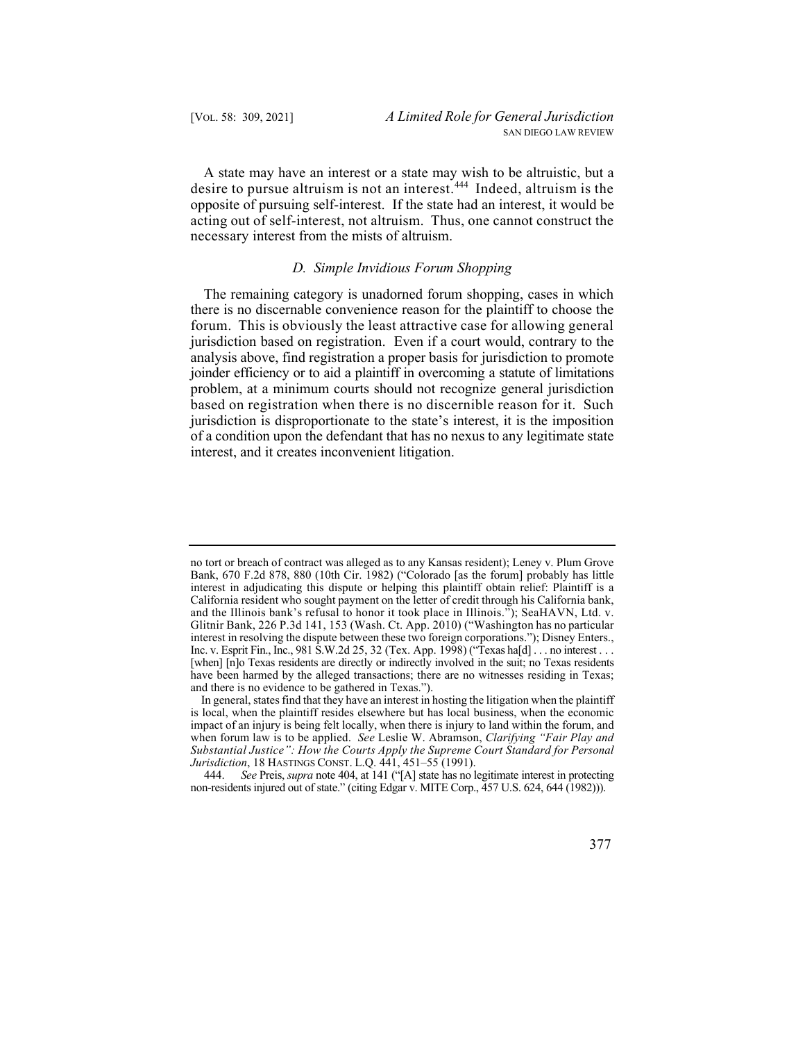A state may have an interest or a state may wish to be altruistic, but a desire to pursue altruism is not an interest.[444] Indeed, altruism is the opposite of pursuing self-interest. If the state had an interest, it would be acting out of self-interest, not altruism. Thus, one cannot construct the necessary interest from the mists of altruism.

### *D. Simple Invidious Forum Shopping*

The remaining category is unadorned forum shopping, cases in which there is no discernable convenience reason for the plaintiff to choose the forum. This is obviously the least attractive case for allowing general jurisdiction based on registration. Even if a court would, contrary to the analysis above, find registration a proper basis for jurisdiction to promote joinder efficiency or to aid a plaintiff in overcoming a statute of limitations problem, at a minimum courts should not recognize general jurisdiction based on registration when there is no discernible reason for it. Such jurisdiction is disproportionate to the state's interest, it is the imposition of a condition upon the defendant that has no nexus to any legitimate state interest, and it creates inconvenient litigation.

---

no tort or breach of contract was alleged as to any Kansas resident); Leney v. Plum Grove Bank, 670 F.2d 878, 880 (10th Cir. 1982) ("Colorado [as the forum] probably has little interest in adjudicating this dispute or helping this plaintiff obtain relief: Plaintiff is a California resident who sought payment on the letter of credit through his California bank, and the Illinois bank's refusal to honor it took place in Illinois."); SeaHAVN, Ltd. v. Glitnir Bank, 226 P.3d 141, 153 (Wash. Ct. App. 2010) ("Washington has no particular interest in resolving the dispute between these two foreign corporations."); Disney Enters., Inc. v. Esprit Fin., Inc., 981 S.W.2d 25, 32 (Tex. App. 1998) ("Texas ha[d] . . . no interest . . . [when] [n]o Texas residents are directly or indirectly involved in the suit; no Texas residents have been harmed by the alleged transactions; there are no witnesses residing in Texas; and there is no evidence to be gathered in Texas.").

In general, states find that they have an interest in hosting the litigation when the plaintiff is local, when the plaintiff resides elsewhere but has local business, when the economic impact of an injury is being felt locally, when there is injury to land within the forum, and when forum law is to be applied. *See* Leslie W. Abramson, *Clarifying "Fair Play and Substantial Justice": How the Courts Apply the Supreme Court Standard for Personal Jurisdiction*, 18 HASTINGS CONST. L.Q. 441, 451–55 (1991).

444. *See* Preis, *supra* note 404, at 141 ("[A] state has no legitimate interest in protecting non-residents injured out of state." (citing Edgar v. MITE Corp., 457 U.S. 624, 644 (1982))).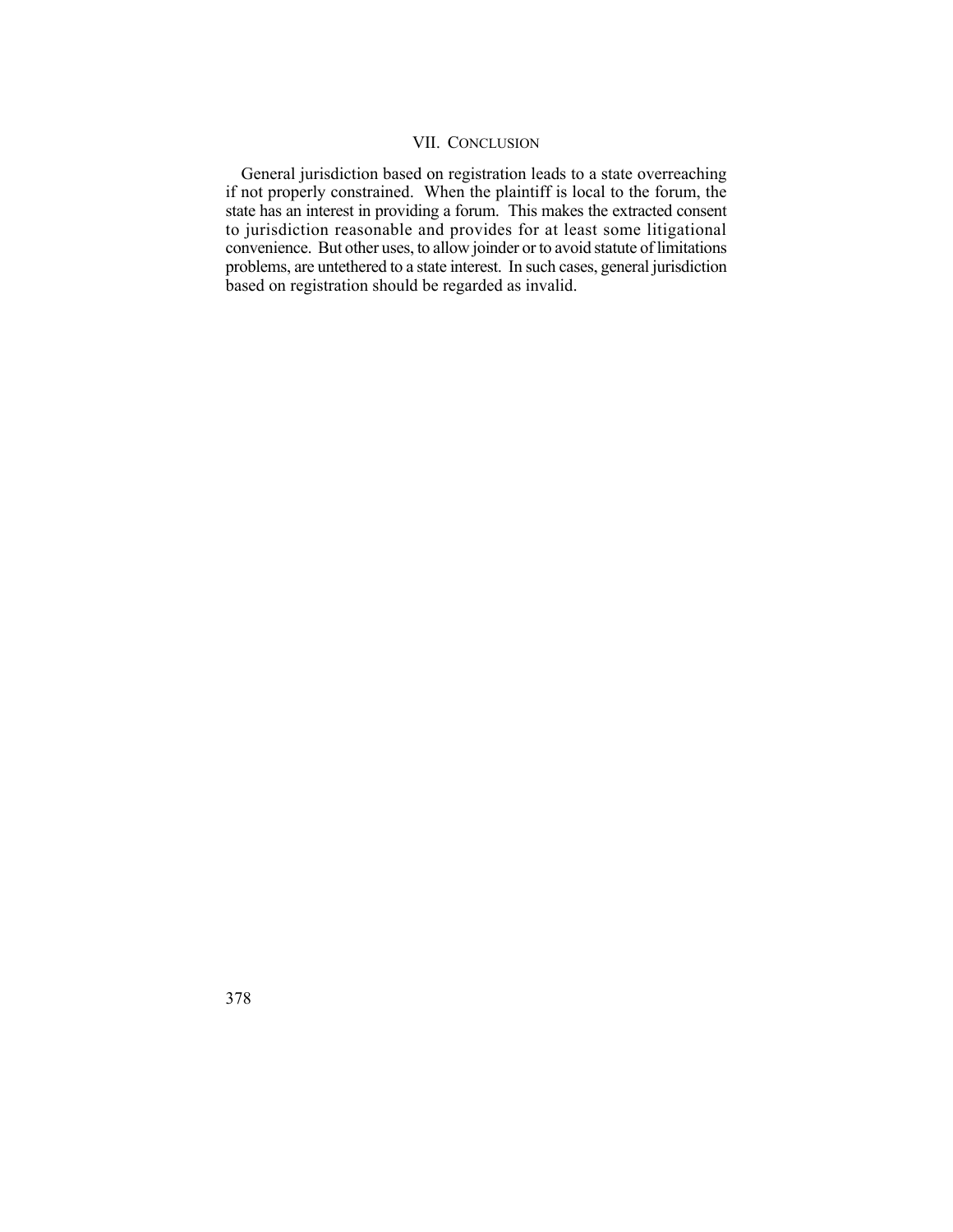## VII. CONCLUSION

General jurisdiction based on registration leads to a state overreaching if not properly constrained. When the plaintiff is local to the forum, the state has an interest in providing a forum. This makes the extracted consent to jurisdiction reasonable and provides for at least some litigational convenience. But other uses, to allow joinder or to avoid statute of limitations problems, are untethered to a state interest. In such cases, general jurisdiction based on registration should be regarded as invalid.